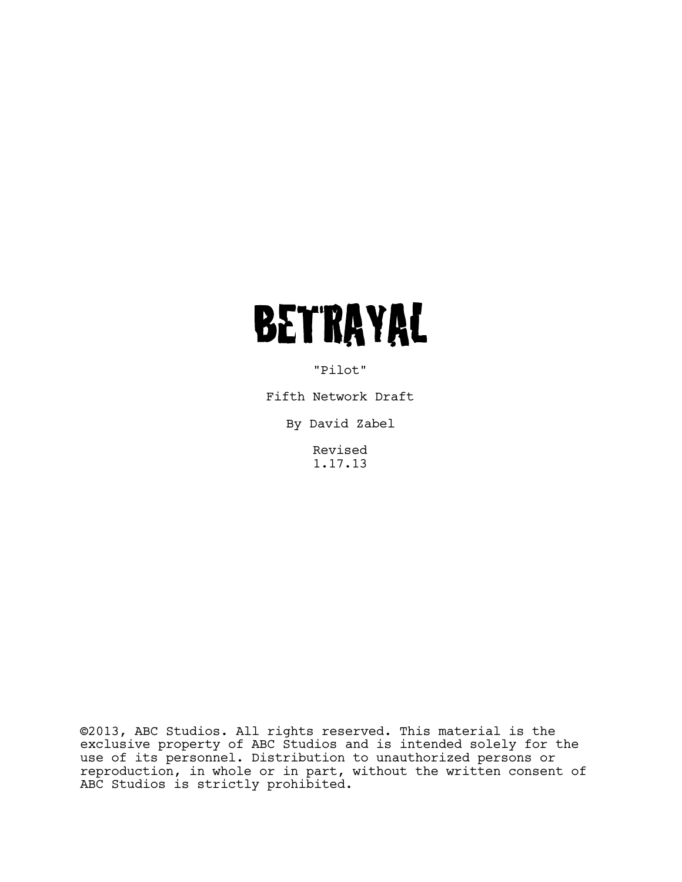# BETRAYAL

"Pilot"

Fifth Network Draft

By David Zabel

Revised
1.17.13

©2013, ABC Studios. All rights reserved. This material is the exclusive property of ABC Studios and is intended solely for the use of its personnel. Distribution to unauthorized persons or reproduction, in whole or in part, without the written consent of ABC Studios is strictly prohibited.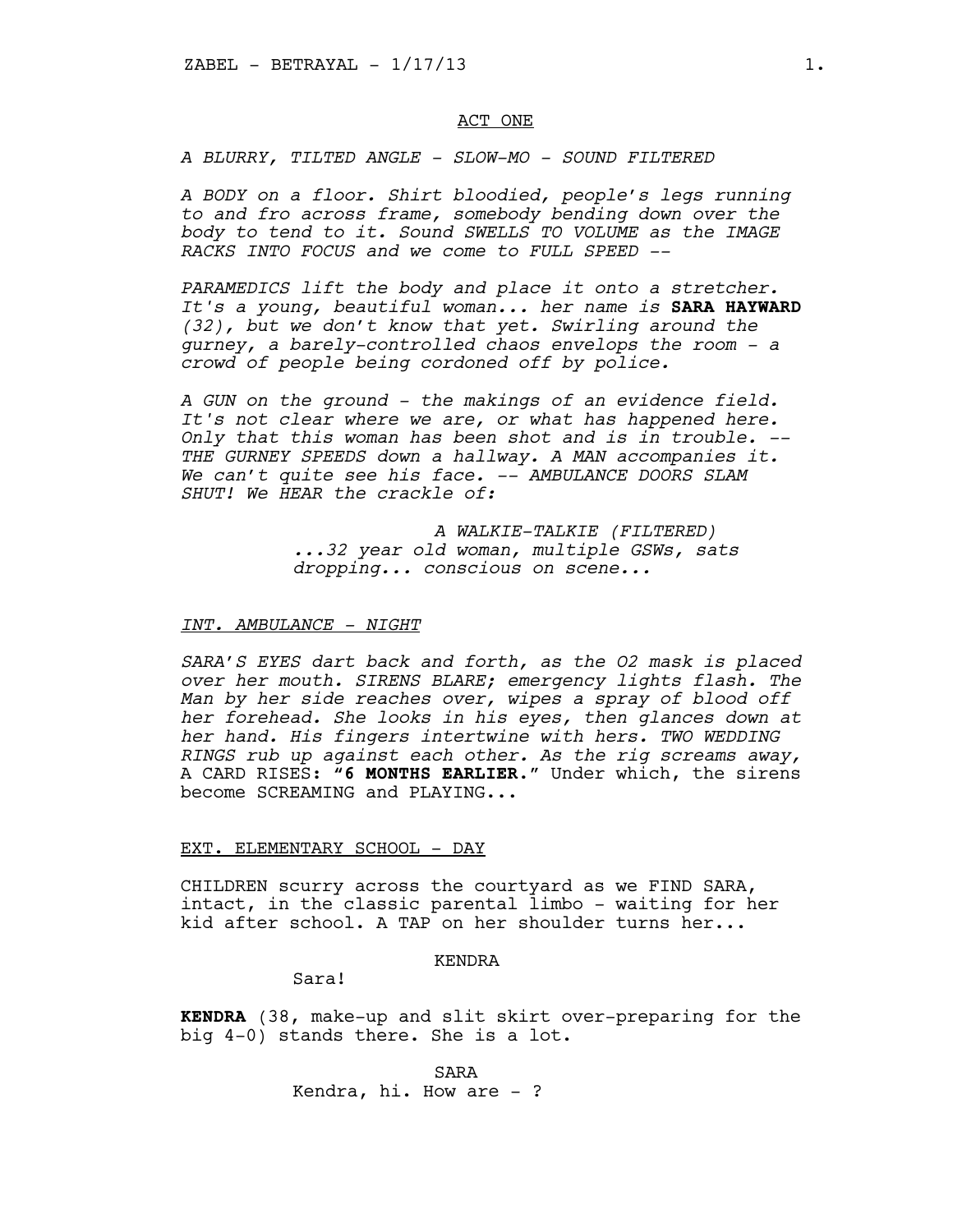ACT ONE

*A BLURRY, TILTED ANGLE - SLOW-MO - SOUND FILTERED*

*A BODY on a floor. Shirt bloodied, people's legs running to and fro across frame, somebody bending down over the body to tend to it. Sound SWELLS TO VOLUME as the IMAGE RACKS INTO FOCUS and we come to FULL SPEED --*

*PARAMEDICS lift the body and place it onto a stretcher. It's a young, beautiful woman... her name is* ***SARA HAYWARD*** *(32), but we don't know that yet. Swirling around the gurney, a barely-controlled chaos envelops the room - a crowd of people being cordoned off by police.*

*A GUN on the ground - the makings of an evidence field. It's not clear where we are, or what has happened here. Only that this woman has been shot and is in trouble. -- THE GURNEY SPEEDS down a hallway. A MAN accompanies it. We can't quite see his face. -- AMBULANCE DOORS SLAM SHUT! We HEAR the crackle of:*

*A WALKIE-TALKIE (FILTERED)*
*...32 year old woman, multiple GSWs, sats dropping... conscious on scene...*

*INT. AMBULANCE - NIGHT*

*SARA'S EYES dart back and forth, as the O2 mask is placed over her mouth. SIRENS BLARE; emergency lights flash. The Man by her side reaches over, wipes a spray of blood off her forehead. She looks in his eyes, then glances down at her hand. His fingers intertwine with hers. TWO WEDDING RINGS rub up against each other. As the rig screams away,* A CARD RISES: **"6 MONTHS EARLIER."** Under which, the sirens become SCREAMING and PLAYING...

EXT. ELEMENTARY SCHOOL - DAY

CHILDREN scurry across the courtyard as we FIND SARA, intact, in the classic parental limbo - waiting for her kid after school. A TAP on her shoulder turns her...

KENDRA
Sara!

**KENDRA** (38, make-up and slit skirt over-preparing for the big 4-0) stands there. She is a lot.

SARA
Kendra, hi. How are - ?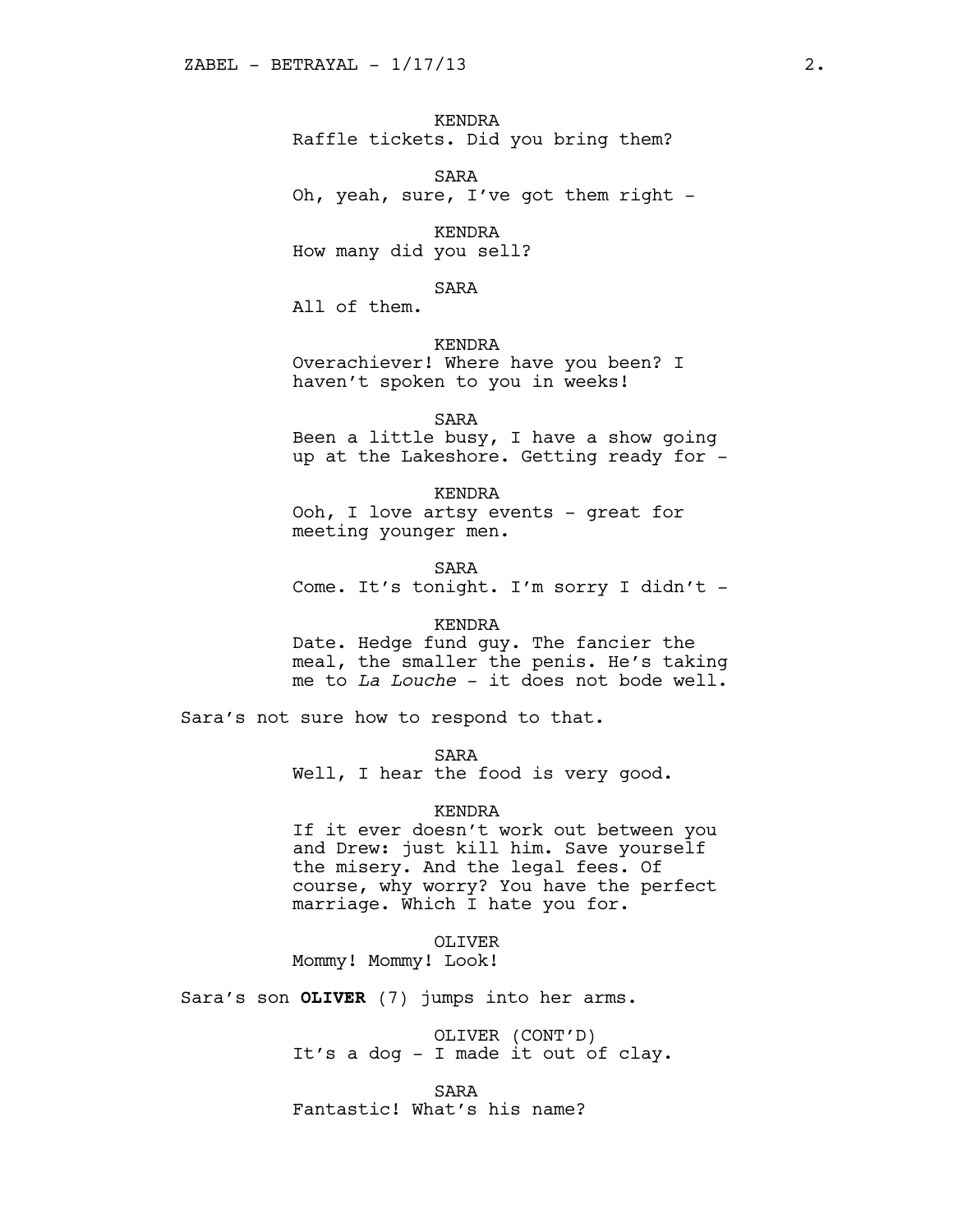KENDRA
Raffle tickets. Did you bring them?

SARA
Oh, yeah, sure, I've got them right -

KENDRA
How many did you sell?

SARA
All of them.

KENDRA
Overachiever! Where have you been? I haven't spoken to you in weeks!

SARA
Been a little busy, I have a show going up at the Lakeshore. Getting ready for -

KENDRA
Ooh, I love artsy events - great for meeting younger men.

SARA
Come. It's tonight. I'm sorry I didn't -

KENDRA
Date. Hedge fund guy. The fancier the meal, the smaller the penis. He's taking me to *La Louche* - it does not bode well.

Sara's not sure how to respond to that.

SARA
Well, I hear the food is very good.

KENDRA
If it ever doesn't work out between you and Drew: just kill him. Save yourself the misery. And the legal fees. Of course, why worry? You have the perfect marriage. Which I hate you for.

OLIVER
Mommy! Mommy! Look!

Sara's son **OLIVER** (7) jumps into her arms.

OLIVER (CONT'D)
It's a dog - I made it out of clay.

SARA
Fantastic! What's his name?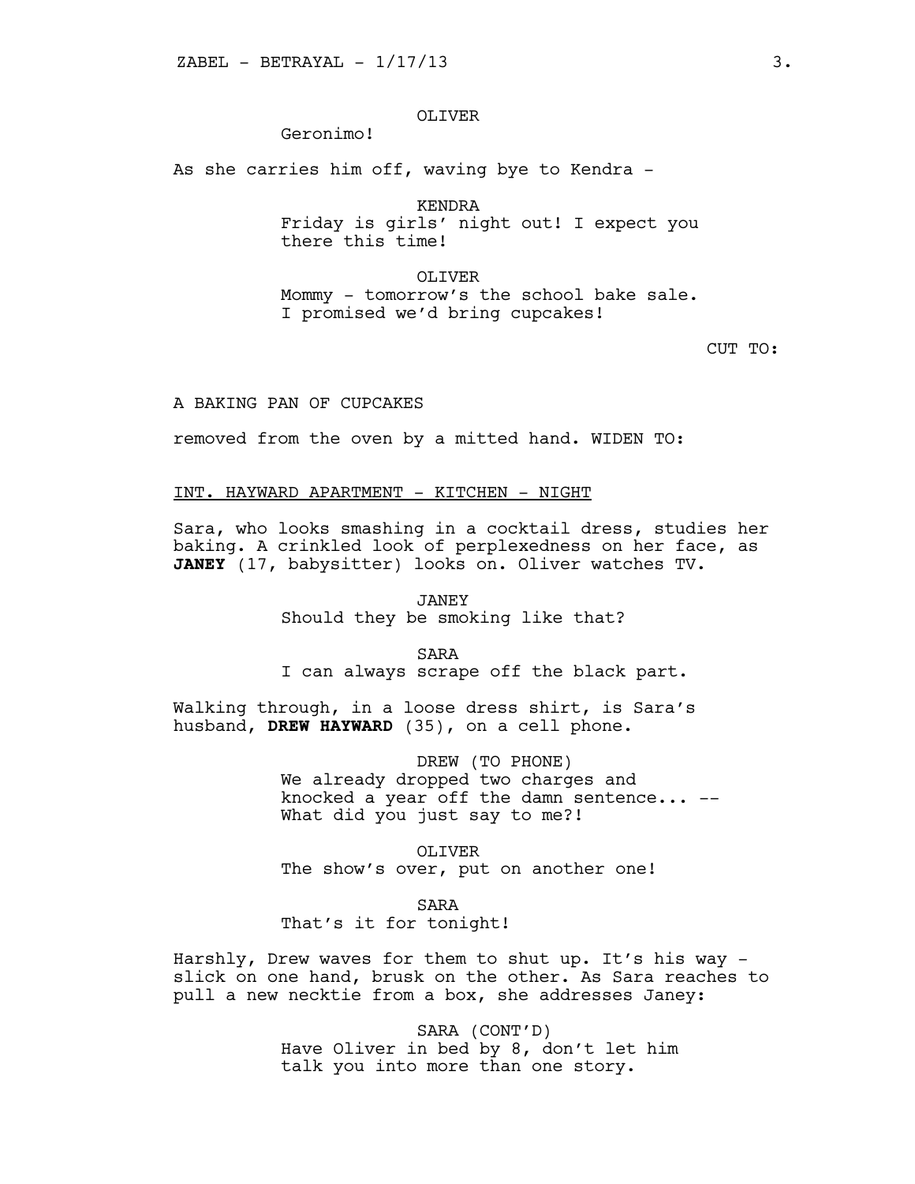OLIVER

Geronimo!

As she carries him off, waving bye to Kendra -

KENDRA

Friday is girls' night out! I expect you there this time!

OLIVER

Mommy - tomorrow's the school bake sale. I promised we'd bring cupcakes!

CUT TO:

A BAKING PAN OF CUPCAKES

removed from the oven by a mitted hand. WIDEN TO:

INT. HAYWARD APARTMENT - KITCHEN - NIGHT

Sara, who looks smashing in a cocktail dress, studies her baking. A crinkled look of perplexedness on her face, as **JANEY** (17, babysitter) looks on. Oliver watches TV.

JANEY

Should they be smoking like that?

SARA

I can always scrape off the black part.

Walking through, in a loose dress shirt, is Sara's husband, **DREW HAYWARD** (35), on a cell phone.

DREW (TO PHONE)

We already dropped two charges and knocked a year off the damn sentence... -- What did you just say to me?!

OLIVER

The show's over, put on another one!

SARA

That's it for tonight!

Harshly, Drew waves for them to shut up. It's his way - slick on one hand, brusk on the other. As Sara reaches to pull a new necktie from a box, she addresses Janey:

SARA (CONT'D)

Have Oliver in bed by 8, don't let him talk you into more than one story.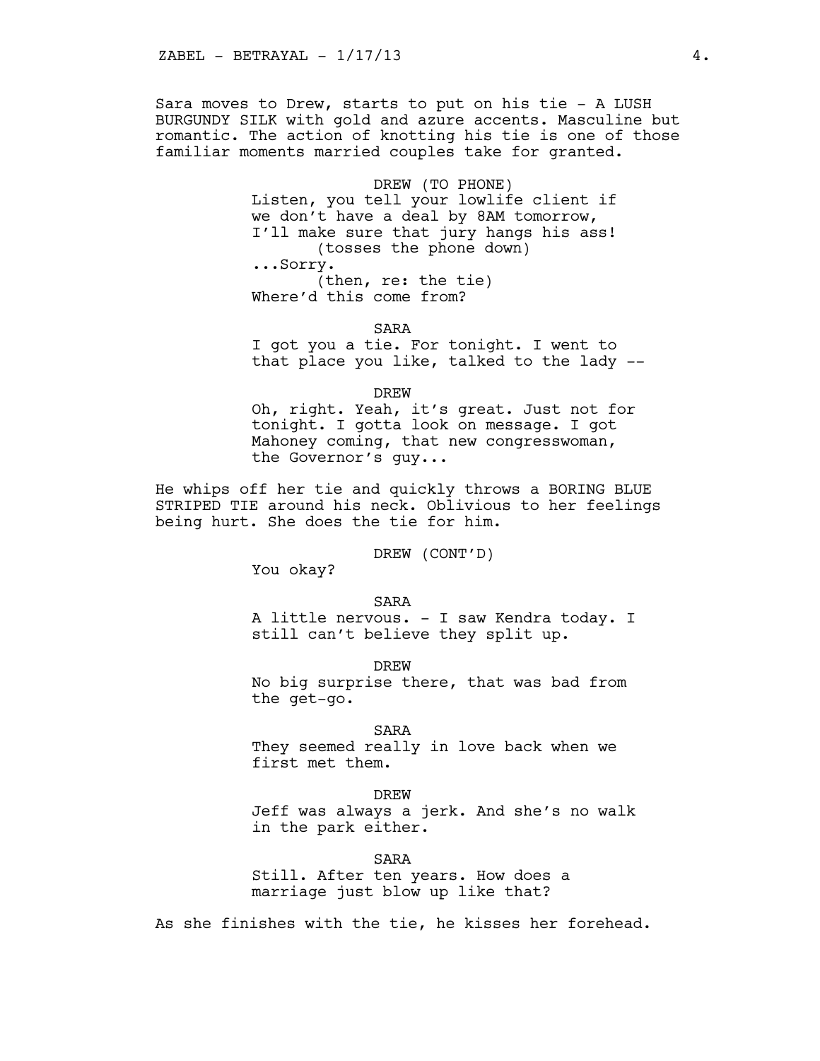Sara moves to Drew, starts to put on his tie - A LUSH BURGUNDY SILK with gold and azure accents. Masculine but romantic. The action of knotting his tie is one of those familiar moments married couples take for granted.

DREW (TO PHONE)
Listen, you tell your lowlife client if we don't have a deal by 8AM tomorrow, I'll make sure that jury hangs his ass!
(tosses the phone down)
...Sorry.
(then, re: the tie)
Where'd this come from?

SARA
I got you a tie. For tonight. I went to that place you like, talked to the lady --

DREW
Oh, right. Yeah, it's great. Just not for tonight. I gotta look on message. I got Mahoney coming, that new congresswoman, the Governor's guy...

He whips off her tie and quickly throws a BORING BLUE STRIPED TIE around his neck. Oblivious to her feelings being hurt. She does the tie for him.

DREW (CONT'D)
You okay?

SARA
A little nervous. - I saw Kendra today. I still can't believe they split up.

DREW
No big surprise there, that was bad from the get-go.

SARA
They seemed really in love back when we first met them.

DREW
Jeff was always a jerk. And she's no walk in the park either.

SARA
Still. After ten years. How does a marriage just blow up like that?

As she finishes with the tie, he kisses her forehead.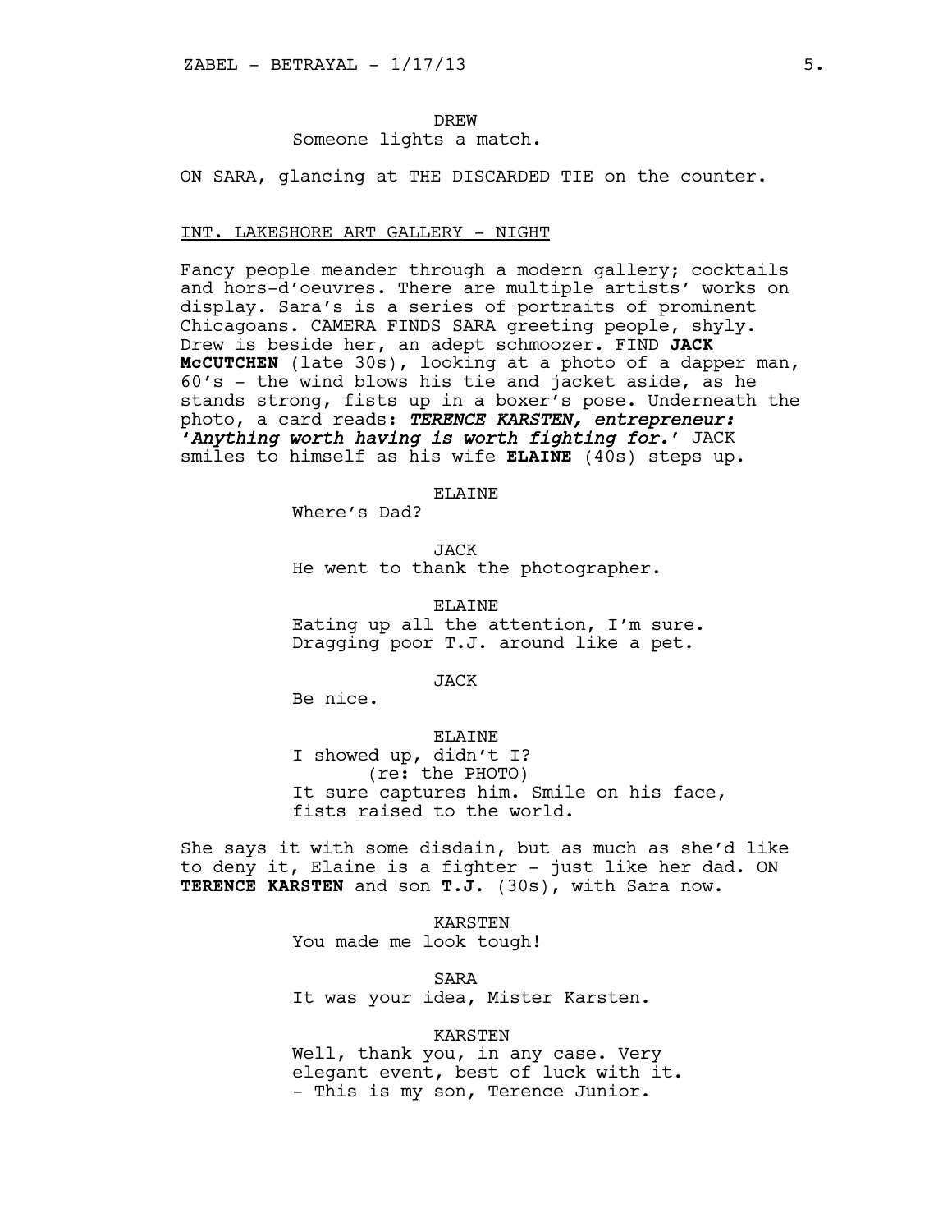DREW

Someone lights a match.

ON SARA, glancing at THE DISCARDED TIE on the counter.

INT. LAKESHORE ART GALLERY - NIGHT

Fancy people meander through a modern gallery; cocktails and hors-d'oeuvres. There are multiple artists' works on display. Sara's is a series of portraits of prominent Chicagoans. CAMERA FINDS SARA greeting people, shyly. Drew is beside her, an adept schmoozer. FIND **JACK McCUTCHEN** (late 30s), looking at a photo of a dapper man, 60's - the wind blows his tie and jacket aside, as he stands strong, fists up in a boxer's pose. Underneath the photo, a card reads: ***TERENCE KARSTEN, entrepreneur: 'Anything worth having is worth fighting for.'*** JACK smiles to himself as his wife **ELAINE** (40s) steps up.

ELAINE

Where's Dad?

JACK

He went to thank the photographer.

ELAINE

Eating up all the attention, I'm sure. Dragging poor T.J. around like a pet.

JACK

Be nice.

ELAINE

I showed up, didn't I?
(re: the PHOTO)
It sure captures him. Smile on his face, fists raised to the world.

She says it with some disdain, but as much as she'd like to deny it, Elaine is a fighter - just like her dad. ON **TERENCE KARSTEN** and son **T.J.** (30s), with Sara now.

KARSTEN

You made me look tough!

SARA

It was your idea, Mister Karsten.

KARSTEN

Well, thank you, in any case. Very elegant event, best of luck with it.
- This is my son, Terence Junior.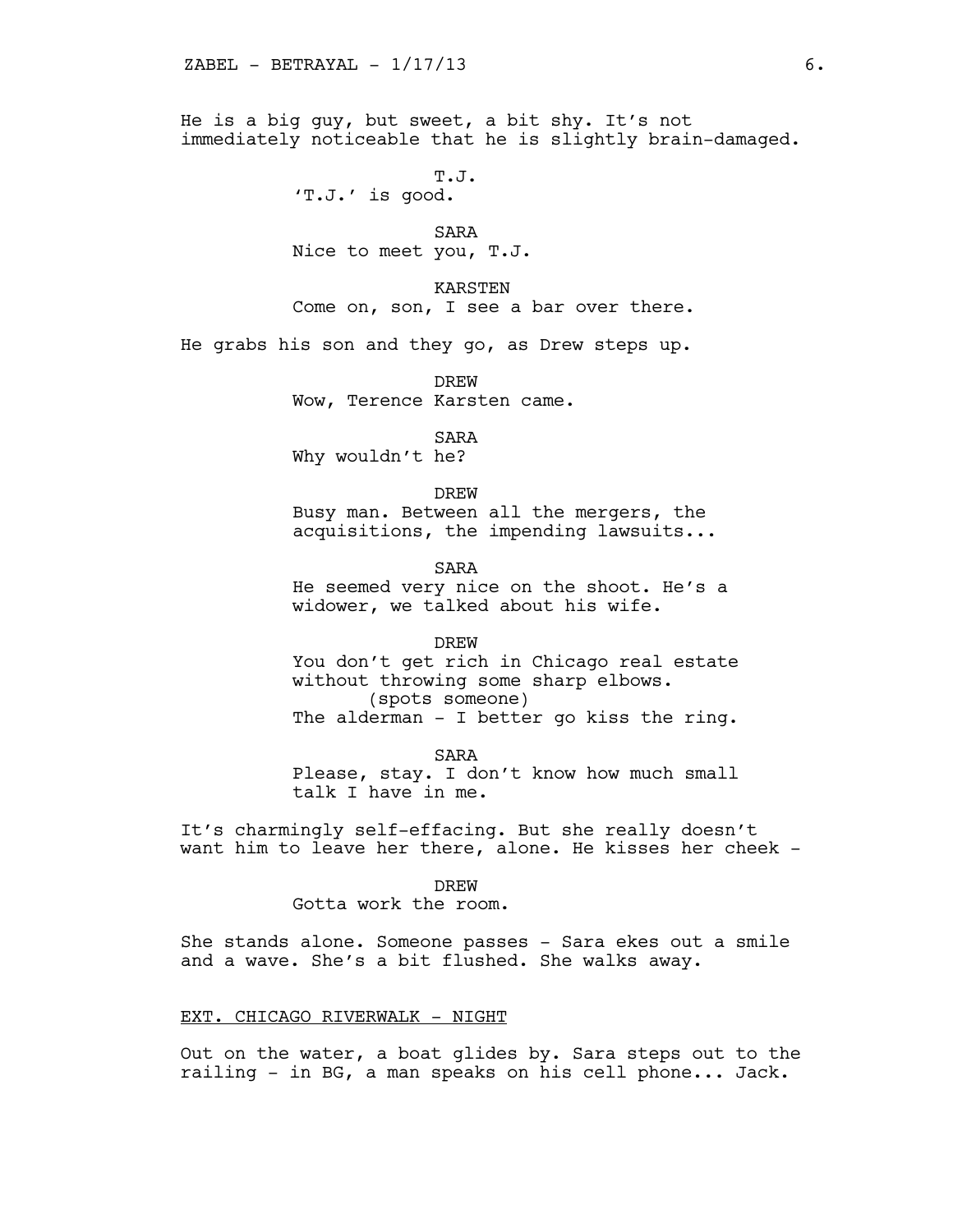He is a big guy, but sweet, a bit shy. It's not immediately noticeable that he is slightly brain-damaged.

T.J.
'T.J.' is good.

SARA
Nice to meet you, T.J.

KARSTEN
Come on, son, I see a bar over there.

He grabs his son and they go, as Drew steps up.

DREW
Wow, Terence Karsten came.

SARA
Why wouldn't he?

DREW
Busy man. Between all the mergers, the acquisitions, the impending lawsuits...

SARA
He seemed very nice on the shoot. He's a widower, we talked about his wife.

DREW
You don't get rich in Chicago real estate without throwing some sharp elbows.
(spots someone)
The alderman - I better go kiss the ring.

SARA
Please, stay. I don't know how much small talk I have in me.

It's charmingly self-effacing. But she really doesn't want him to leave her there, alone. He kisses her cheek -

DREW
Gotta work the room.

She stands alone. Someone passes - Sara ekes out a smile and a wave. She's a bit flushed. She walks away.

EXT. CHICAGO RIVERWALK - NIGHT

Out on the water, a boat glides by. Sara steps out to the railing - in BG, a man speaks on his cell phone... Jack.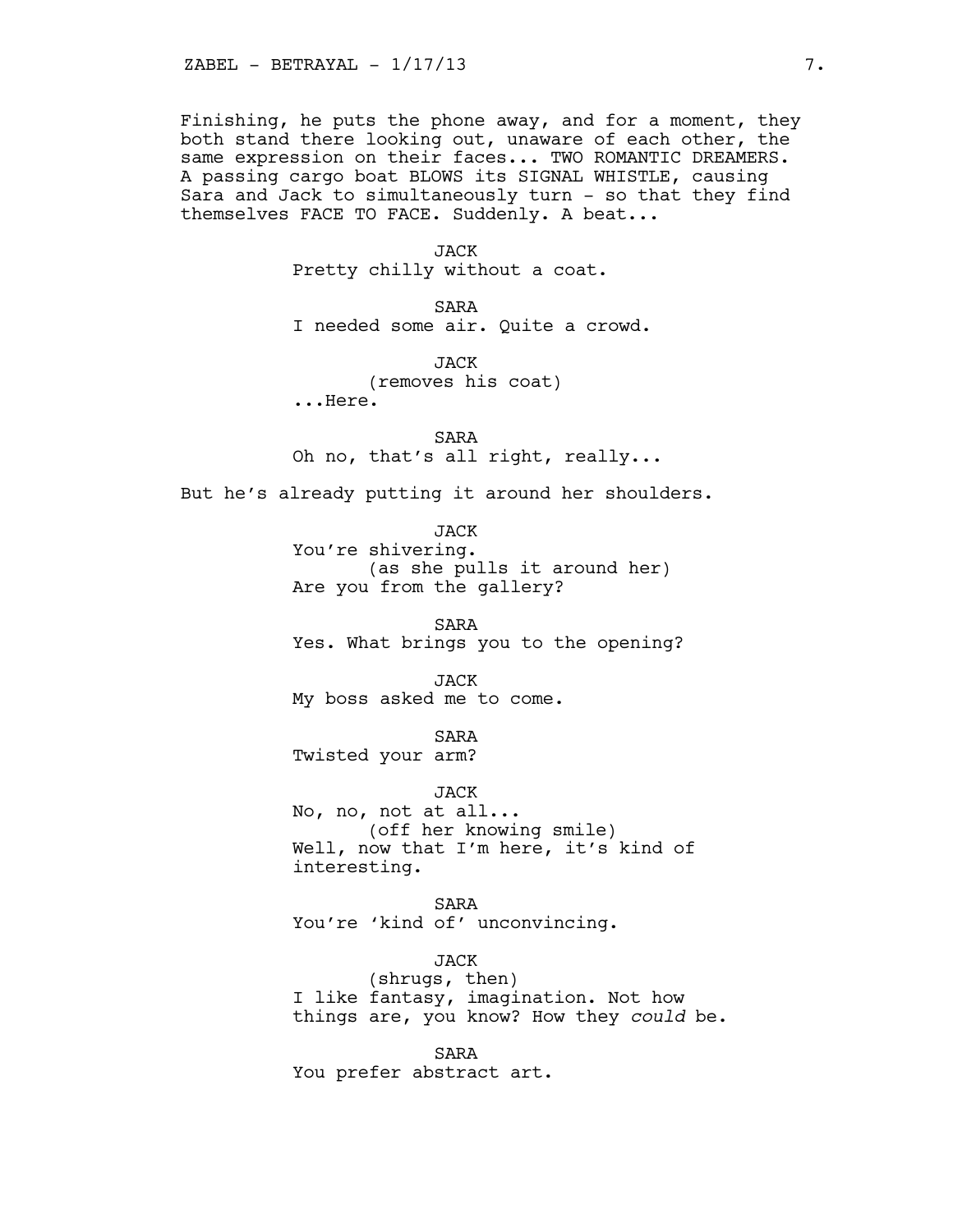Finishing, he puts the phone away, and for a moment, they both stand there looking out, unaware of each other, the same expression on their faces... TWO ROMANTIC DREAMERS. A passing cargo boat BLOWS its SIGNAL WHISTLE, causing Sara and Jack to simultaneously turn - so that they find themselves FACE TO FACE. Suddenly. A beat...

JACK
Pretty chilly without a coat.

SARA
I needed some air. Quite a crowd.

JACK
(removes his coat)
...Here.

SARA
Oh no, that's all right, really...

But he's already putting it around her shoulders.

JACK
You're shivering.
(as she pulls it around her)
Are you from the gallery?

SARA
Yes. What brings you to the opening?

JACK
My boss asked me to come.

SARA
Twisted your arm?

JACK
No, no, not at all...
(off her knowing smile)
Well, now that I'm here, it's kind of interesting.

SARA
You're 'kind of' unconvincing.

JACK
(shrugs, then)
I like fantasy, imagination. Not how things are, you know? How they *could* be.

SARA
You prefer abstract art.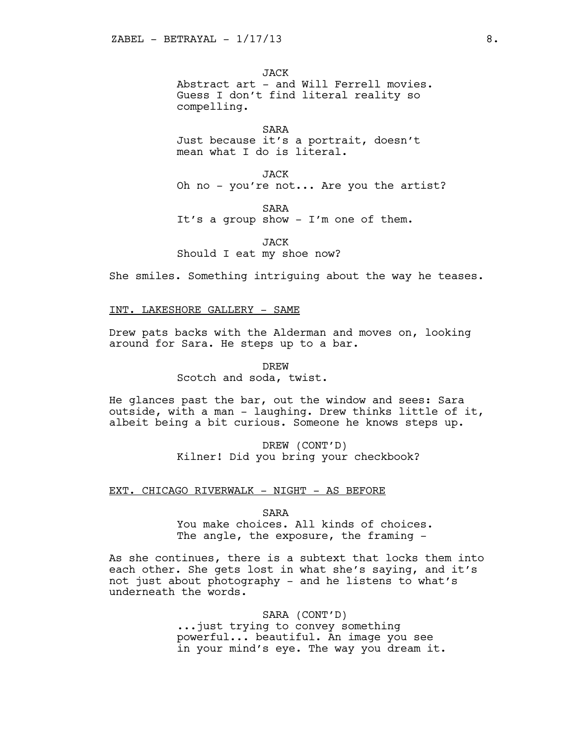JACK
Abstract art - and Will Ferrell movies. Guess I don't find literal reality so compelling.

SARA
Just because it's a portrait, doesn't mean what I do is literal.

JACK
Oh no - you're not... Are you the artist?

SARA
It's a group show - I'm one of them.

JACK
Should I eat my shoe now?

She smiles. Something intriguing about the way he teases.

INT. LAKESHORE GALLERY - SAME

Drew pats backs with the Alderman and moves on, looking around for Sara. He steps up to a bar.

DREW
Scotch and soda, twist.

He glances past the bar, out the window and sees: Sara outside, with a man - laughing. Drew thinks little of it, albeit being a bit curious. Someone he knows steps up.

DREW (CONT'D)
Kilner! Did you bring your checkbook?

EXT. CHICAGO RIVERWALK - NIGHT - AS BEFORE

SARA
You make choices. All kinds of choices. The angle, the exposure, the framing -

As she continues, there is a subtext that locks them into each other. She gets lost in what she's saying, and it's not just about photography - and he listens to what's underneath the words.

SARA (CONT'D)
...just trying to convey something powerful... beautiful. An image you see in your mind's eye. The way you dream it.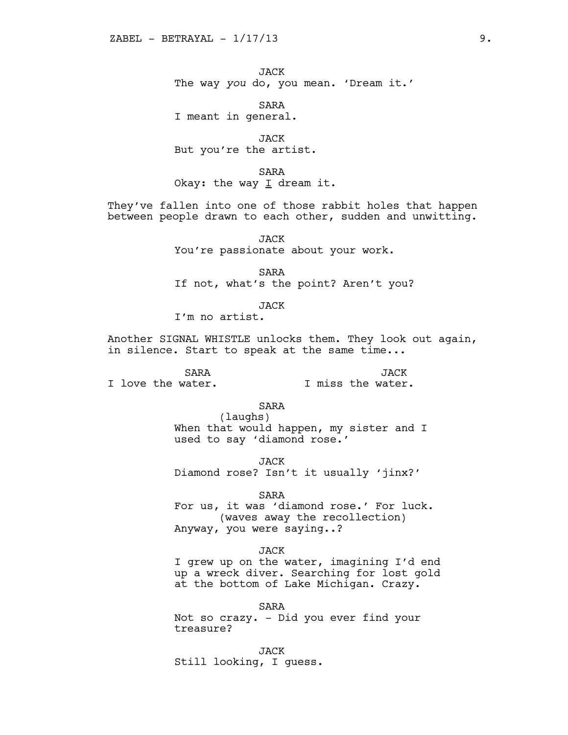JACK
The way *you* do, you mean. 'Dream it.'

SARA
I meant in general.

JACK
But you're the artist.

SARA
Okay: the way <u>I</u> dream it.

They've fallen into one of those rabbit holes that happen between people drawn to each other, sudden and unwitting.

JACK
You're passionate about your work.

SARA
If not, what's the point? Aren't you?

JACK
I'm no artist.

Another SIGNAL WHISTLE unlocks them. They look out again, in silence. Start to speak at the same time...

SARA
I love the water.

JACK
I miss the water.

SARA
(laughs)
When that would happen, my sister and I used to say 'diamond rose.'

JACK
Diamond rose? Isn't it usually 'jinx?'

SARA
For us, it was 'diamond rose.' For luck.
(waves away the recollection)
Anyway, you were saying..?

JACK
I grew up on the water, imagining I'd end up a wreck diver. Searching for lost gold at the bottom of Lake Michigan. Crazy.

SARA
Not so crazy. - Did you ever find your treasure?

JACK
Still looking, I guess.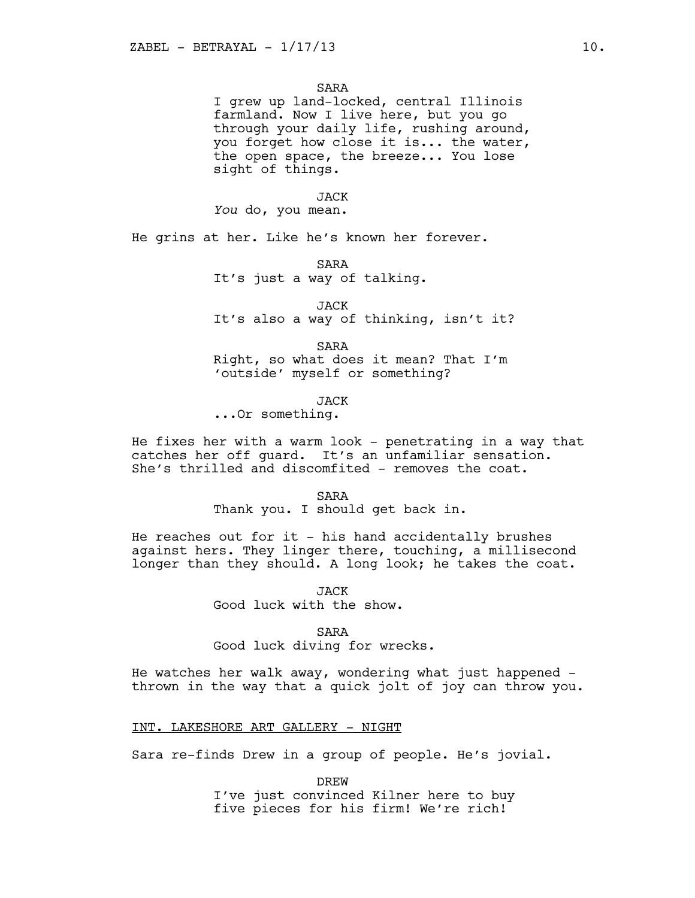SARA

I grew up land-locked, central Illinois farmland. Now I live here, but you go through your daily life, rushing around, you forget how close it is... the water, the open space, the breeze... You lose sight of things.

JACK

*You* do, you mean.

He grins at her. Like he's known her forever.

SARA

It's just a way of talking.

JACK

It's also a way of thinking, isn't it?

SARA

Right, so what does it mean? That I'm 'outside' myself or something?

JACK

...Or something.

He fixes her with a warm look - penetrating in a way that catches her off guard. It's an unfamiliar sensation. She's thrilled and discomfited - removes the coat.

SARA

Thank you. I should get back in.

He reaches out for it - his hand accidentally brushes against hers. They linger there, touching, a millisecond longer than they should. A long look; he takes the coat.

JACK

Good luck with the show.

SARA

Good luck diving for wrecks.

He watches her walk away, wondering what just happened - thrown in the way that a quick jolt of joy can throw you.

INT. LAKESHORE ART GALLERY - NIGHT

Sara re-finds Drew in a group of people. He's jovial.

DREW

I've just convinced Kilner here to buy five pieces for his firm! We're rich!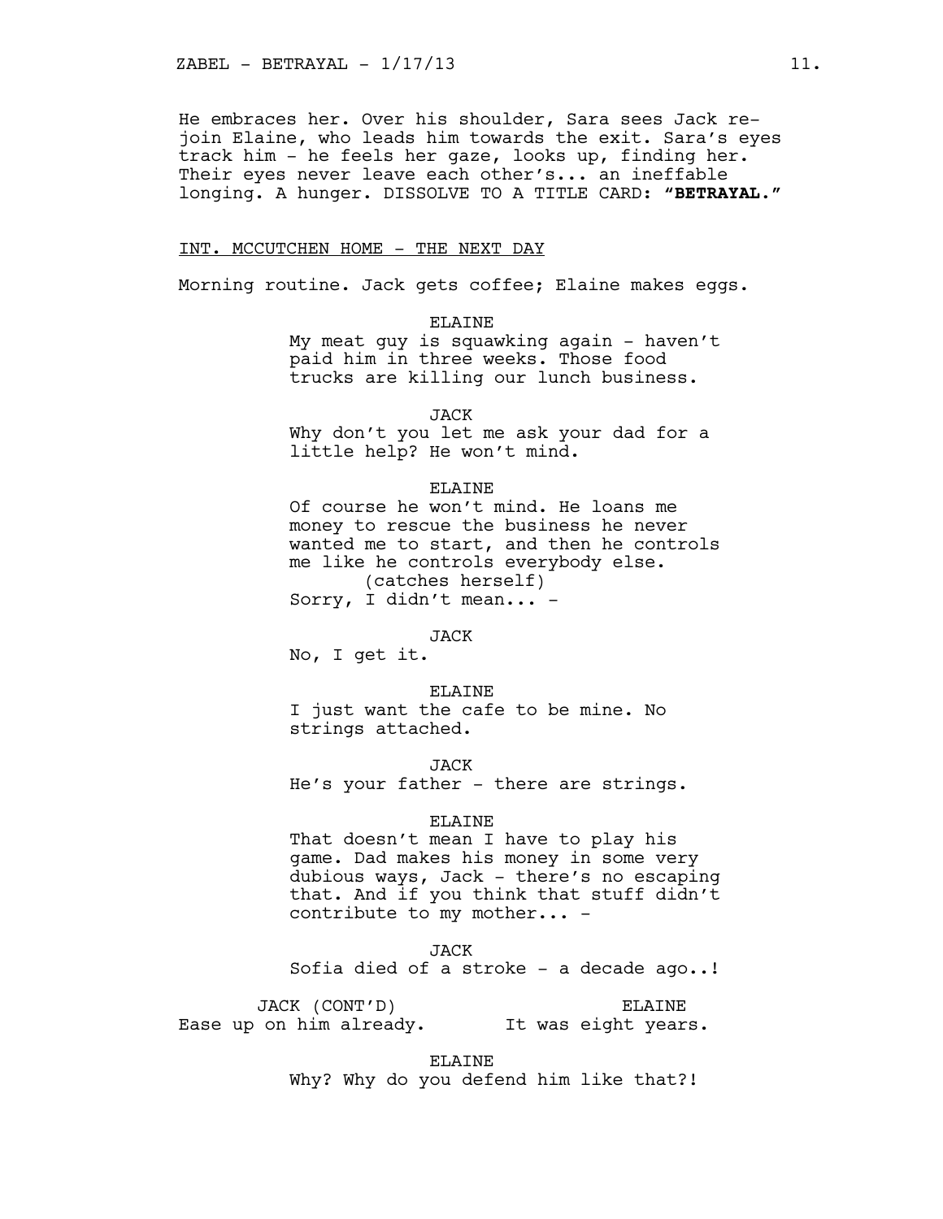He embraces her. Over his shoulder, Sara sees Jack re-join Elaine, who leads him towards the exit. Sara's eyes track him - he feels her gaze, looks up, finding her. Their eyes never leave each other's... an ineffable longing. A hunger. DISSOLVE TO A TITLE CARD: **"BETRAYAL."**

INT. MCCUTCHEN HOME - THE NEXT DAY

Morning routine. Jack gets coffee; Elaine makes eggs.

ELAINE
My meat guy is squawking again - haven't paid him in three weeks. Those food trucks are killing our lunch business.

JACK
Why don't you let me ask your dad for a little help? He won't mind.

ELAINE
Of course he won't mind. He loans me money to rescue the business he never wanted me to start, and then he controls me like he controls everybody else.
(catches herself)
Sorry, I didn't mean... -

JACK
No, I get it.

ELAINE
I just want the cafe to be mine. No strings attached.

JACK
He's your father - there are strings.

ELAINE
That doesn't mean I have to play his game. Dad makes his money in some very dubious ways, Jack - there's no escaping that. And if you think that stuff didn't contribute to my mother... -

JACK
Sofia died of a stroke - a decade ago..!

JACK (CONT'D)
Ease up on him already.

ELAINE
It was eight years.

ELAINE
Why? Why do you defend him like that?!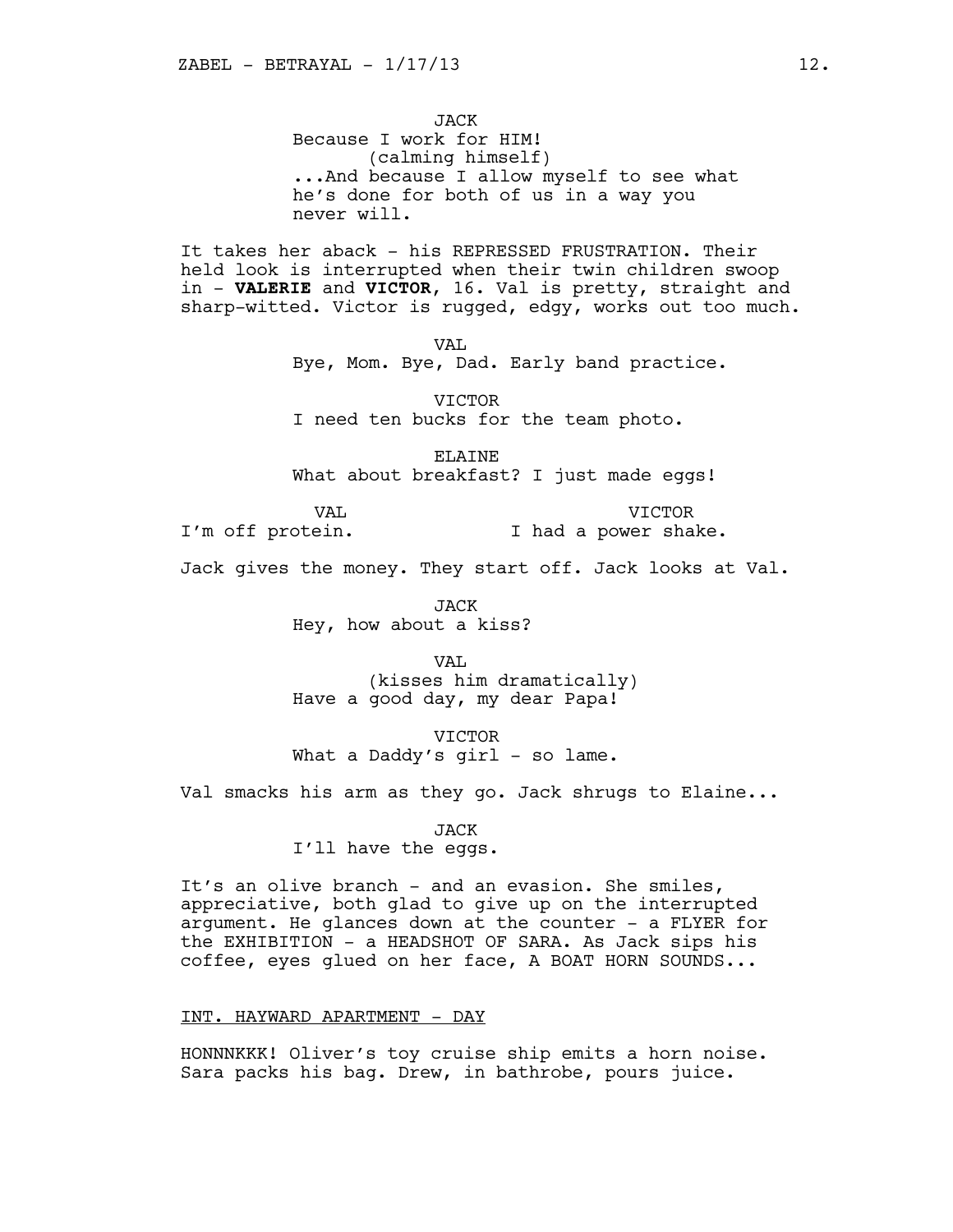JACK
Because I work for HIM!
(calming himself)
...And because I allow myself to see what he's done for both of us in a way you never will.

It takes her aback - his REPRESSED FRUSTRATION. Their held look is interrupted when their twin children swoop in - **VALERIE** and **VICTOR**, 16. Val is pretty, straight and sharp-witted. Victor is rugged, edgy, works out too much.

VAL
Bye, Mom. Bye, Dad. Early band practice.

VICTOR
I need ten bucks for the team photo.

ELAINE
What about breakfast? I just made eggs!

VAL
I'm off protein.

VICTOR
I had a power shake.

Jack gives the money. They start off. Jack looks at Val.

JACK
Hey, how about a kiss?

VAL
(kisses him dramatically)
Have a good day, my dear Papa!

VICTOR
What a Daddy's girl - so lame.

Val smacks his arm as they go. Jack shrugs to Elaine...

JACK
I'll have the eggs.

It's an olive branch - and an evasion. She smiles, appreciative, both glad to give up on the interrupted argument. He glances down at the counter - a FLYER for the EXHIBITION - a HEADSHOT OF SARA. As Jack sips his coffee, eyes glued on her face, A BOAT HORN SOUNDS...

INT. HAYWARD APARTMENT - DAY

HONNNKKK! Oliver's toy cruise ship emits a horn noise. Sara packs his bag. Drew, in bathrobe, pours juice.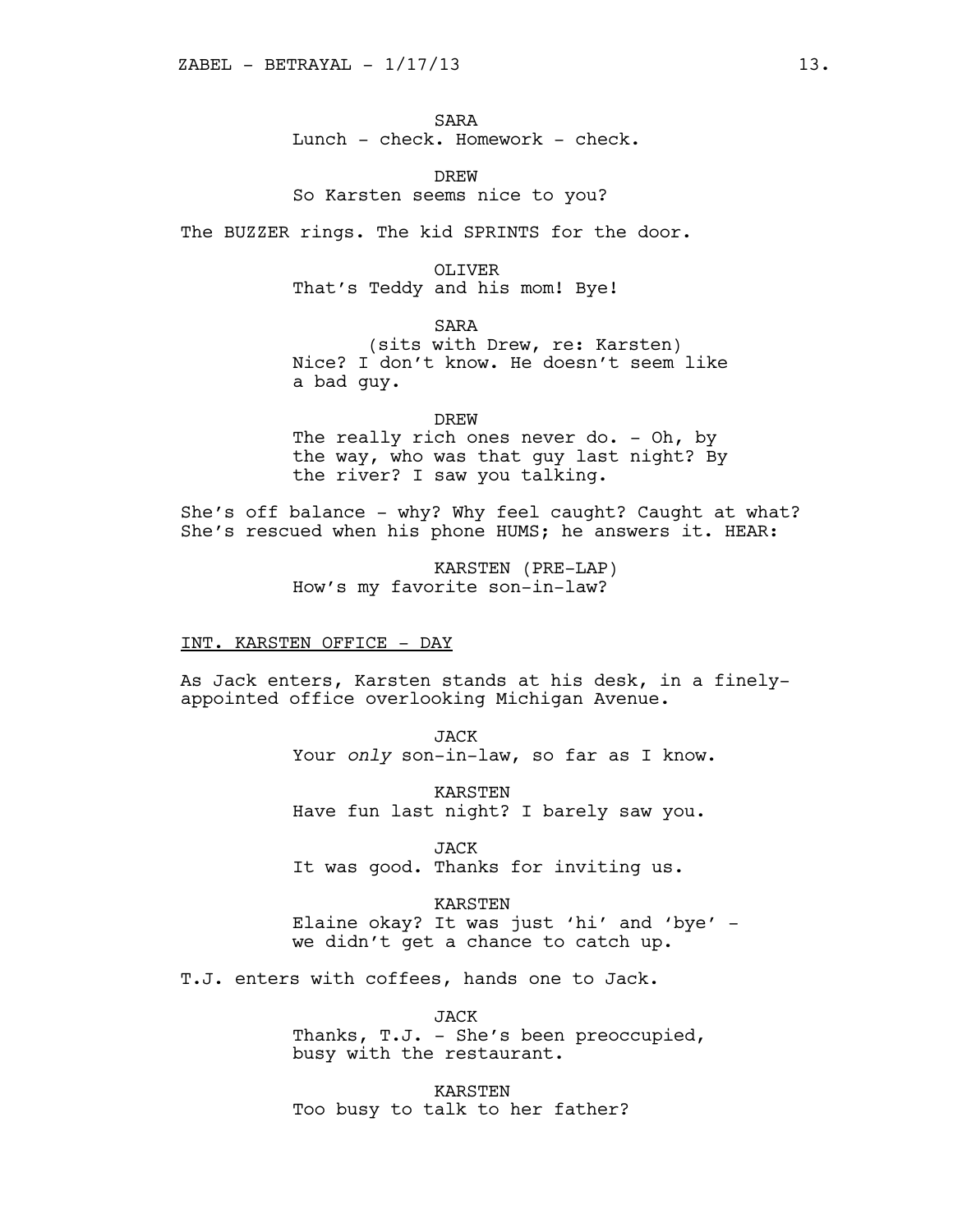SARA
Lunch - check. Homework - check.

DREW
So Karsten seems nice to you?

The BUZZER rings. The kid SPRINTS for the door.

OLIVER
That's Teddy and his mom! Bye!

SARA
(sits with Drew, re: Karsten)
Nice? I don't know. He doesn't seem like a bad guy.

DREW
The really rich ones never do. - Oh, by the way, who was that guy last night? By the river? I saw you talking.

She's off balance - why? Why feel caught? Caught at what? She's rescued when his phone HUMS; he answers it. HEAR:

KARSTEN (PRE-LAP)
How's my favorite son-in-law?

INT. KARSTEN OFFICE - DAY

As Jack enters, Karsten stands at his desk, in a finely-appointed office overlooking Michigan Avenue.

JACK
Your *only* son-in-law, so far as I know.

KARSTEN
Have fun last night? I barely saw you.

JACK
It was good. Thanks for inviting us.

KARSTEN
Elaine okay? It was just 'hi' and 'bye' - we didn't get a chance to catch up.

T.J. enters with coffees, hands one to Jack.

JACK
Thanks, T.J. - She's been preoccupied, busy with the restaurant.

KARSTEN
Too busy to talk to her father?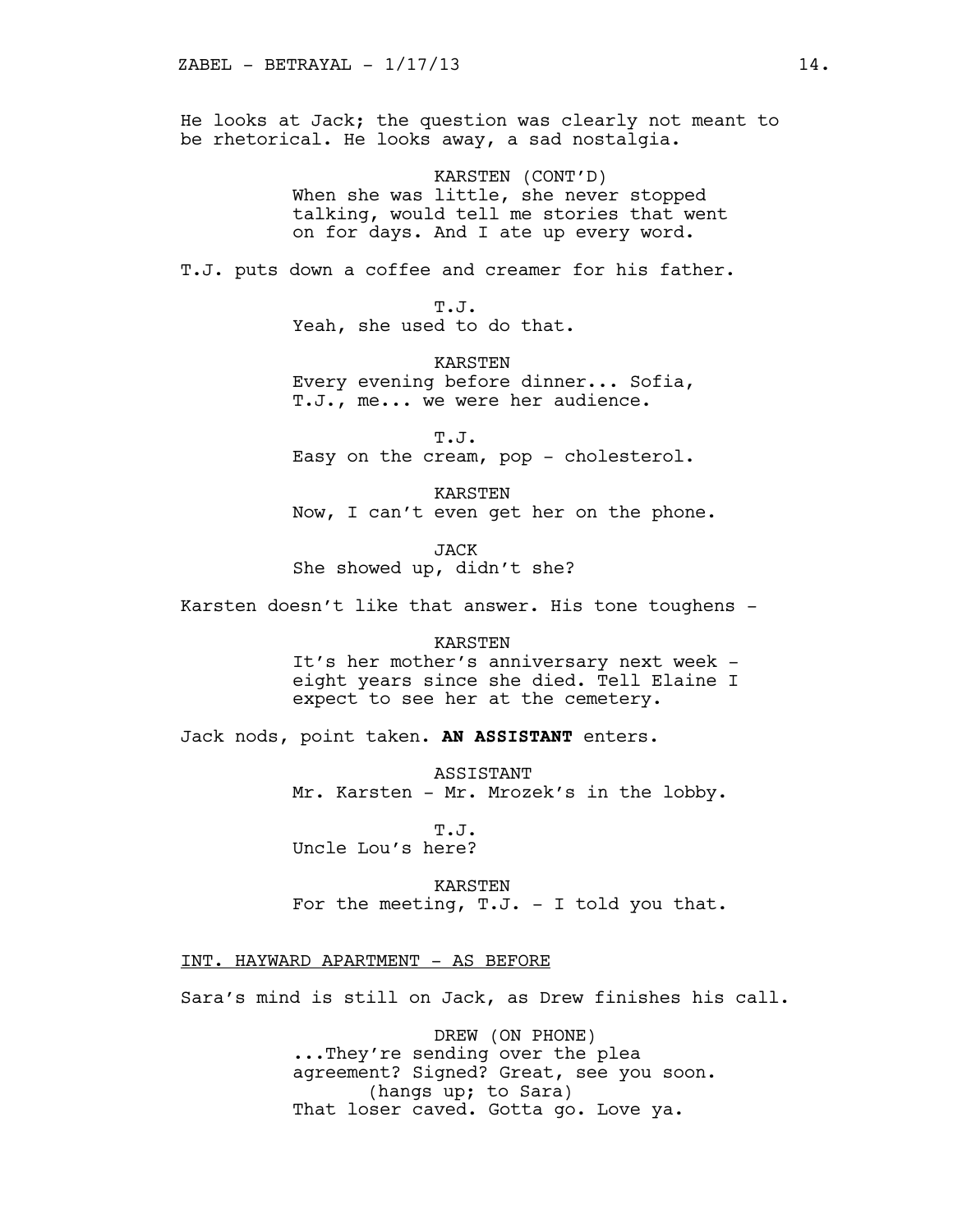He looks at Jack; the question was clearly not meant to be rhetorical. He looks away, a sad nostalgia.

KARSTEN (CONT'D)
When she was little, she never stopped talking, would tell me stories that went on for days. And I ate up every word.

T.J. puts down a coffee and creamer for his father.

T.J.
Yeah, she used to do that.

KARSTEN
Every evening before dinner... Sofia, T.J., me... we were her audience.

T.J.
Easy on the cream, pop - cholesterol.

KARSTEN
Now, I can't even get her on the phone.

JACK
She showed up, didn't she?

Karsten doesn't like that answer. His tone toughens -

KARSTEN
It's her mother's anniversary next week - eight years since she died. Tell Elaine I expect to see her at the cemetery.

Jack nods, point taken. **AN ASSISTANT** enters.

ASSISTANT
Mr. Karsten - Mr. Mrozek's in the lobby.

T.J.
Uncle Lou's here?

KARSTEN
For the meeting, T.J. - I told you that.

INT. HAYWARD APARTMENT - AS BEFORE

Sara's mind is still on Jack, as Drew finishes his call.

DREW (ON PHONE)
...They're sending over the plea agreement? Signed? Great, see you soon.
(hangs up; to Sara)
That loser caved. Gotta go. Love ya.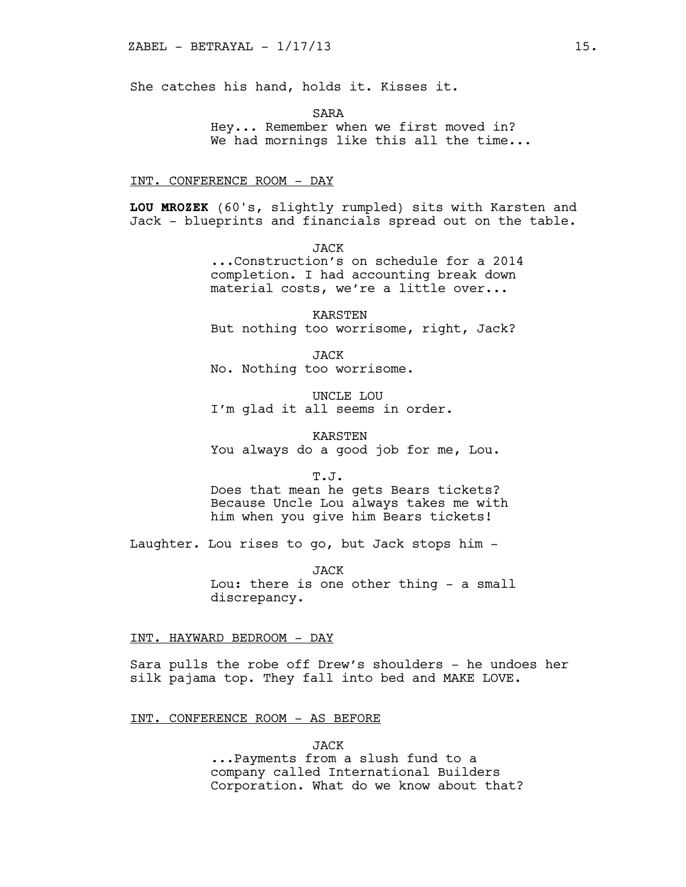She catches his hand, holds it. Kisses it.

SARA
Hey... Remember when we first moved in? We had mornings like this all the time...

INT. CONFERENCE ROOM - DAY

**LOU MROZEK** (60's, slightly rumpled) sits with Karsten and Jack - blueprints and financials spread out on the table.

JACK
...Construction's on schedule for a 2014 completion. I had accounting break down material costs, we're a little over...

KARSTEN
But nothing too worrisome, right, Jack?

JACK
No. Nothing too worrisome.

UNCLE LOU
I'm glad it all seems in order.

KARSTEN
You always do a good job for me, Lou.

T.J.
Does that mean he gets Bears tickets? Because Uncle Lou always takes me with him when you give him Bears tickets!

Laughter. Lou rises to go, but Jack stops him -

JACK
Lou: there is one other thing - a small discrepancy.

INT. HAYWARD BEDROOM - DAY

Sara pulls the robe off Drew's shoulders - he undoes her silk pajama top. They fall into bed and MAKE LOVE.

INT. CONFERENCE ROOM - AS BEFORE

JACK
...Payments from a slush fund to a company called International Builders Corporation. What do we know about that?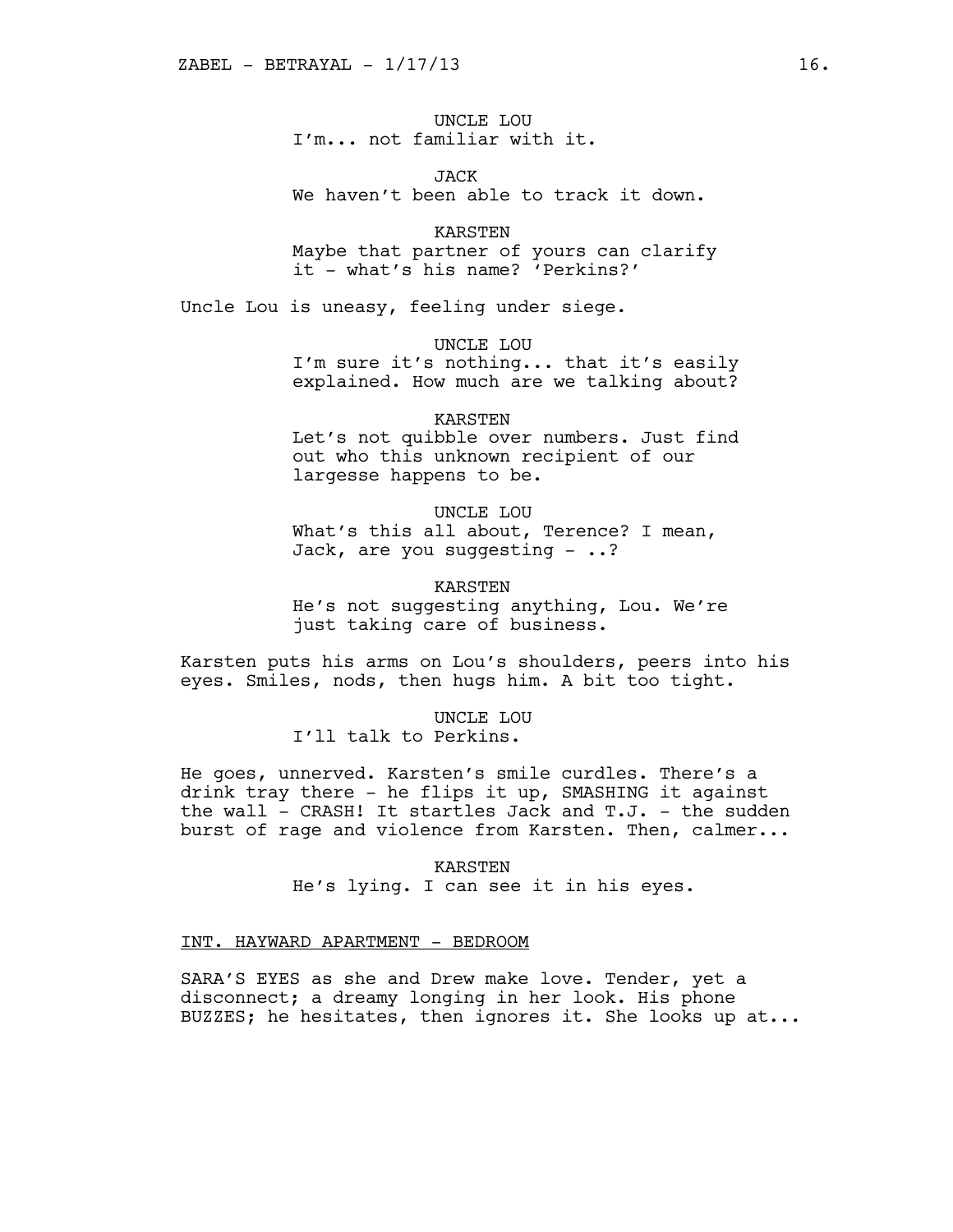UNCLE LOU
I'm... not familiar with it.

JACK
We haven't been able to track it down.

KARSTEN
Maybe that partner of yours can clarify it - what's his name? 'Perkins?'

Uncle Lou is uneasy, feeling under siege.

UNCLE LOU
I'm sure it's nothing... that it's easily explained. How much are we talking about?

KARSTEN
Let's not quibble over numbers. Just find out who this unknown recipient of our largesse happens to be.

UNCLE LOU
What's this all about, Terence? I mean, Jack, are you suggesting - ..?

KARSTEN
He's not suggesting anything, Lou. We're just taking care of business.

Karsten puts his arms on Lou's shoulders, peers into his eyes. Smiles, nods, then hugs him. A bit too tight.

UNCLE LOU
I'll talk to Perkins.

He goes, unnerved. Karsten's smile curdles. There's a drink tray there - he flips it up, SMASHING it against the wall - CRASH! It startles Jack and T.J. - the sudden burst of rage and violence from Karsten. Then, calmer...

KARSTEN
He's lying. I can see it in his eyes.

INT. HAYWARD APARTMENT - BEDROOM

SARA'S EYES as she and Drew make love. Tender, yet a disconnect; a dreamy longing in her look. His phone BUZZES; he hesitates, then ignores it. She looks up at...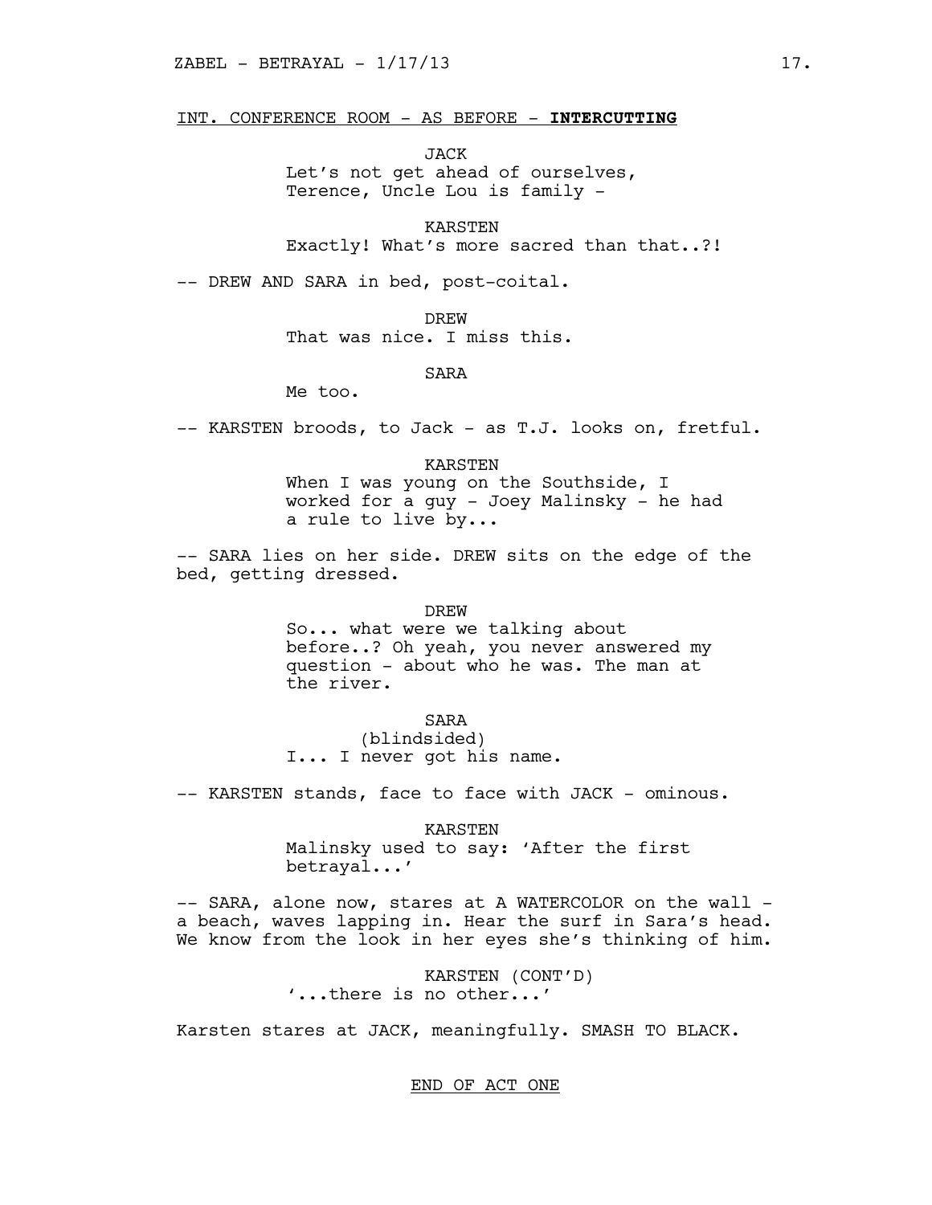INT. CONFERENCE ROOM - AS BEFORE - **INTERCUTTING**

JACK
Let's not get ahead of ourselves, Terence, Uncle Lou is family -

KARSTEN
Exactly! What's more sacred than that..?!

-- DREW AND SARA in bed, post-coital.

DREW
That was nice. I miss this.

SARA
Me too.

-- KARSTEN broods, to Jack - as T.J. looks on, fretful.

KARSTEN
When I was young on the Southside, I worked for a guy - Joey Malinsky - he had a rule to live by...

-- SARA lies on her side. DREW sits on the edge of the bed, getting dressed.

DREW
So... what were we talking about before..? Oh yeah, you never answered my question - about who he was. The man at the river.

SARA
(blindsided)
I... I never got his name.

-- KARSTEN stands, face to face with JACK - ominous.

KARSTEN
Malinsky used to say: 'After the first betrayal...'

-- SARA, alone now, stares at A WATERCOLOR on the wall - a beach, waves lapping in. Hear the surf in Sara's head. We know from the look in her eyes she's thinking of him.

KARSTEN (CONT'D)
'...there is no other...'

Karsten stares at JACK, meaningfully. SMASH TO BLACK.

END OF ACT ONE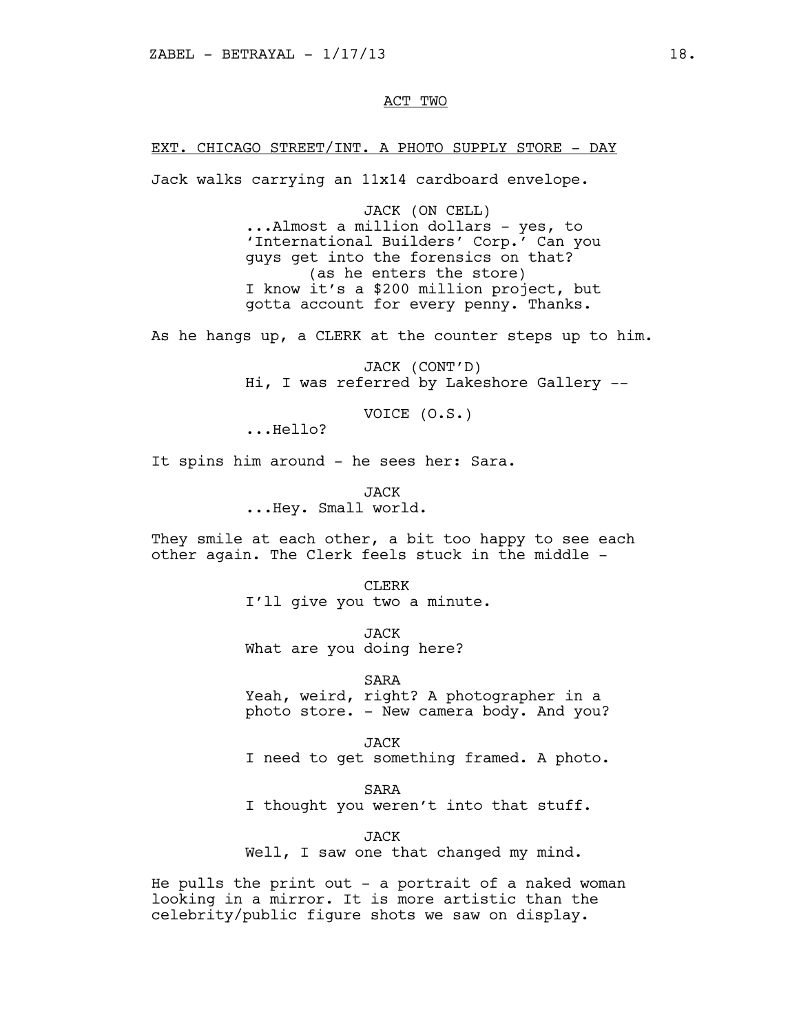ACT TWO

EXT. CHICAGO STREET/INT. A PHOTO SUPPLY STORE - DAY

Jack walks carrying an 11x14 cardboard envelope.

JACK (ON CELL)
...Almost a million dollars - yes, to 'International Builders' Corp.' Can you guys get into the forensics on that?
(as he enters the store)
I know it's a $200 million project, but gotta account for every penny. Thanks.

As he hangs up, a CLERK at the counter steps up to him.

JACK (CONT'D)
Hi, I was referred by Lakeshore Gallery --

VOICE (O.S.)
...Hello?

It spins him around - he sees her: Sara.

JACK
...Hey. Small world.

They smile at each other, a bit too happy to see each other again. The Clerk feels stuck in the middle -

CLERK
I'll give you two a minute.

JACK
What are you doing here?

SARA
Yeah, weird, right? A photographer in a photo store. - New camera body. And you?

JACK
I need to get something framed. A photo.

SARA
I thought you weren't into that stuff.

JACK
Well, I saw one that changed my mind.

He pulls the print out - a portrait of a naked woman looking in a mirror. It is more artistic than the celebrity/public figure shots we saw on display.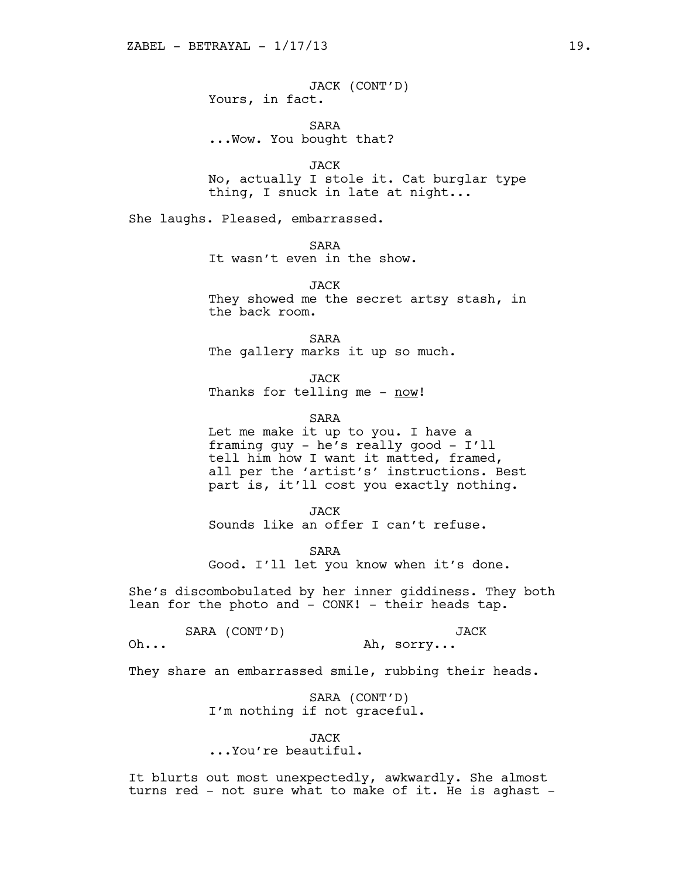JACK (CONT'D)
Yours, in fact.

SARA
...Wow. You bought that?

JACK
No, actually I stole it. Cat burglar type thing, I snuck in late at night...

She laughs. Pleased, embarrassed.

SARA
It wasn't even in the show.

JACK
They showed me the secret artsy stash, in the back room.

SARA
The gallery marks it up so much.

JACK
Thanks for telling me - <u>now</u>!

SARA
Let me make it up to you. I have a framing guy - he's really good - I'll tell him how I want it matted, framed, all per the 'artist's' instructions. Best part is, it'll cost you exactly nothing.

JACK
Sounds like an offer I can't refuse.

SARA
Good. I'll let you know when it's done.

She's discombobulated by her inner giddiness. They both lean for the photo and - CONK! - their heads tap.

SARA (CONT'D)
Oh...

JACK
Ah, sorry...

They share an embarrassed smile, rubbing their heads.

SARA (CONT'D)
I'm nothing if not graceful.

JACK
...You're beautiful.

It blurts out most unexpectedly, awkwardly. She almost turns red - not sure what to make of it. He is aghast -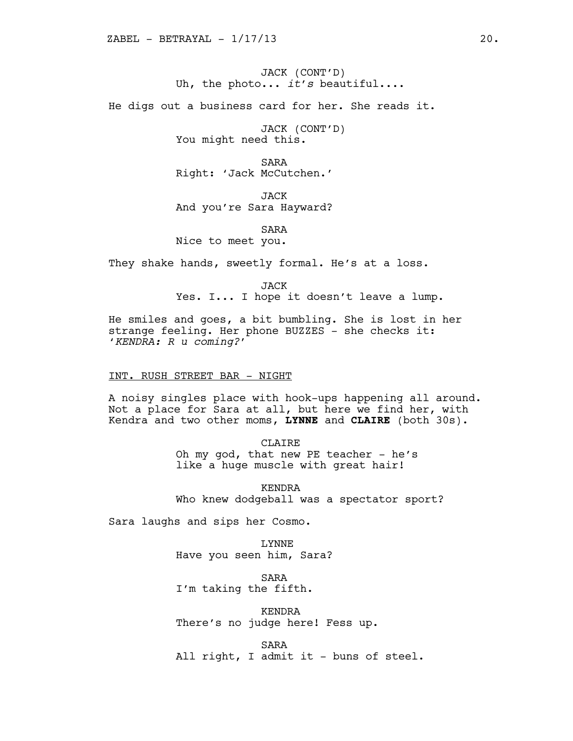JACK (CONT'D)
Uh, the photo... *it's* beautiful....

He digs out a business card for her. She reads it.

JACK (CONT'D)
You might need this.

SARA
Right: 'Jack McCutchen.'

JACK
And you're Sara Hayward?

SARA
Nice to meet you.

They shake hands, sweetly formal. He's at a loss.

JACK
Yes. I... I hope it doesn't leave a lump.

He smiles and goes, a bit bumbling. She is lost in her strange feeling. Her phone BUZZES - she checks it: '*KENDRA: R u coming?*'

INT. RUSH STREET BAR - NIGHT

A noisy singles place with hook-ups happening all around. Not a place for Sara at all, but here we find her, with Kendra and two other moms, **LYNNE** and **CLAIRE** (both 30s).

CLAIRE
Oh my god, that new PE teacher - he's like a huge muscle with great hair!

KENDRA
Who knew dodgeball was a spectator sport?

Sara laughs and sips her Cosmo.

LYNNE
Have you seen him, Sara?

SARA
I'm taking the fifth.

KENDRA
There's no judge here! Fess up.

SARA
All right, I admit it - buns of steel.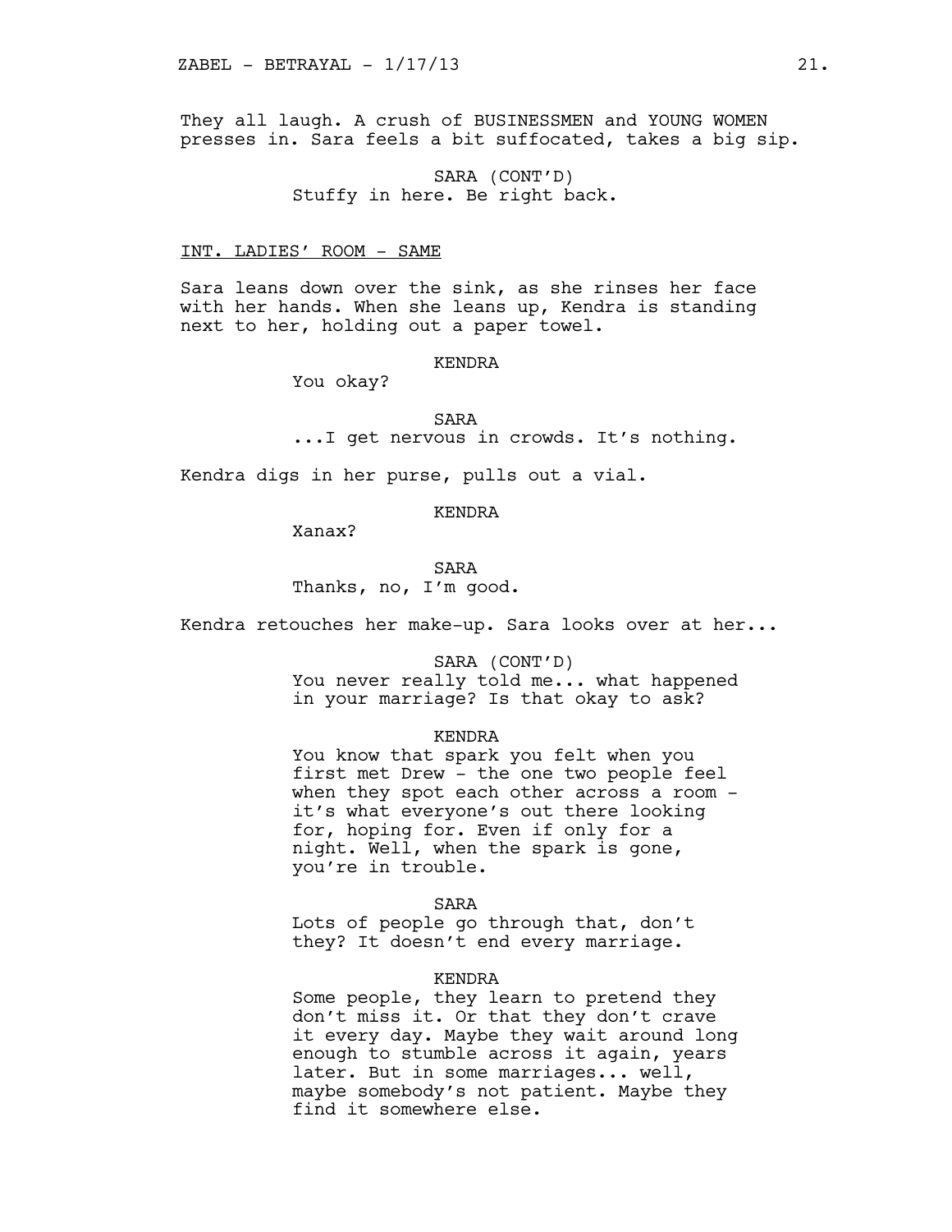They all laugh. A crush of BUSINESSMEN and YOUNG WOMEN presses in. Sara feels a bit suffocated, takes a big sip.

SARA (CONT'D)
Stuffy in here. Be right back.

INT. LADIES' ROOM - SAME

Sara leans down over the sink, as she rinses her face with her hands. When she leans up, Kendra is standing next to her, holding out a paper towel.

KENDRA
You okay?

SARA
...I get nervous in crowds. It's nothing.

Kendra digs in her purse, pulls out a vial.

KENDRA
Xanax?

SARA
Thanks, no, I'm good.

Kendra retouches her make-up. Sara looks over at her...

SARA (CONT'D)
You never really told me... what happened in your marriage? Is that okay to ask?

KENDRA
You know that spark you felt when you first met Drew - the one two people feel when they spot each other across a room - it's what everyone's out there looking for, hoping for. Even if only for a night. Well, when the spark is gone, you're in trouble.

SARA
Lots of people go through that, don't they? It doesn't end every marriage.

KENDRA
Some people, they learn to pretend they don't miss it. Or that they don't crave it every day. Maybe they wait around long enough to stumble across it again, years later. But in some marriages... well, maybe somebody's not patient. Maybe they find it somewhere else.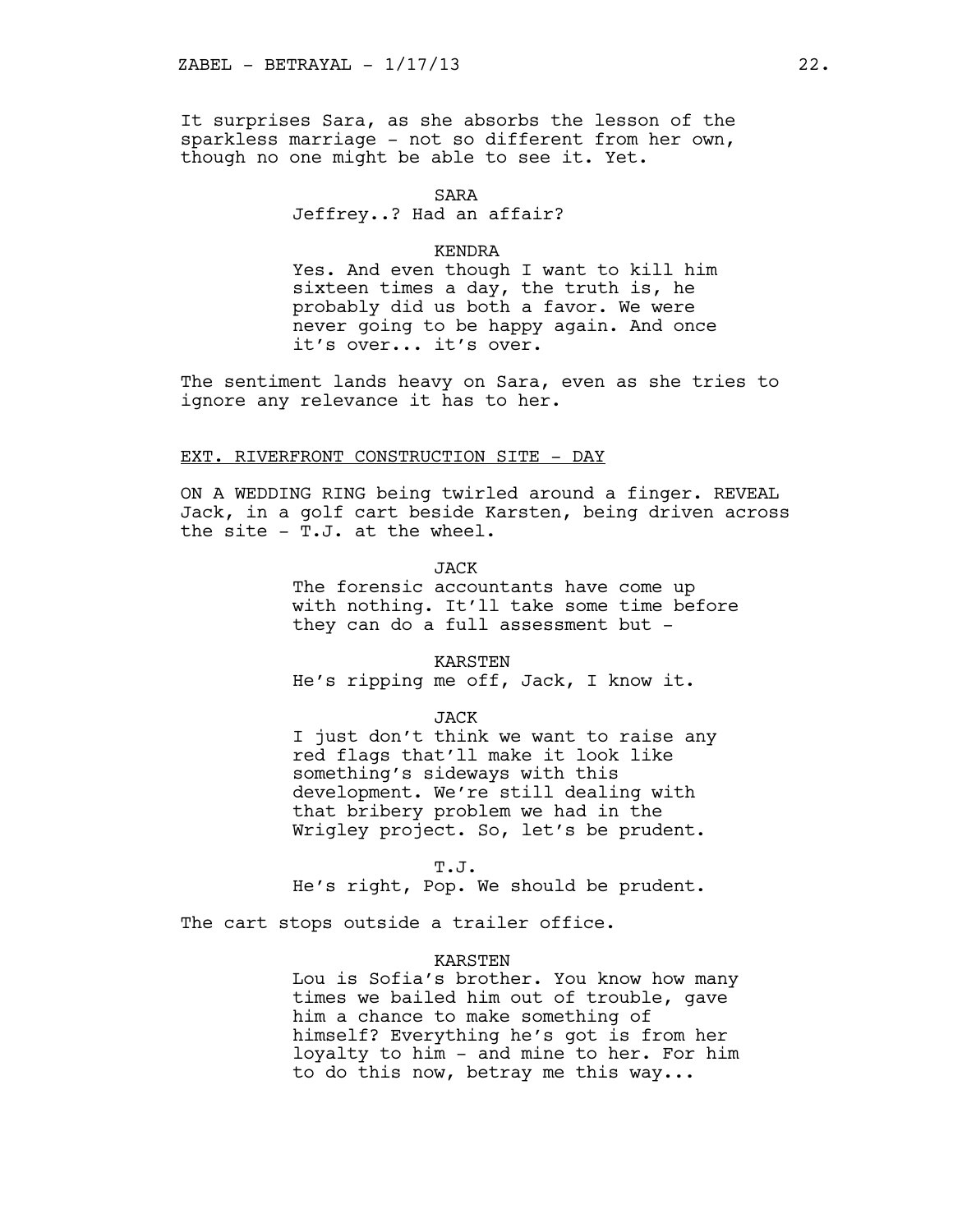It surprises Sara, as she absorbs the lesson of the sparkless marriage - not so different from her own, though no one might be able to see it. Yet.

SARA
Jeffrey..? Had an affair?

KENDRA
Yes. And even though I want to kill him sixteen times a day, the truth is, he probably did us both a favor. We were never going to be happy again. And once it's over... it's over.

The sentiment lands heavy on Sara, even as she tries to ignore any relevance it has to her.

EXT. RIVERFRONT CONSTRUCTION SITE - DAY

ON A WEDDING RING being twirled around a finger. REVEAL Jack, in a golf cart beside Karsten, being driven across the site - T.J. at the wheel.

JACK
The forensic accountants have come up with nothing. It'll take some time before they can do a full assessment but -

KARSTEN
He's ripping me off, Jack, I know it.

JACK
I just don't think we want to raise any red flags that'll make it look like something's sideways with this development. We're still dealing with that bribery problem we had in the Wrigley project. So, let's be prudent.

T.J.
He's right, Pop. We should be prudent.

The cart stops outside a trailer office.

KARSTEN
Lou is Sofia's brother. You know how many times we bailed him out of trouble, gave him a chance to make something of himself? Everything he's got is from her loyalty to him - and mine to her. For him to do this now, betray me this way...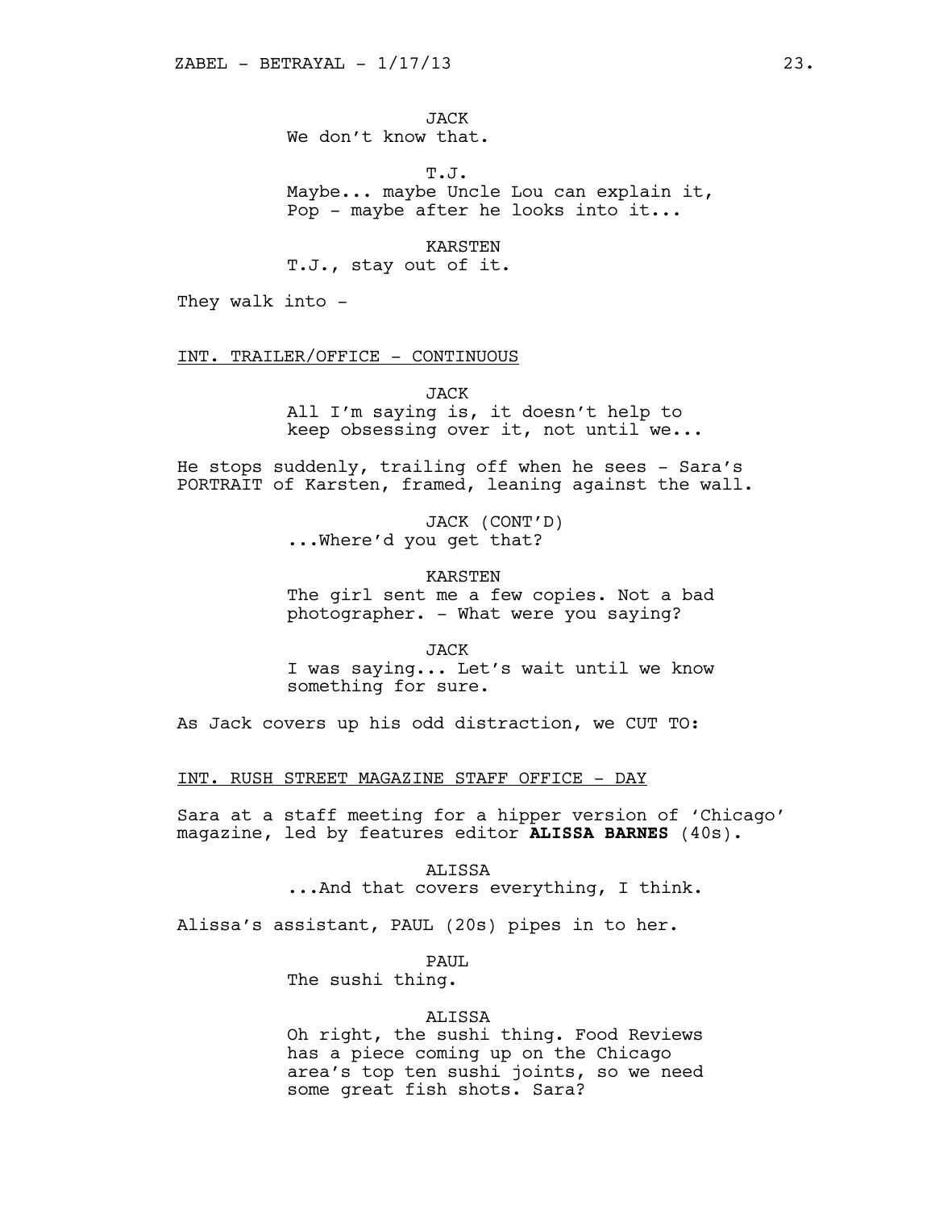JACK
We don't know that.

T.J.
Maybe... maybe Uncle Lou can explain it, Pop - maybe after he looks into it...

KARSTEN
T.J., stay out of it.

They walk into -

INT. TRAILER/OFFICE - CONTINUOUS

JACK
All I'm saying is, it doesn't help to keep obsessing over it, not until we...

He stops suddenly, trailing off when he sees - Sara's PORTRAIT of Karsten, framed, leaning against the wall.

JACK (CONT'D)
...Where'd you get that?

KARSTEN
The girl sent me a few copies. Not a bad photographer. - What were you saying?

JACK
I was saying... Let's wait until we know something for sure.

As Jack covers up his odd distraction, we CUT TO:

INT. RUSH STREET MAGAZINE STAFF OFFICE - DAY

Sara at a staff meeting for a hipper version of 'Chicago' magazine, led by features editor **ALISSA BARNES** (40s).

ALISSA
...And that covers everything, I think.

Alissa's assistant, PAUL (20s) pipes in to her.

PAUL
The sushi thing.

ALISSA
Oh right, the sushi thing. Food Reviews has a piece coming up on the Chicago area's top ten sushi joints, so we need some great fish shots. Sara?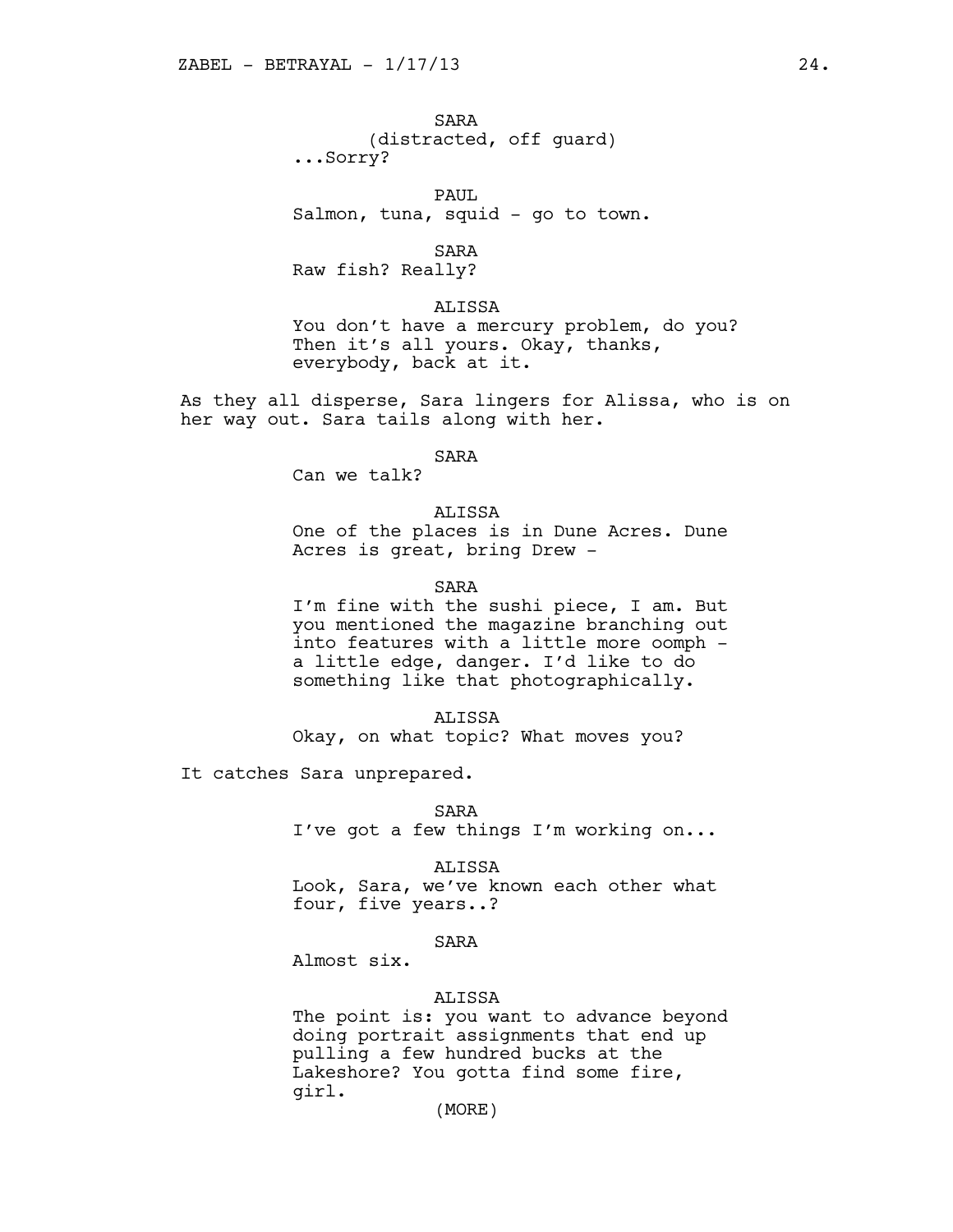SARA
(distracted, off guard)
...Sorry?

PAUL
Salmon, tuna, squid - go to town.

SARA
Raw fish? Really?

ALISSA
You don't have a mercury problem, do you? Then it's all yours. Okay, thanks, everybody, back at it.

As they all disperse, Sara lingers for Alissa, who is on her way out. Sara tails along with her.

SARA
Can we talk?

ALISSA
One of the places is in Dune Acres. Dune Acres is great, bring Drew -

SARA
I'm fine with the sushi piece, I am. But you mentioned the magazine branching out into features with a little more oomph - a little edge, danger. I'd like to do something like that photographically.

ALISSA
Okay, on what topic? What moves you?

It catches Sara unprepared.

SARA
I've got a few things I'm working on...

ALISSA
Look, Sara, we've known each other what four, five years..?

SARA
Almost six.

ALISSA
The point is: you want to advance beyond doing portrait assignments that end up pulling a few hundred bucks at the Lakeshore? You gotta find some fire, girl.
(MORE)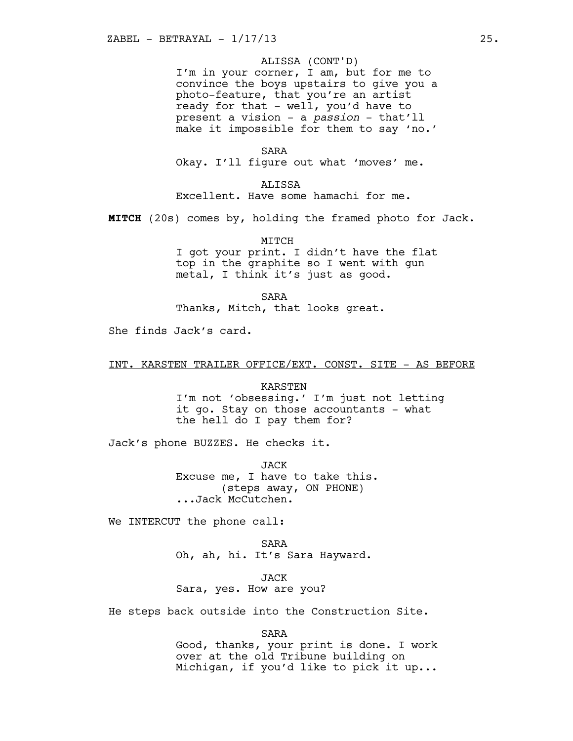ALISSA (CONT'D)
I'm in your corner, I am, but for me to convince the boys upstairs to give you a photo-feature, that you're an artist ready for that - well, you'd have to present a vision - a *passion* - that'll make it impossible for them to say 'no.'

SARA
Okay. I'll figure out what 'moves' me.

ALISSA
Excellent. Have some hamachi for me.

**MITCH** (20s) comes by, holding the framed photo for Jack.

MITCH
I got your print. I didn't have the flat top in the graphite so I went with gun metal, I think it's just as good.

SARA
Thanks, Mitch, that looks great.

She finds Jack's card.

INT. KARSTEN TRAILER OFFICE/EXT. CONST. SITE - AS BEFORE

KARSTEN
I'm not 'obsessing.' I'm just not letting it go. Stay on those accountants - what the hell do I pay them for?

Jack's phone BUZZES. He checks it.

JACK
Excuse me, I have to take this.
(steps away, ON PHONE)
...Jack McCutchen.

We INTERCUT the phone call:

SARA
Oh, ah, hi. It's Sara Hayward.

JACK
Sara, yes. How are you?

He steps back outside into the Construction Site.

SARA
Good, thanks, your print is done. I work over at the old Tribune building on Michigan, if you'd like to pick it up...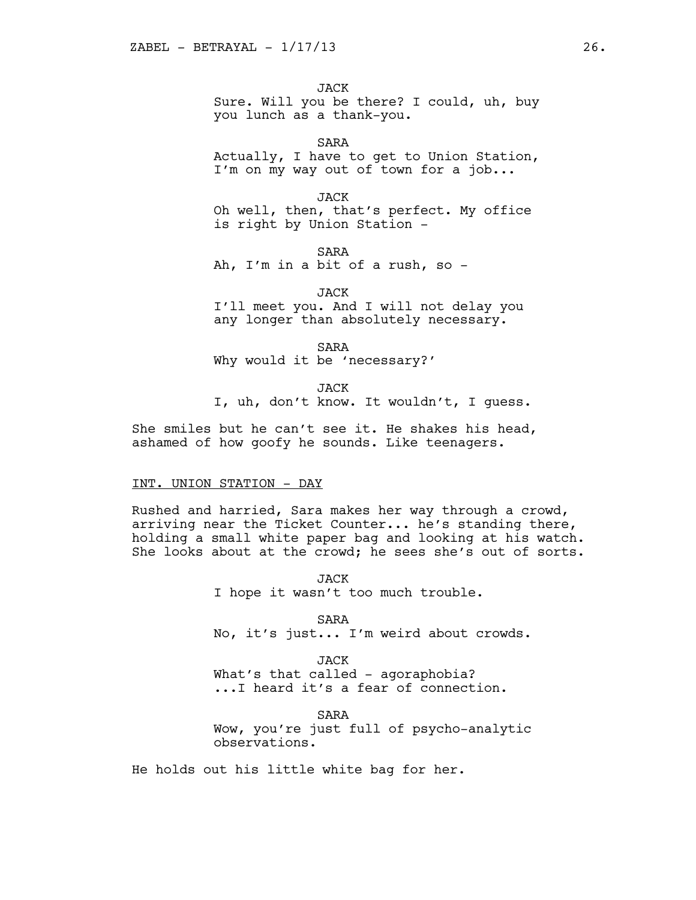JACK
Sure. Will you be there? I could, uh, buy you lunch as a thank-you.

SARA
Actually, I have to get to Union Station, I'm on my way out of town for a job...

JACK
Oh well, then, that's perfect. My office is right by Union Station -

SARA
Ah, I'm in a bit of a rush, so -

JACK
I'll meet you. And I will not delay you any longer than absolutely necessary.

SARA
Why would it be 'necessary?'

JACK
I, uh, don't know. It wouldn't, I guess.

She smiles but he can't see it. He shakes his head, ashamed of how goofy he sounds. Like teenagers.

INT. UNION STATION - DAY

Rushed and harried, Sara makes her way through a crowd, arriving near the Ticket Counter... he's standing there, holding a small white paper bag and looking at his watch. She looks about at the crowd; he sees she's out of sorts.

JACK
I hope it wasn't too much trouble.

SARA
No, it's just... I'm weird about crowds.

JACK
What's that called - agoraphobia? ...I heard it's a fear of connection.

SARA
Wow, you're just full of psycho-analytic observations.

He holds out his little white bag for her.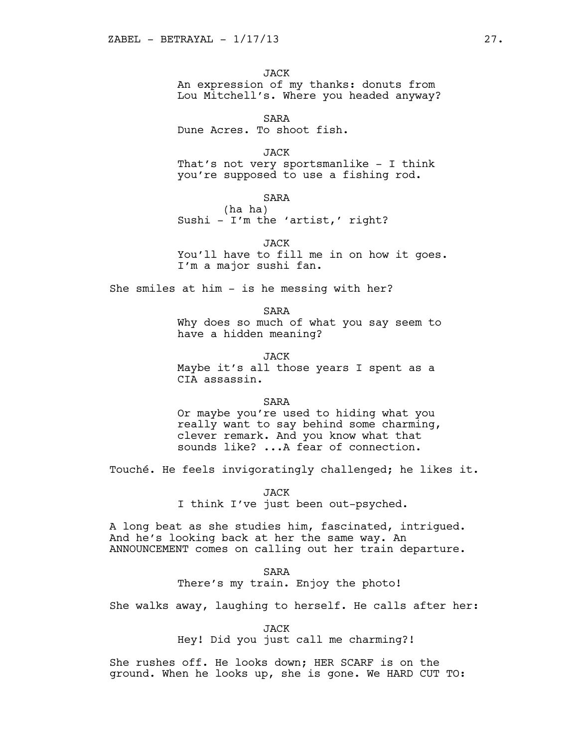JACK

An expression of my thanks: donuts from Lou Mitchell's. Where you headed anyway?

SARA

Dune Acres. To shoot fish.

JACK

That's not very sportsmanlike - I think you're supposed to use a fishing rod.

SARA

(ha ha)

Sushi - I'm the 'artist,' right?

JACK

You'll have to fill me in on how it goes. I'm a major sushi fan.

She smiles at him - is he messing with her?

SARA

Why does so much of what you say seem to have a hidden meaning?

JACK

Maybe it's all those years I spent as a CIA assassin.

SARA

Or maybe you're used to hiding what you really want to say behind some charming, clever remark. And you know what that sounds like? ...A fear of connection.

Touché. He feels invigoratingly challenged; he likes it.

JACK

I think I've just been out-psyched.

A long beat as she studies him, fascinated, intrigued. And he's looking back at her the same way. An ANNOUNCEMENT comes on calling out her train departure.

SARA

There's my train. Enjoy the photo!

She walks away, laughing to herself. He calls after her:

JACK

Hey! Did you just call me charming?!

She rushes off. He looks down; HER SCARF is on the ground. When he looks up, she is gone. We HARD CUT TO: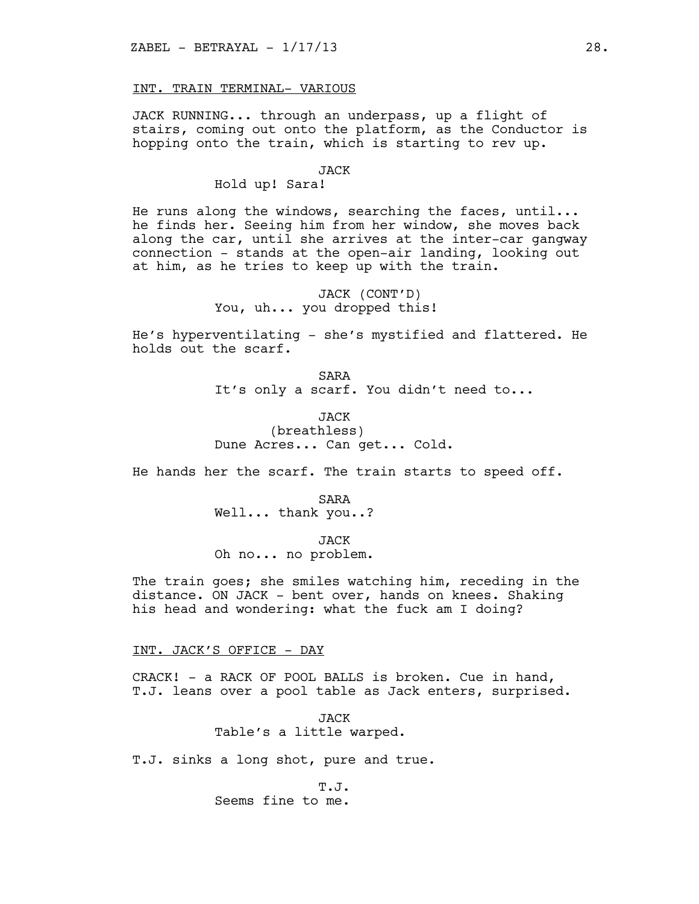INT. TRAIN TERMINAL- VARIOUS

JACK RUNNING... through an underpass, up a flight of stairs, coming out onto the platform, as the Conductor is hopping onto the train, which is starting to rev up.

JACK

Hold up! Sara!

He runs along the windows, searching the faces, until... he finds her. Seeing him from her window, she moves back along the car, until she arrives at the inter-car gangway connection - stands at the open-air landing, looking out at him, as he tries to keep up with the train.

JACK (CONT'D)

You, uh... you dropped this!

He's hyperventilating - she's mystified and flattered. He holds out the scarf.

SARA

It's only a scarf. You didn't need to...

JACK

(breathless)

Dune Acres... Can get... Cold.

He hands her the scarf. The train starts to speed off.

SARA

Well... thank you..?

JACK

Oh no... no problem.

The train goes; she smiles watching him, receding in the distance. ON JACK - bent over, hands on knees. Shaking his head and wondering: what the fuck am I doing?

INT. JACK'S OFFICE - DAY

CRACK! - a RACK OF POOL BALLS is broken. Cue in hand, T.J. leans over a pool table as Jack enters, surprised.

JACK

Table's a little warped.

T.J. sinks a long shot, pure and true.

T.J.

Seems fine to me.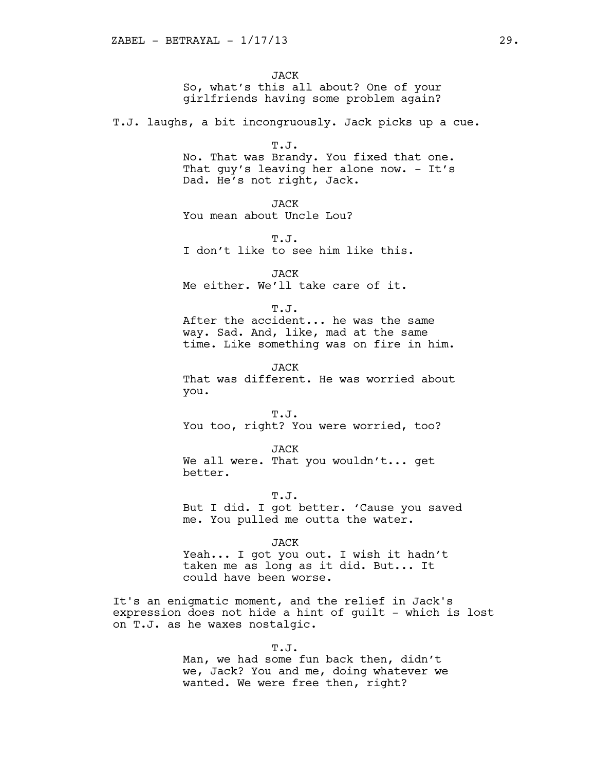JACK
So, what's this all about? One of your girlfriends having some problem again?

T.J. laughs, a bit incongruously. Jack picks up a cue.

T.J.
No. That was Brandy. You fixed that one. That guy's leaving her alone now. - It's Dad. He's not right, Jack.

JACK
You mean about Uncle Lou?

T.J.
I don't like to see him like this.

JACK
Me either. We'll take care of it.

T.J.
After the accident... he was the same way. Sad. And, like, mad at the same time. Like something was on fire in him.

JACK
That was different. He was worried about you.

T.J.
You too, right? You were worried, too?

JACK
We all were. That you wouldn't... get better.

T.J.
But I did. I got better. 'Cause you saved me. You pulled me outta the water.

JACK
Yeah... I got you out. I wish it hadn't taken me as long as it did. But... It could have been worse.

It's an enigmatic moment, and the relief in Jack's expression does not hide a hint of guilt - which is lost on T.J. as he waxes nostalgic.

T.J.
Man, we had some fun back then, didn't we, Jack? You and me, doing whatever we wanted. We were free then, right?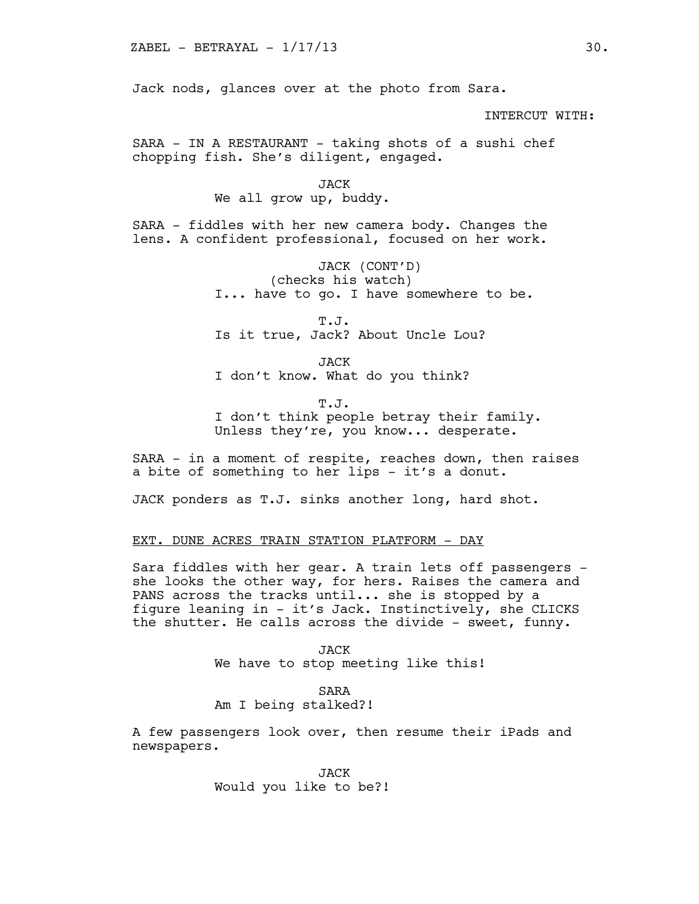Jack nods, glances over at the photo from Sara.

INTERCUT WITH:

SARA - IN A RESTAURANT - taking shots of a sushi chef chopping fish. She's diligent, engaged.

JACK
We all grow up, buddy.

SARA - fiddles with her new camera body. Changes the lens. A confident professional, focused on her work.

JACK (CONT'D)
(checks his watch)
I... have to go. I have somewhere to be.

T.J.
Is it true, Jack? About Uncle Lou?

JACK
I don't know. What do you think?

T.J.
I don't think people betray their family. Unless they're, you know... desperate.

SARA - in a moment of respite, reaches down, then raises a bite of something to her lips - it's a donut.

JACK ponders as T.J. sinks another long, hard shot.

EXT. DUNE ACRES TRAIN STATION PLATFORM - DAY

Sara fiddles with her gear. A train lets off passengers - she looks the other way, for hers. Raises the camera and PANS across the tracks until... she is stopped by a figure leaning in - it's Jack. Instinctively, she CLICKS the shutter. He calls across the divide - sweet, funny.

JACK
We have to stop meeting like this!

SARA
Am I being stalked?!

A few passengers look over, then resume their iPads and newspapers.

JACK
Would you like to be?!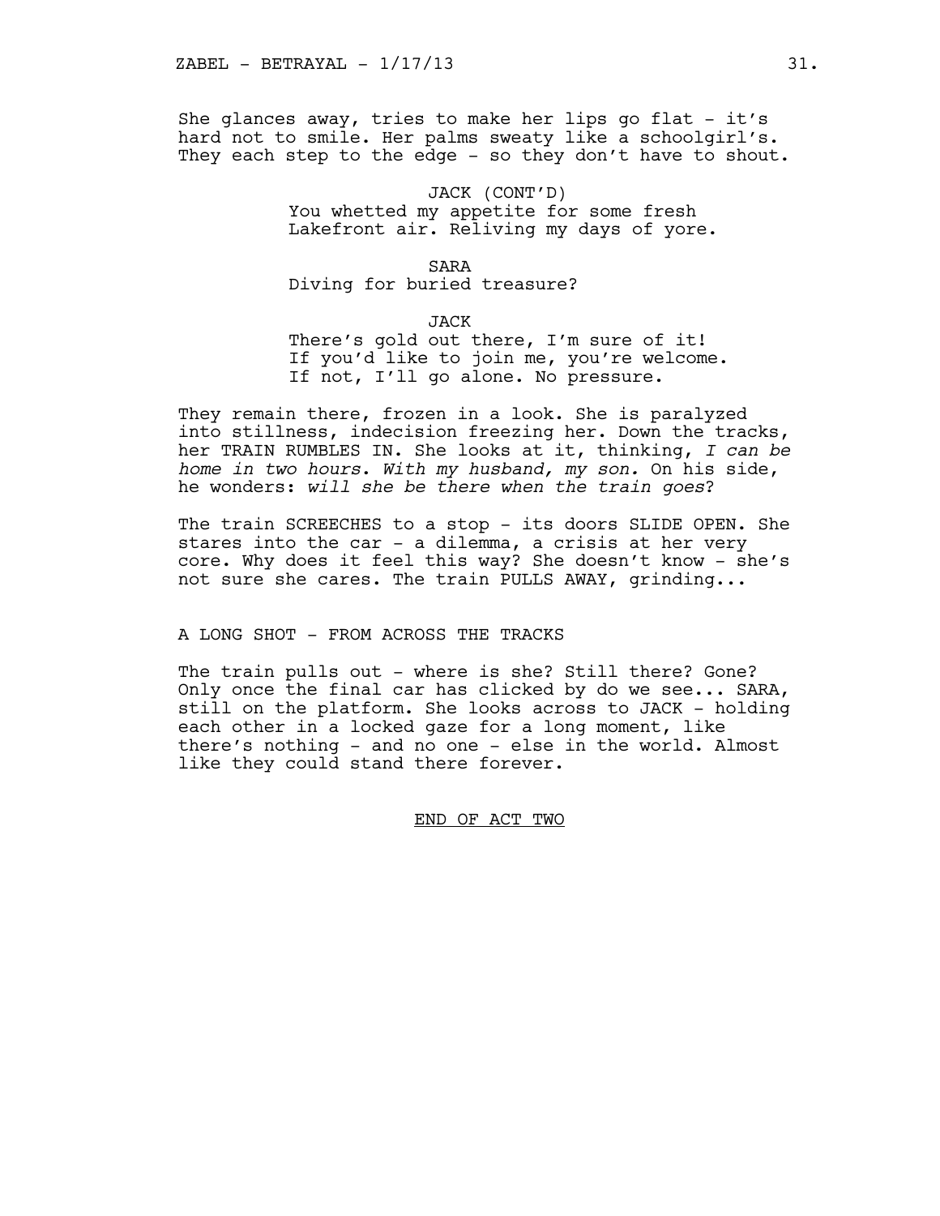She glances away, tries to make her lips go flat - it's hard not to smile. Her palms sweaty like a schoolgirl's. They each step to the edge - so they don't have to shout.

JACK (CONT'D)
You whetted my appetite for some fresh Lakefront air. Reliving my days of yore.

SARA
Diving for buried treasure?

JACK
There's gold out there, I'm sure of it! If you'd like to join me, you're welcome. If not, I'll go alone. No pressure.

They remain there, frozen in a look. She is paralyzed into stillness, indecision freezing her. Down the tracks, her TRAIN RUMBLES IN. She looks at it, thinking, *I can be home in two hours. With my husband, my son.* On his side, he wonders: *will she be there when the train goes*?

The train SCREECHES to a stop - its doors SLIDE OPEN. She stares into the car - a dilemma, a crisis at her very core. Why does it feel this way? She doesn't know - she's not sure she cares. The train PULLS AWAY, grinding...

A LONG SHOT - FROM ACROSS THE TRACKS

The train pulls out - where is she? Still there? Gone? Only once the final car has clicked by do we see... SARA, still on the platform. She looks across to JACK - holding each other in a locked gaze for a long moment, like there's nothing - and no one - else in the world. Almost like they could stand there forever.

END OF ACT TWO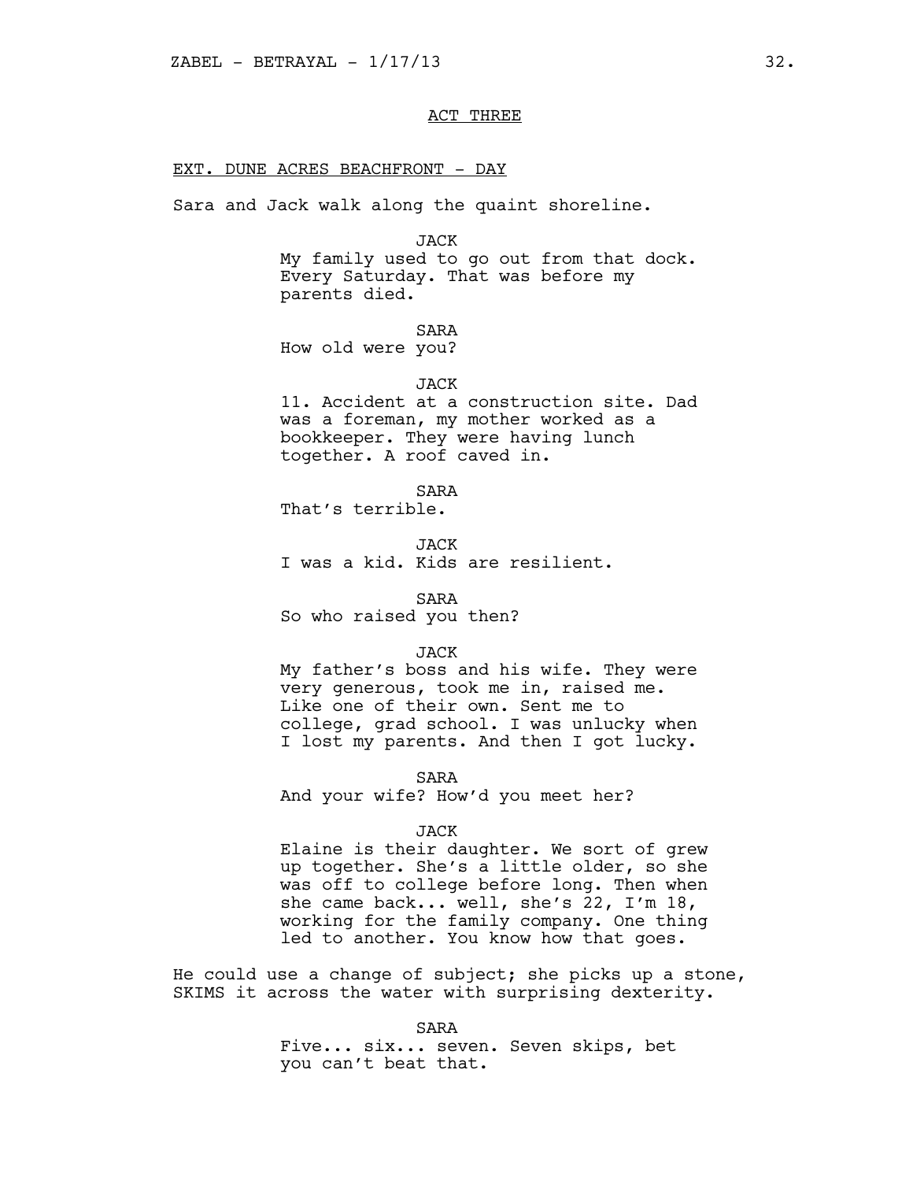ACT THREE

EXT. DUNE ACRES BEACHFRONT - DAY

Sara and Jack walk along the quaint shoreline.

JACK
My family used to go out from that dock. Every Saturday. That was before my parents died.

SARA
How old were you?

JACK
11. Accident at a construction site. Dad was a foreman, my mother worked as a bookkeeper. They were having lunch together. A roof caved in.

SARA
That's terrible.

JACK
I was a kid. Kids are resilient.

SARA
So who raised you then?

JACK
My father's boss and his wife. They were very generous, took me in, raised me. Like one of their own. Sent me to college, grad school. I was unlucky when I lost my parents. And then I got lucky.

SARA
And your wife? How'd you meet her?

JACK
Elaine is their daughter. We sort of grew up together. She's a little older, so she was off to college before long. Then when she came back... well, she's 22, I'm 18, working for the family company. One thing led to another. You know how that goes.

He could use a change of subject; she picks up a stone, SKIMS it across the water with surprising dexterity.

SARA
Five... six... seven. Seven skips, bet you can't beat that.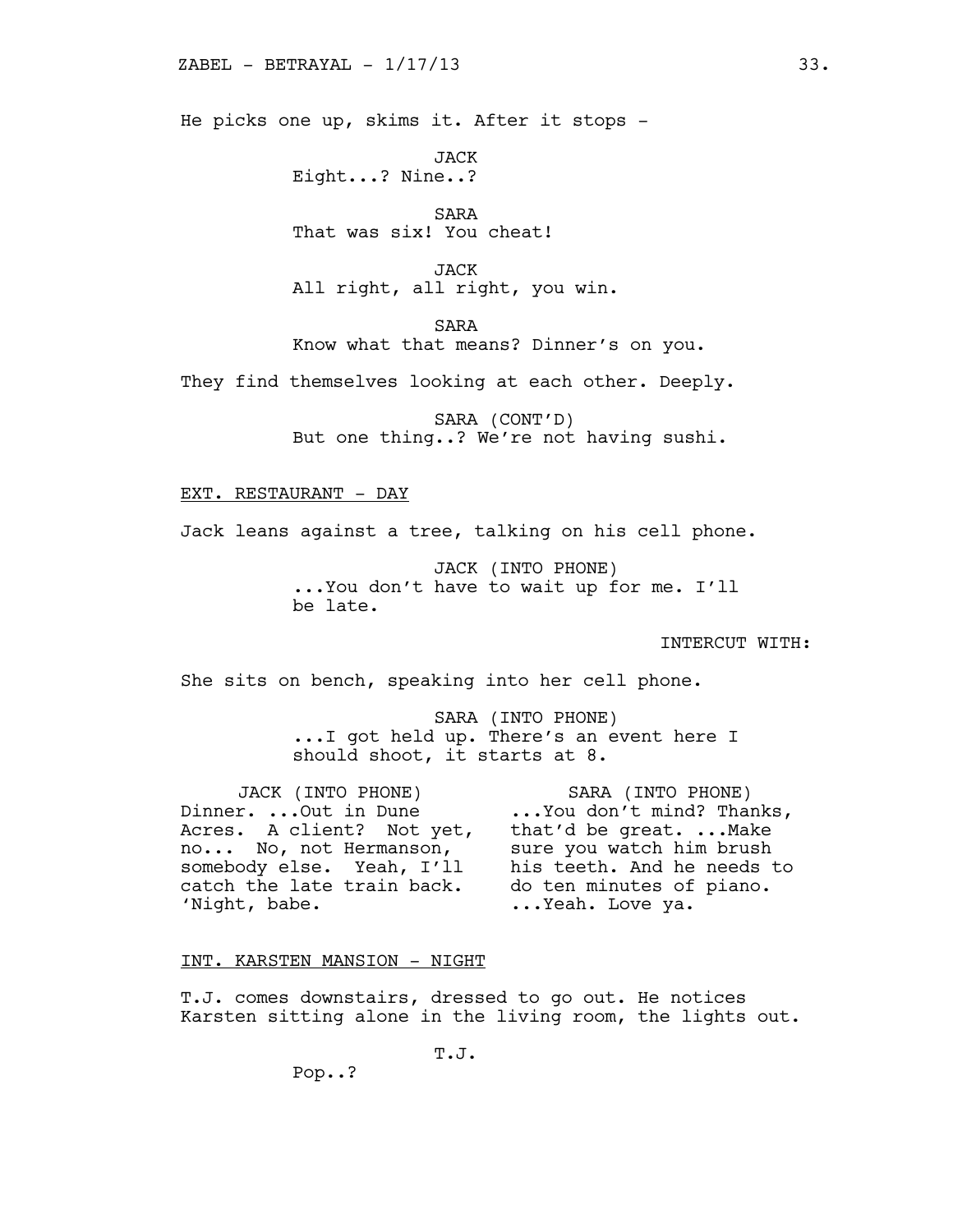He picks one up, skims it. After it stops -

JACK
Eight...? Nine..?

SARA
That was six! You cheat!

JACK
All right, all right, you win.

SARA
Know what that means? Dinner's on you.

They find themselves looking at each other. Deeply.

SARA (CONT'D)
But one thing..? We're not having sushi.

EXT. RESTAURANT - DAY

Jack leans against a tree, talking on his cell phone.

JACK (INTO PHONE)
...You don't have to wait up for me. I'll be late.

INTERCUT WITH:

She sits on bench, speaking into her cell phone.

SARA (INTO PHONE)
...I got held up. There's an event here I should shoot, it starts at 8.

JACK (INTO PHONE)
Dinner. ...Out in Dune Acres. A client? Not yet, no... No, not Hermanson, somebody else. Yeah, I'll catch the late train back. 'Night, babe.

SARA (INTO PHONE)
...You don't mind? Thanks, that'd be great. ...Make sure you watch him brush his teeth. And he needs to do ten minutes of piano. ...Yeah. Love ya.

INT. KARSTEN MANSION - NIGHT

T.J. comes downstairs, dressed to go out. He notices Karsten sitting alone in the living room, the lights out.

T.J.
Pop..?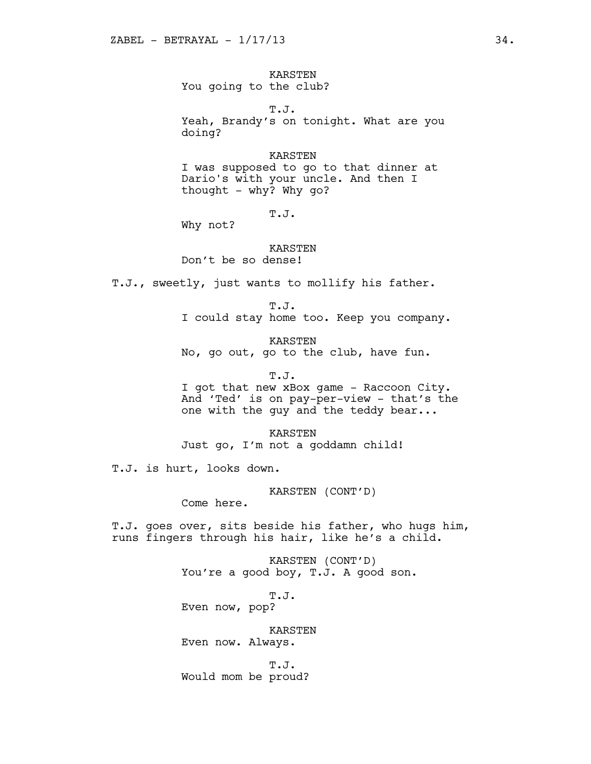KARSTEN
You going to the club?

T.J.
Yeah, Brandy's on tonight. What are you doing?

KARSTEN
I was supposed to go to that dinner at Dario's with your uncle. And then I thought - why? Why go?

T.J.
Why not?

KARSTEN
Don't be so dense!

T.J., sweetly, just wants to mollify his father.

T.J.
I could stay home too. Keep you company.

KARSTEN
No, go out, go to the club, have fun.

T.J.
I got that new xBox game - Raccoon City. And 'Ted' is on pay-per-view - that's the one with the guy and the teddy bear...

KARSTEN
Just go, I'm not a goddamn child!

T.J. is hurt, looks down.

KARSTEN (CONT'D)
Come here.

T.J. goes over, sits beside his father, who hugs him, runs fingers through his hair, like he's a child.

KARSTEN (CONT'D)
You're a good boy, T.J. A good son.

T.J.
Even now, pop?

KARSTEN
Even now. Always.

T.J.
Would mom be proud?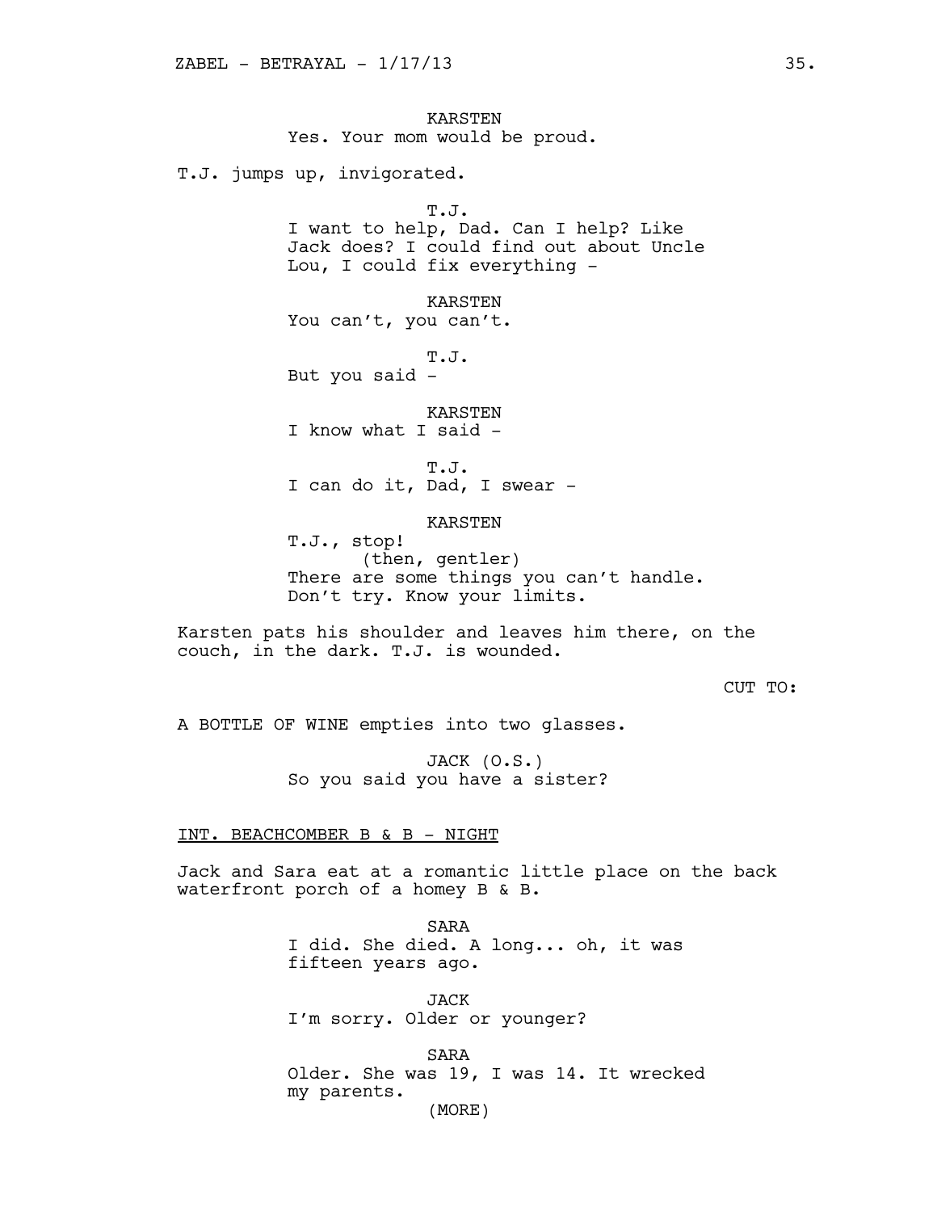KARSTEN
Yes. Your mom would be proud.

T.J. jumps up, invigorated.

T.J.
I want to help, Dad. Can I help? Like Jack does? I could find out about Uncle Lou, I could fix everything -

KARSTEN
You can't, you can't.

T.J.
But you said -

KARSTEN
I know what I said -

T.J.
I can do it, Dad, I swear -

KARSTEN
T.J., stop!
(then, gentler)
There are some things you can't handle. Don't try. Know your limits.

Karsten pats his shoulder and leaves him there, on the couch, in the dark. T.J. is wounded.

CUT TO:

A BOTTLE OF WINE empties into two glasses.

JACK (O.S.)
So you said you have a sister?

INT. BEACHCOMBER B & B - NIGHT

Jack and Sara eat at a romantic little place on the back waterfront porch of a homey B & B.

SARA
I did. She died. A long... oh, it was fifteen years ago.

JACK
I'm sorry. Older or younger?

SARA
Older. She was 19, I was 14. It wrecked my parents.
(MORE)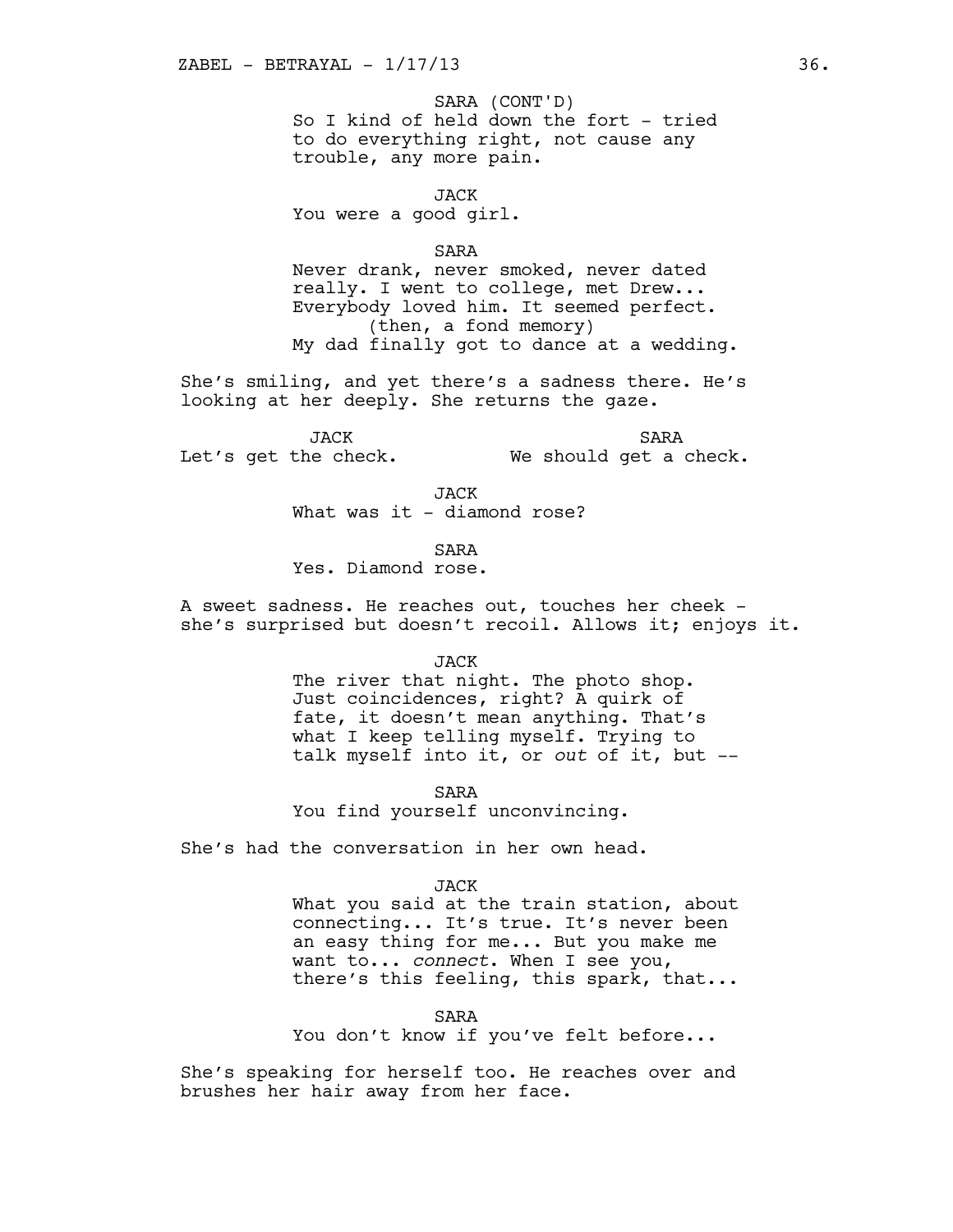SARA (CONT'D)
So I kind of held down the fort - tried to do everything right, not cause any trouble, any more pain.

JACK
You were a good girl.

SARA
Never drank, never smoked, never dated really. I went to college, met Drew... Everybody loved him. It seemed perfect.
(then, a fond memory)
My dad finally got to dance at a wedding.

She's smiling, and yet there's a sadness there. He's looking at her deeply. She returns the gaze.

JACK
Let's get the check.

SARA
We should get a check.

JACK
What was it - diamond rose?

SARA
Yes. Diamond rose.

A sweet sadness. He reaches out, touches her cheek - she's surprised but doesn't recoil. Allows it; enjoys it.

JACK
The river that night. The photo shop. Just coincidences, right? A quirk of fate, it doesn't mean anything. That's what I keep telling myself. Trying to talk myself into it, or *out* of it, but --

SARA
You find yourself unconvincing.

She's had the conversation in her own head.

JACK
What you said at the train station, about connecting... It's true. It's never been an easy thing for me... But you make me want to... *connect*. When I see you, there's this feeling, this spark, that...

SARA
You don't know if you've felt before...

She's speaking for herself too. He reaches over and brushes her hair away from her face.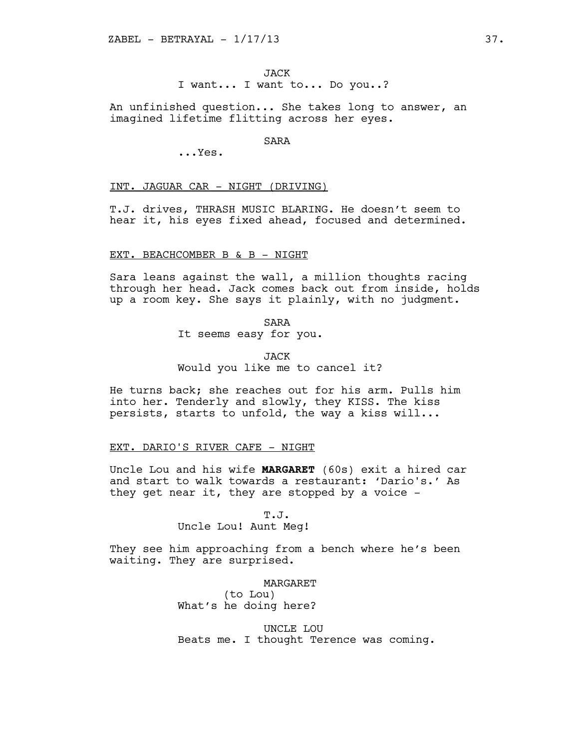JACK

I want... I want to... Do you..?

An unfinished question... She takes long to answer, an imagined lifetime flitting across her eyes.

SARA

...Yes.

INT. JAGUAR CAR - NIGHT (DRIVING)

T.J. drives, THRASH MUSIC BLARING. He doesn't seem to hear it, his eyes fixed ahead, focused and determined.

EXT. BEACHCOMBER B & B - NIGHT

Sara leans against the wall, a million thoughts racing through her head. Jack comes back out from inside, holds up a room key. She says it plainly, with no judgment.

SARA

It seems easy for you.

JACK

Would you like me to cancel it?

He turns back; she reaches out for his arm. Pulls him into her. Tenderly and slowly, they KISS. The kiss persists, starts to unfold, the way a kiss will...

EXT. DARIO'S RIVER CAFE - NIGHT

Uncle Lou and his wife **MARGARET** (60s) exit a hired car and start to walk towards a restaurant: 'Dario's.' As they get near it, they are stopped by a voice -

T.J.

Uncle Lou! Aunt Meg!

They see him approaching from a bench where he's been waiting. They are surprised.

MARGARET

(to Lou)

What's he doing here?

UNCLE LOU

Beats me. I thought Terence was coming.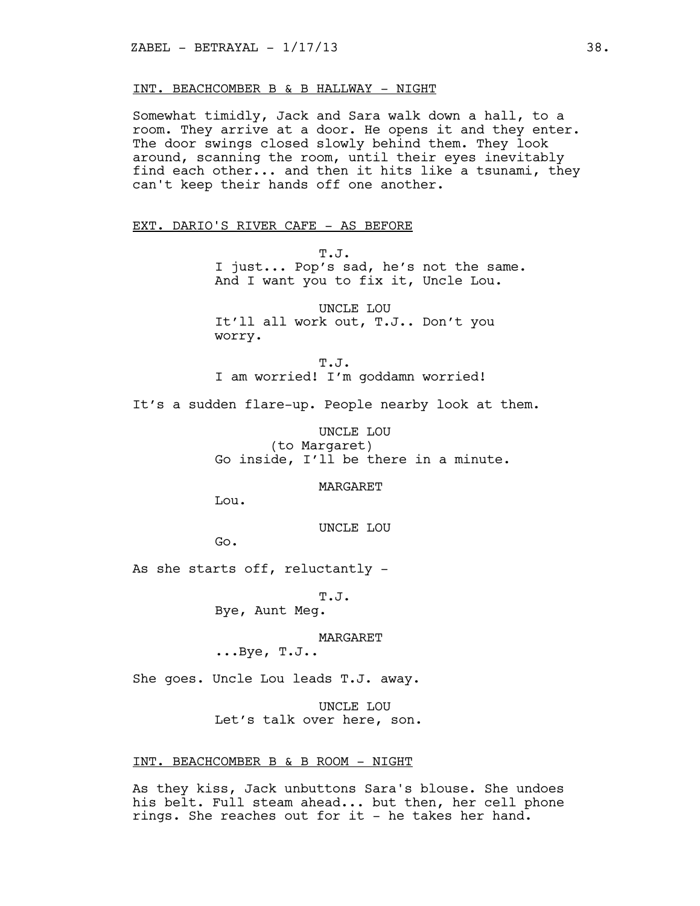INT. BEACHCOMBER B & B HALLWAY - NIGHT

Somewhat timidly, Jack and Sara walk down a hall, to a room. They arrive at a door. He opens it and they enter. The door swings closed slowly behind them. They look around, scanning the room, until their eyes inevitably find each other... and then it hits like a tsunami, they can't keep their hands off one another.

EXT. DARIO'S RIVER CAFE - AS BEFORE

T.J.
I just... Pop's sad, he's not the same. And I want you to fix it, Uncle Lou.

UNCLE LOU
It'll all work out, T.J.. Don't you worry.

T.J.
I am worried! I'm goddamn worried!

It's a sudden flare-up. People nearby look at them.

UNCLE LOU
(to Margaret)
Go inside, I'll be there in a minute.

MARGARET
Lou.

UNCLE LOU
Go.

As she starts off, reluctantly -

T.J.
Bye, Aunt Meg.

MARGARET
...Bye, T.J..

She goes. Uncle Lou leads T.J. away.

UNCLE LOU
Let's talk over here, son.

INT. BEACHCOMBER B & B ROOM - NIGHT

As they kiss, Jack unbuttons Sara's blouse. She undoes his belt. Full steam ahead... but then, her cell phone rings. She reaches out for it - he takes her hand.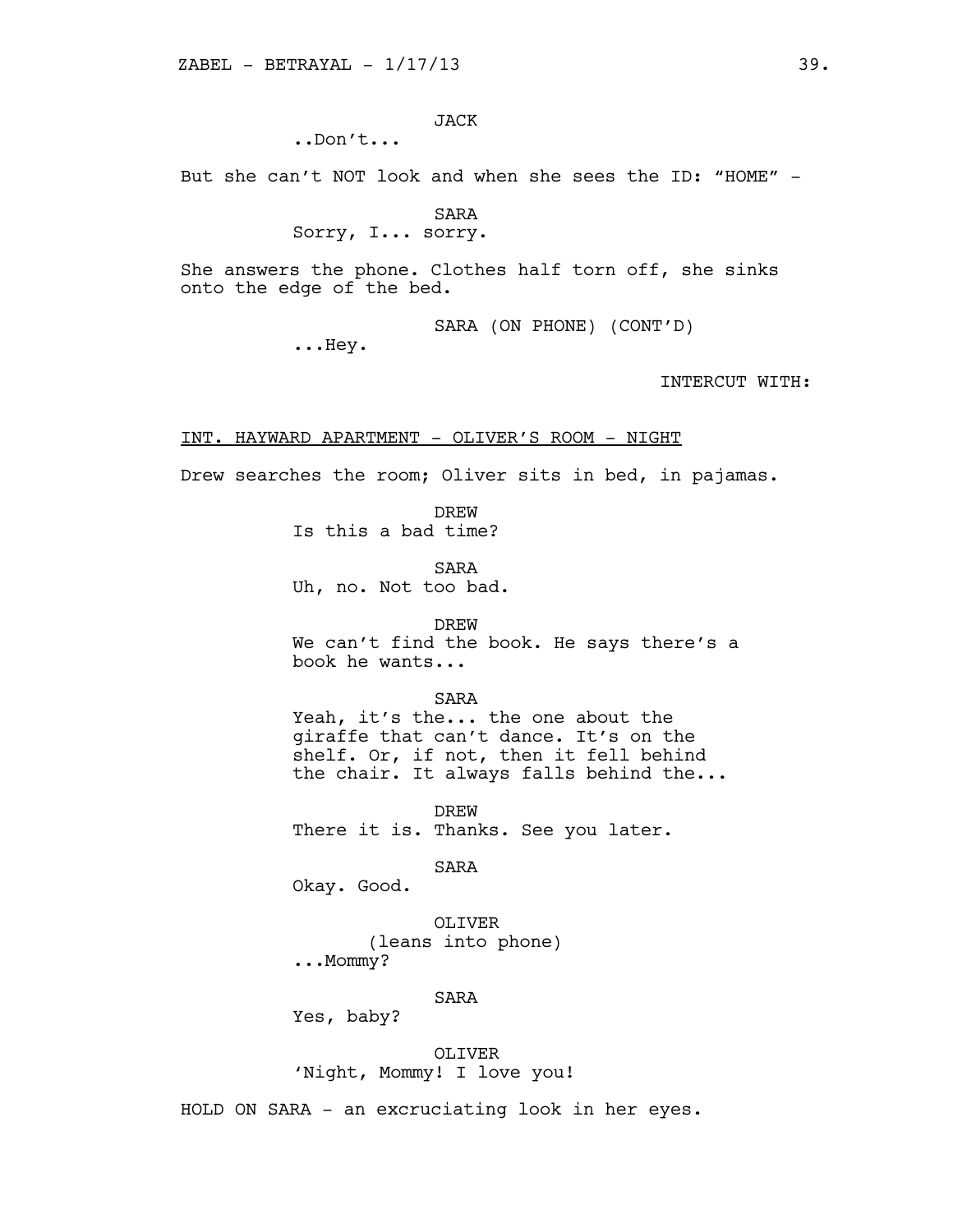JACK

..Don't...

But she can't NOT look and when she sees the ID: "HOME" -

SARA

Sorry, I... sorry.

She answers the phone. Clothes half torn off, she sinks onto the edge of the bed.

SARA (ON PHONE) (CONT'D)

...Hey.

INTERCUT WITH:

INT. HAYWARD APARTMENT - OLIVER'S ROOM - NIGHT

Drew searches the room; Oliver sits in bed, in pajamas.

DREW

Is this a bad time?

SARA

Uh, no. Not too bad.

DREW

We can't find the book. He says there's a book he wants...

SARA

Yeah, it's the... the one about the giraffe that can't dance. It's on the shelf. Or, if not, then it fell behind the chair. It always falls behind the...

DREW

There it is. Thanks. See you later.

SARA

Okay. Good.

OLIVER

(leans into phone)

...Mommy?

SARA

Yes, baby?

OLIVER

'Night, Mommy! I love you!

HOLD ON SARA - an excruciating look in her eyes.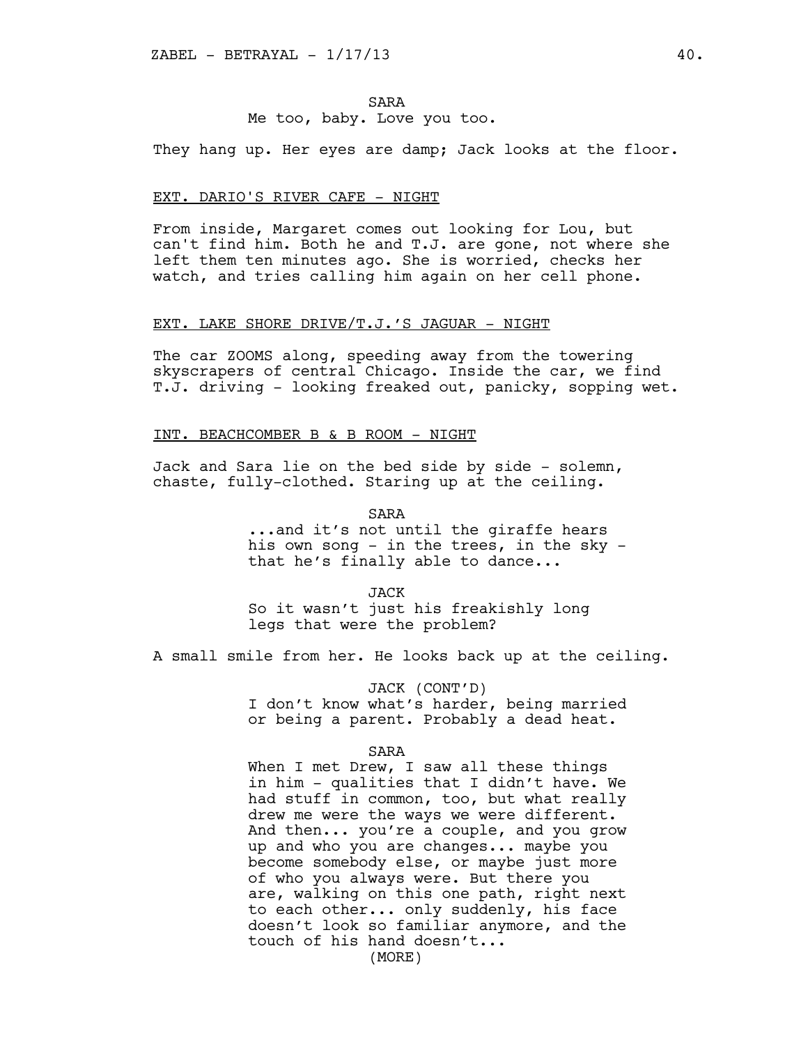SARA

Me too, baby. Love you too.

They hang up. Her eyes are damp; Jack looks at the floor.

EXT. DARIO'S RIVER CAFE - NIGHT

From inside, Margaret comes out looking for Lou, but can't find him. Both he and T.J. are gone, not where she left them ten minutes ago. She is worried, checks her watch, and tries calling him again on her cell phone.

EXT. LAKE SHORE DRIVE/T.J.'S JAGUAR - NIGHT

The car ZOOMS along, speeding away from the towering skyscrapers of central Chicago. Inside the car, we find T.J. driving - looking freaked out, panicky, sopping wet.

INT. BEACHCOMBER B & B ROOM - NIGHT

Jack and Sara lie on the bed side by side - solemn, chaste, fully-clothed. Staring up at the ceiling.

SARA

...and it's not until the giraffe hears his own song - in the trees, in the sky - that he's finally able to dance...

JACK

So it wasn't just his freakishly long legs that were the problem?

A small smile from her. He looks back up at the ceiling.

JACK (CONT'D)

I don't know what's harder, being married or being a parent. Probably a dead heat.

SARA

When I met Drew, I saw all these things in him - qualities that I didn't have. We had stuff in common, too, but what really drew me were the ways we were different. And then... you're a couple, and you grow up and who you are changes... maybe you become somebody else, or maybe just more of who you always were. But there you are, walking on this one path, right next to each other... only suddenly, his face doesn't look so familiar anymore, and the touch of his hand doesn't...

(MORE)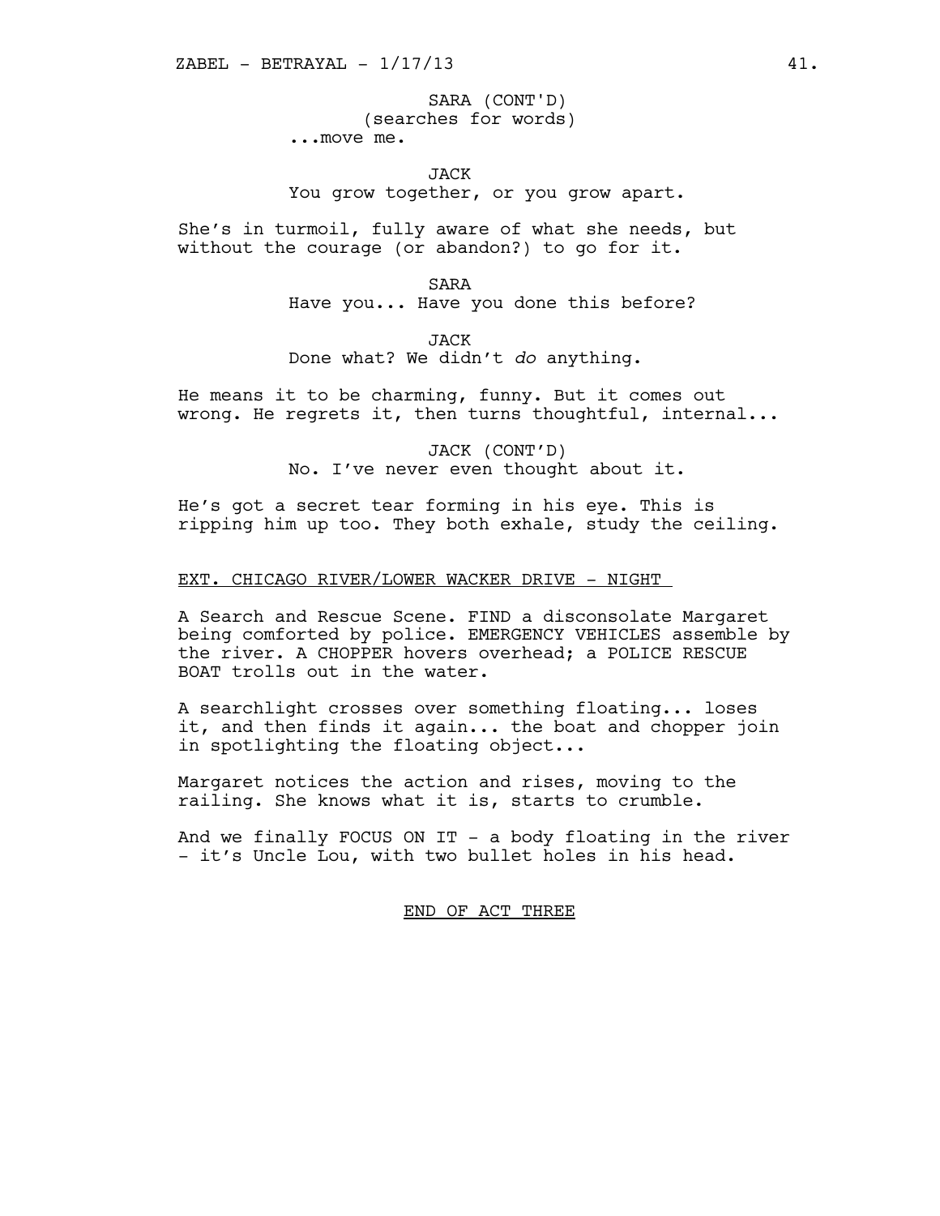SARA (CONT'D)
(searches for words)
...move me.

JACK
You grow together, or you grow apart.

She's in turmoil, fully aware of what she needs, but without the courage (or abandon?) to go for it.

SARA
Have you... Have you done this before?

JACK
Done what? We didn't *do* anything.

He means it to be charming, funny. But it comes out wrong. He regrets it, then turns thoughtful, internal...

JACK (CONT'D)
No. I've never even thought about it.

He's got a secret tear forming in his eye. This is ripping him up too. They both exhale, study the ceiling.

EXT. CHICAGO RIVER/LOWER WACKER DRIVE - NIGHT

A Search and Rescue Scene. FIND a disconsolate Margaret being comforted by police. EMERGENCY VEHICLES assemble by the river. A CHOPPER hovers overhead; a POLICE RESCUE BOAT trolls out in the water.

A searchlight crosses over something floating... loses it, and then finds it again... the boat and chopper join in spotlighting the floating object...

Margaret notices the action and rises, moving to the railing. She knows what it is, starts to crumble.

And we finally FOCUS ON IT - a body floating in the river - it's Uncle Lou, with two bullet holes in his head.

END OF ACT THREE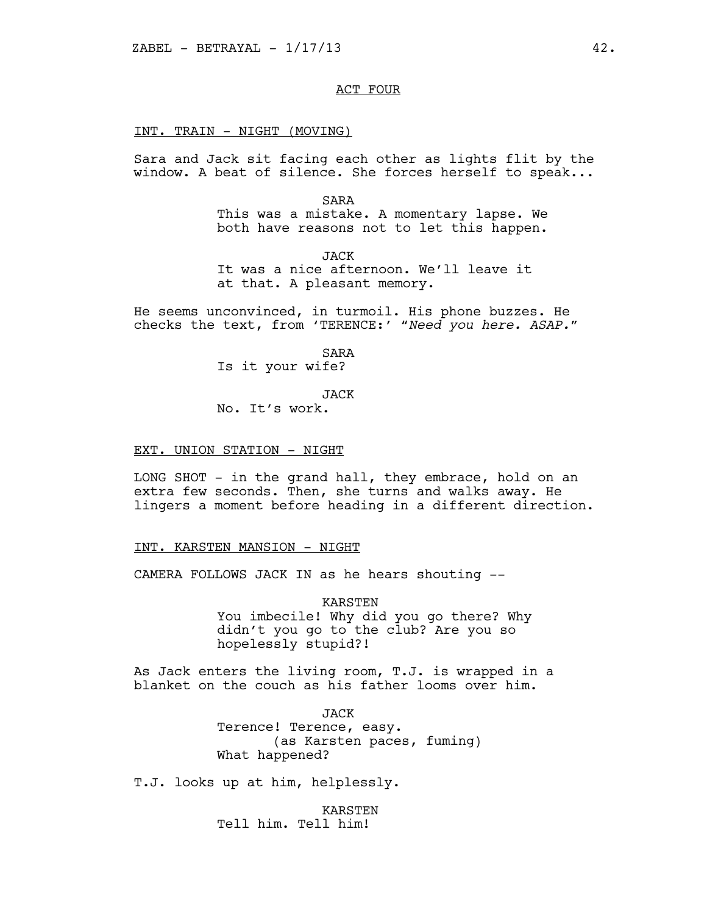ACT FOUR

INT. TRAIN - NIGHT (MOVING)

Sara and Jack sit facing each other as lights flit by the window. A beat of silence. She forces herself to speak...

SARA
This was a mistake. A momentary lapse. We both have reasons not to let this happen.

JACK
It was a nice afternoon. We'll leave it at that. A pleasant memory.

He seems unconvinced, in turmoil. His phone buzzes. He checks the text, from 'TERENCE:' "*Need you here. ASAP.*"

SARA
Is it your wife?

JACK
No. It's work.

EXT. UNION STATION - NIGHT

LONG SHOT - in the grand hall, they embrace, hold on an extra few seconds. Then, she turns and walks away. He lingers a moment before heading in a different direction.

INT. KARSTEN MANSION - NIGHT

CAMERA FOLLOWS JACK IN as he hears shouting --

KARSTEN
You imbecile! Why did you go there? Why didn't you go to the club? Are you so hopelessly stupid?!

As Jack enters the living room, T.J. is wrapped in a blanket on the couch as his father looms over him.

JACK
Terence! Terence, easy.
(as Karsten paces, fuming)
What happened?

T.J. looks up at him, helplessly.

KARSTEN
Tell him. Tell him!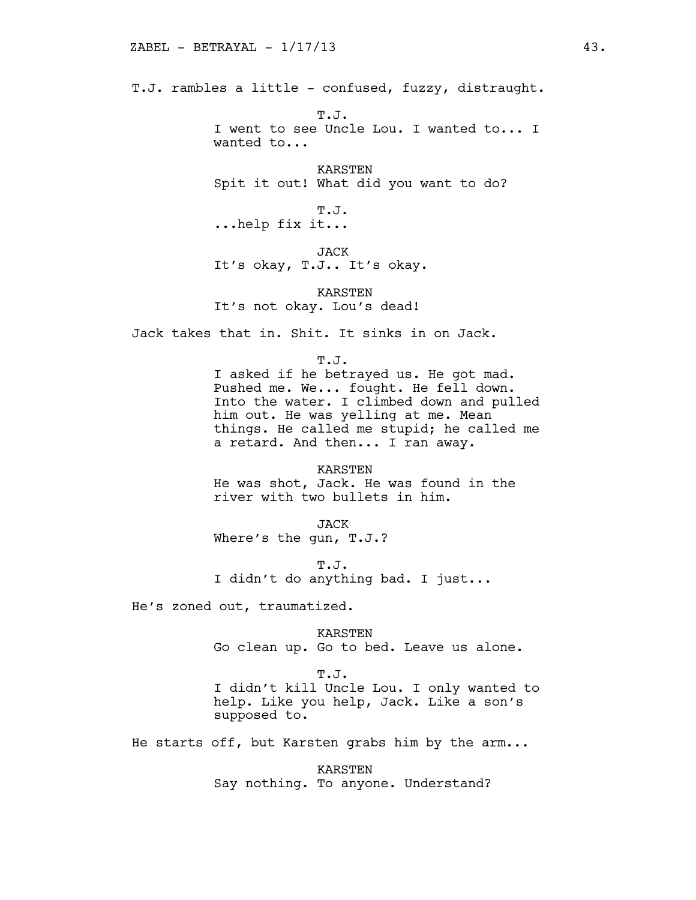T.J. rambles a little - confused, fuzzy, distraught.

T.J.
I went to see Uncle Lou. I wanted to... I wanted to...

KARSTEN
Spit it out! What did you want to do?

T.J.
...help fix it...

JACK
It's okay, T.J.. It's okay.

KARSTEN
It's not okay. Lou's dead!

Jack takes that in. Shit. It sinks in on Jack.

T.J.
I asked if he betrayed us. He got mad. Pushed me. We... fought. He fell down. Into the water. I climbed down and pulled him out. He was yelling at me. Mean things. He called me stupid; he called me a retard. And then... I ran away.

KARSTEN
He was shot, Jack. He was found in the river with two bullets in him.

JACK
Where's the gun, T.J.?

T.J.
I didn't do anything bad. I just...

He's zoned out, traumatized.

KARSTEN
Go clean up. Go to bed. Leave us alone.

T.J.
I didn't kill Uncle Lou. I only wanted to help. Like you help, Jack. Like a son's supposed to.

He starts off, but Karsten grabs him by the arm...

KARSTEN
Say nothing. To anyone. Understand?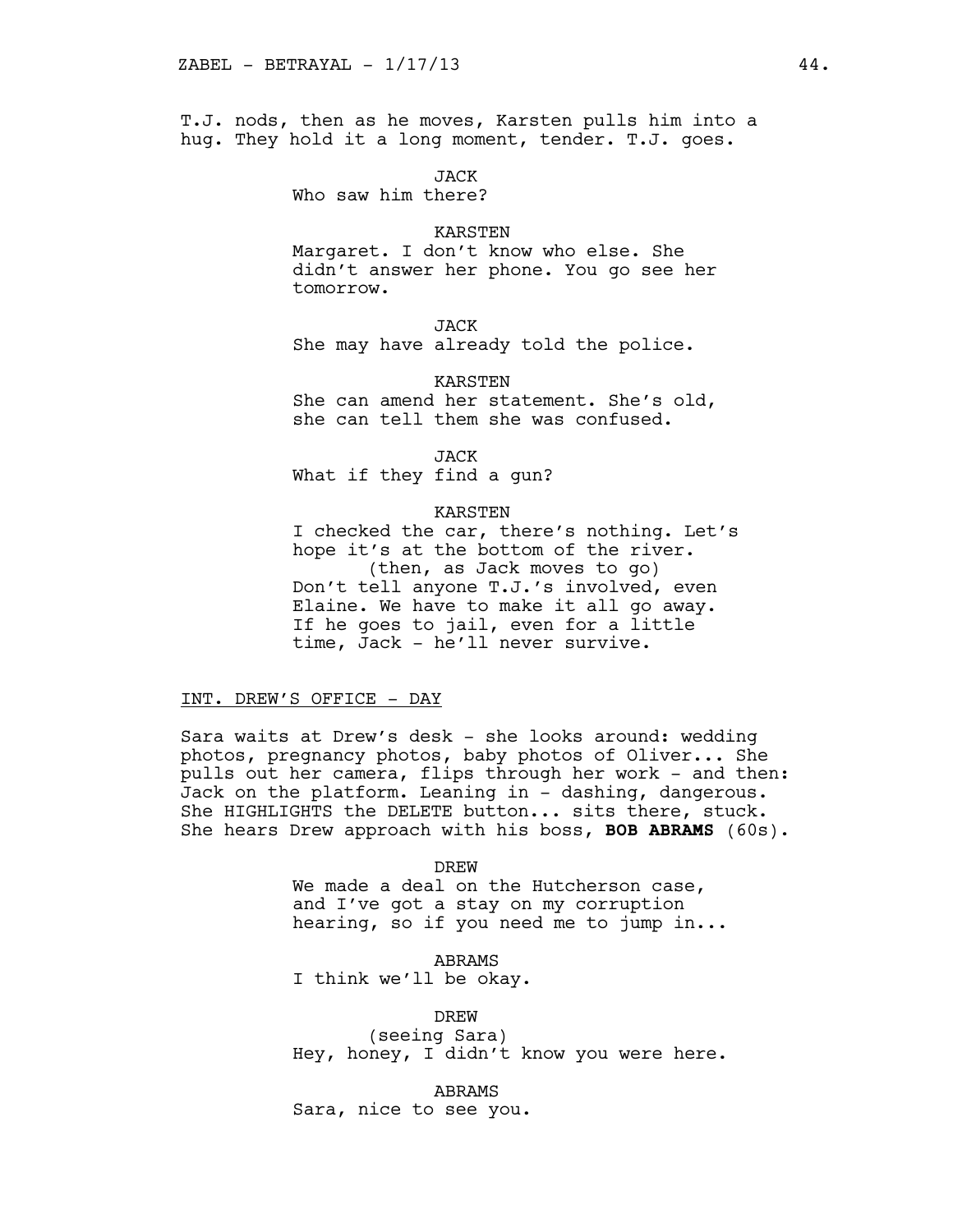T.J. nods, then as he moves, Karsten pulls him into a hug. They hold it a long moment, tender. T.J. goes.

JACK
Who saw him there?

KARSTEN
Margaret. I don't know who else. She didn't answer her phone. You go see her tomorrow.

JACK
She may have already told the police.

KARSTEN
She can amend her statement. She's old, she can tell them she was confused.

JACK
What if they find a gun?

KARSTEN
I checked the car, there's nothing. Let's hope it's at the bottom of the river.
(then, as Jack moves to go)
Don't tell anyone T.J.'s involved, even Elaine. We have to make it all go away. If he goes to jail, even for a little time, Jack - he'll never survive.

INT. DREW'S OFFICE - DAY

Sara waits at Drew's desk - she looks around: wedding photos, pregnancy photos, baby photos of Oliver... She pulls out her camera, flips through her work - and then: Jack on the platform. Leaning in - dashing, dangerous. She HIGHLIGHTS the DELETE button... sits there, stuck. She hears Drew approach with his boss, **BOB ABRAMS** (60s).

DREW
We made a deal on the Hutcherson case, and I've got a stay on my corruption hearing, so if you need me to jump in...

ABRAMS
I think we'll be okay.

DREW
(seeing Sara)
Hey, honey, I didn't know you were here.

ABRAMS
Sara, nice to see you.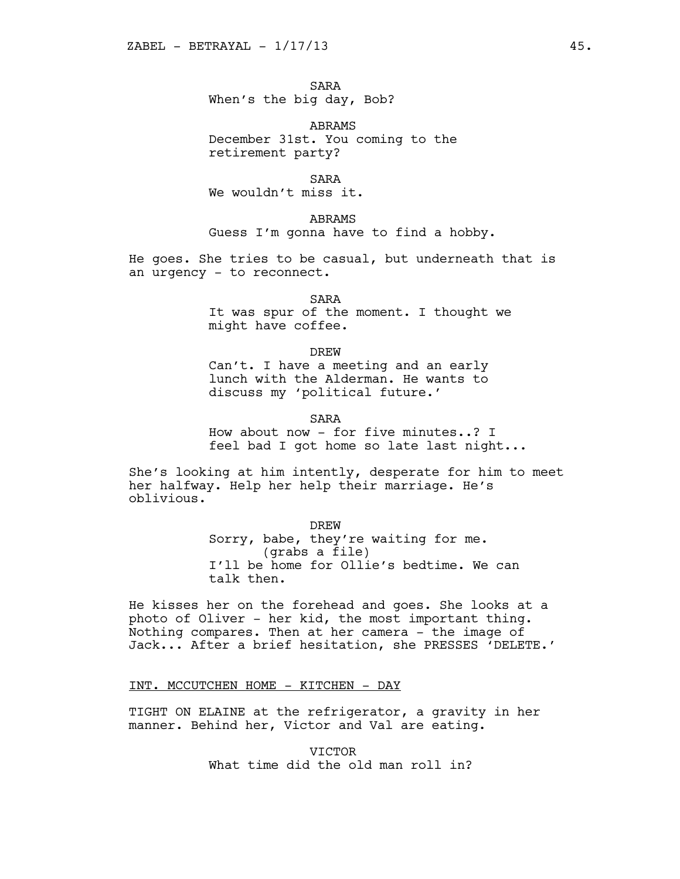SARA
When's the big day, Bob?

ABRAMS
December 31st. You coming to the retirement party?

SARA
We wouldn't miss it.

ABRAMS
Guess I'm gonna have to find a hobby.

He goes. She tries to be casual, but underneath that is an urgency - to reconnect.

SARA
It was spur of the moment. I thought we might have coffee.

DREW
Can't. I have a meeting and an early lunch with the Alderman. He wants to discuss my 'political future.'

SARA
How about now - for five minutes..? I feel bad I got home so late last night...

She's looking at him intently, desperate for him to meet her halfway. Help her help their marriage. He's oblivious.

DREW
Sorry, babe, they're waiting for me.
(grabs a file)
I'll be home for Ollie's bedtime. We can talk then.

He kisses her on the forehead and goes. She looks at a photo of Oliver - her kid, the most important thing. Nothing compares. Then at her camera - the image of Jack... After a brief hesitation, she PRESSES 'DELETE.'

INT. MCCUTCHEN HOME - KITCHEN - DAY

TIGHT ON ELAINE at the refrigerator, a gravity in her manner. Behind her, Victor and Val are eating.

VICTOR
What time did the old man roll in?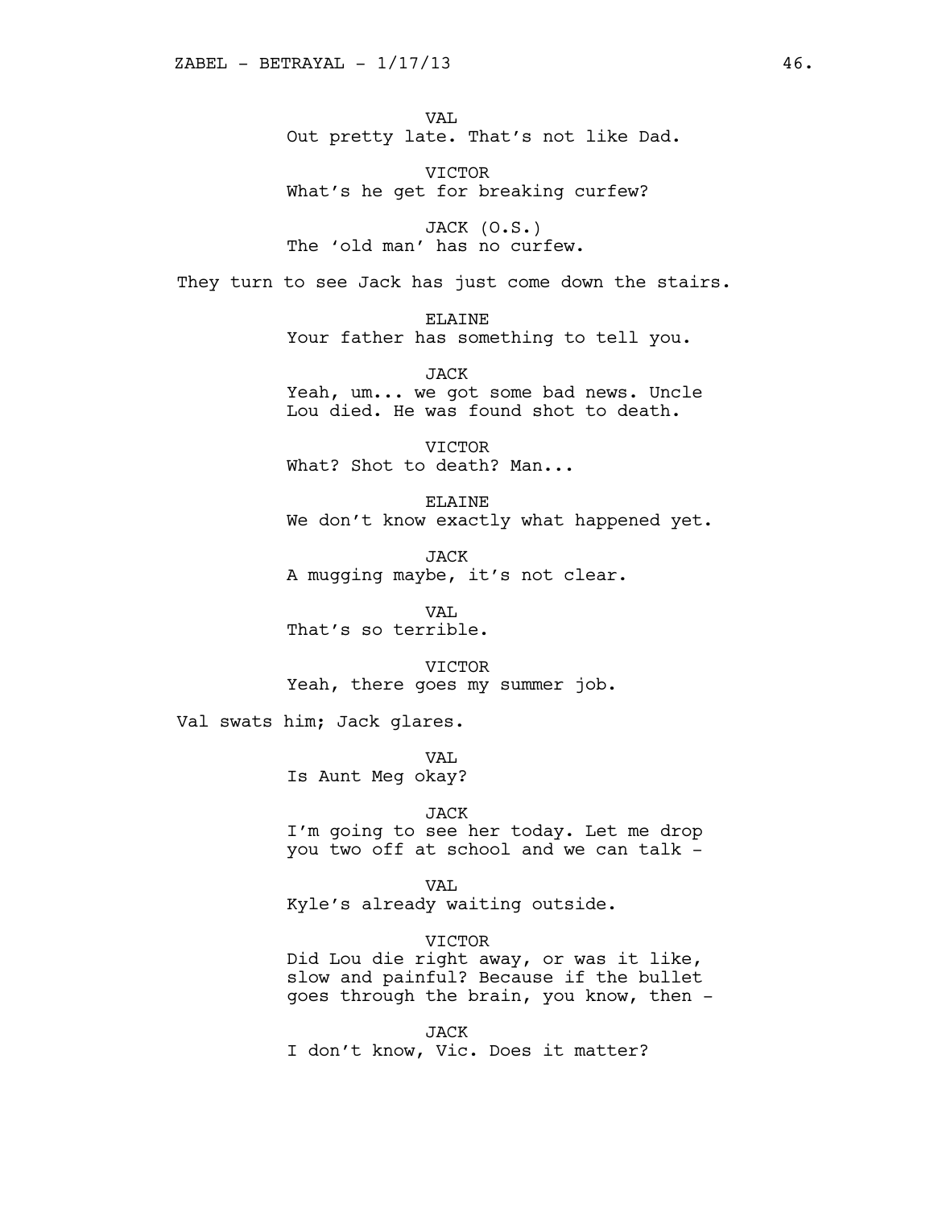VAL
Out pretty late. That's not like Dad.

VICTOR
What's he get for breaking curfew?

JACK (O.S.)
The 'old man' has no curfew.

They turn to see Jack has just come down the stairs.

ELAINE
Your father has something to tell you.

JACK
Yeah, um... we got some bad news. Uncle Lou died. He was found shot to death.

VICTOR
What? Shot to death? Man...

ELAINE
We don't know exactly what happened yet.

JACK
A mugging maybe, it's not clear.

VAL
That's so terrible.

VICTOR
Yeah, there goes my summer job.

Val swats him; Jack glares.

VAL
Is Aunt Meg okay?

JACK
I'm going to see her today. Let me drop you two off at school and we can talk -

VAL
Kyle's already waiting outside.

VICTOR
Did Lou die right away, or was it like, slow and painful? Because if the bullet goes through the brain, you know, then -

JACK
I don't know, Vic. Does it matter?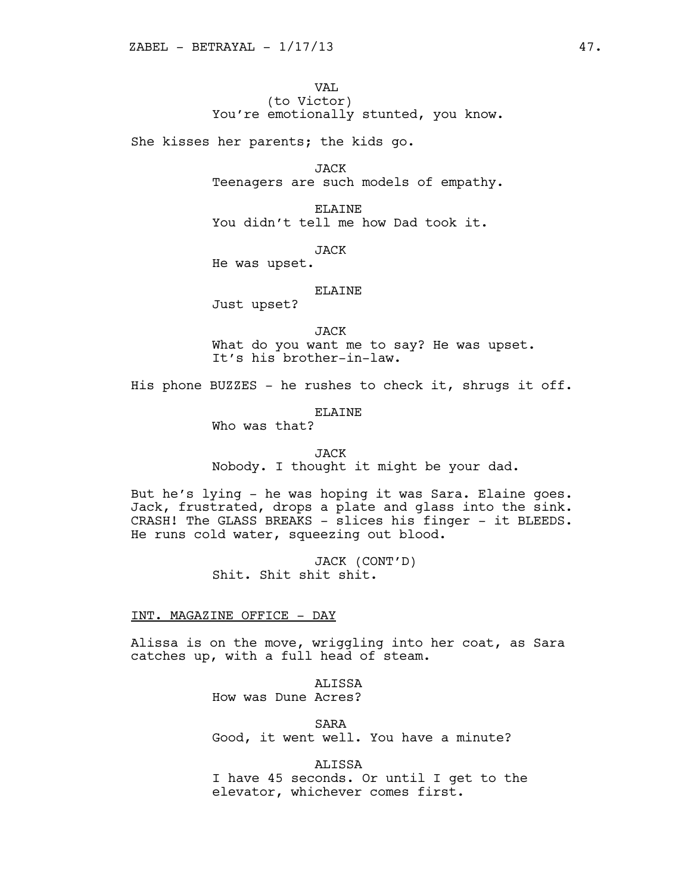VAL
(to Victor)
You're emotionally stunted, you know.

She kisses her parents; the kids go.

JACK
Teenagers are such models of empathy.

ELAINE
You didn't tell me how Dad took it.

JACK
He was upset.

ELAINE
Just upset?

JACK
What do you want me to say? He was upset.
It's his brother-in-law.

His phone BUZZES - he rushes to check it, shrugs it off.

ELAINE
Who was that?

JACK
Nobody. I thought it might be your dad.

But he's lying - he was hoping it was Sara. Elaine goes.
Jack, frustrated, drops a plate and glass into the sink.
CRASH! The GLASS BREAKS - slices his finger - it BLEEDS.
He runs cold water, squeezing out blood.

JACK (CONT'D)
Shit. Shit shit shit.

INT. MAGAZINE OFFICE - DAY

Alissa is on the move, wriggling into her coat, as Sara
catches up, with a full head of steam.

ALISSA
How was Dune Acres?

SARA
Good, it went well. You have a minute?

ALISSA
I have 45 seconds. Or until I get to the
elevator, whichever comes first.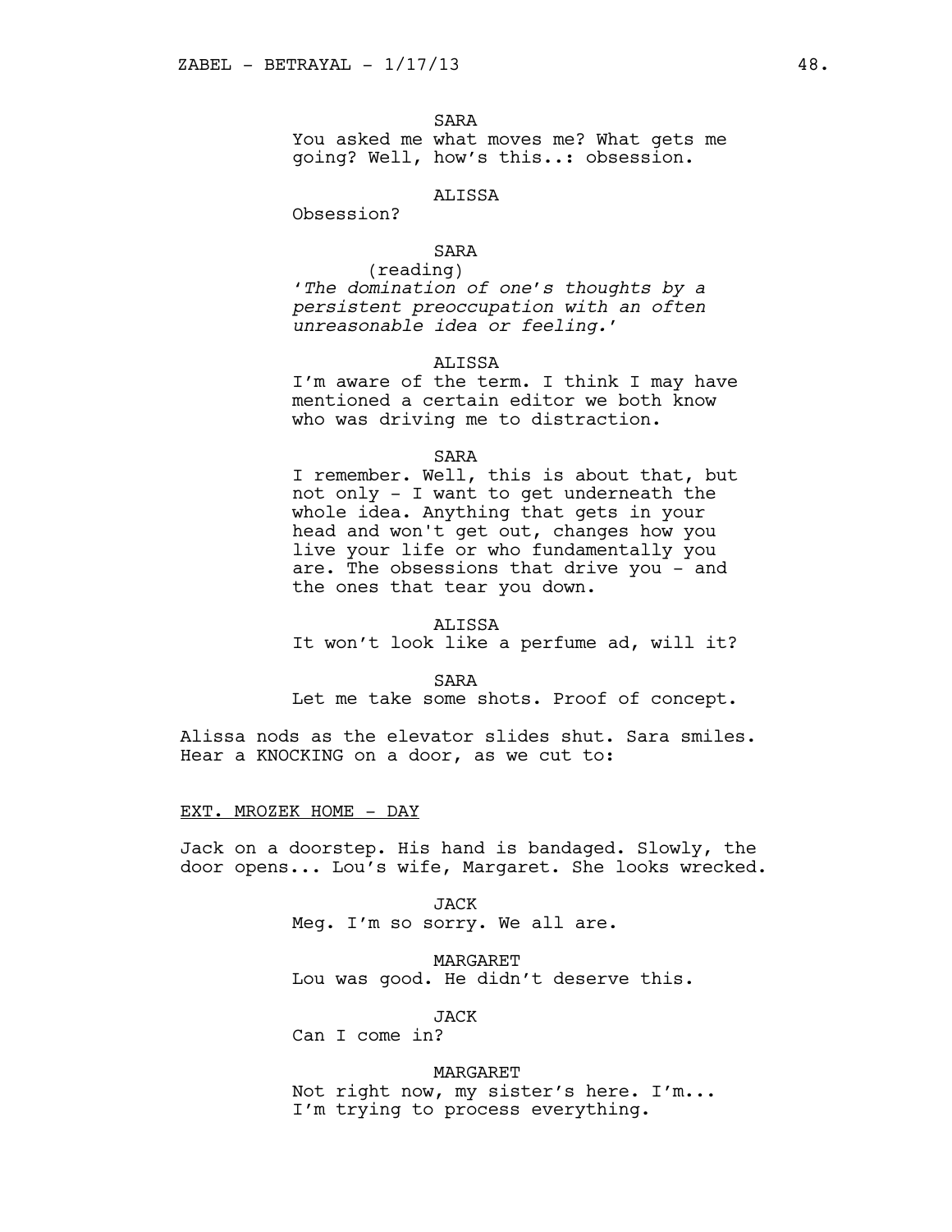SARA

You asked me what moves me? What gets me going? Well, how's this..: obsession.

ALISSA

Obsession?

SARA

(reading)

*'The domination of one's thoughts by a persistent preoccupation with an often unreasonable idea or feeling.'*

ALISSA

I'm aware of the term. I think I may have mentioned a certain editor we both know who was driving me to distraction.

SARA

I remember. Well, this is about that, but not only - I want to get underneath the whole idea. Anything that gets in your head and won't get out, changes how you live your life or who fundamentally you are. The obsessions that drive you - and the ones that tear you down.

ALISSA

It won't look like a perfume ad, will it?

SARA

Let me take some shots. Proof of concept.

Alissa nods as the elevator slides shut. Sara smiles. Hear a KNOCKING on a door, as we cut to:

EXT. MROZEK HOME - DAY

Jack on a doorstep. His hand is bandaged. Slowly, the door opens... Lou's wife, Margaret. She looks wrecked.

JACK

Meg. I'm so sorry. We all are.

MARGARET

Lou was good. He didn't deserve this.

JACK

Can I come in?

MARGARET

Not right now, my sister's here. I'm... I'm trying to process everything.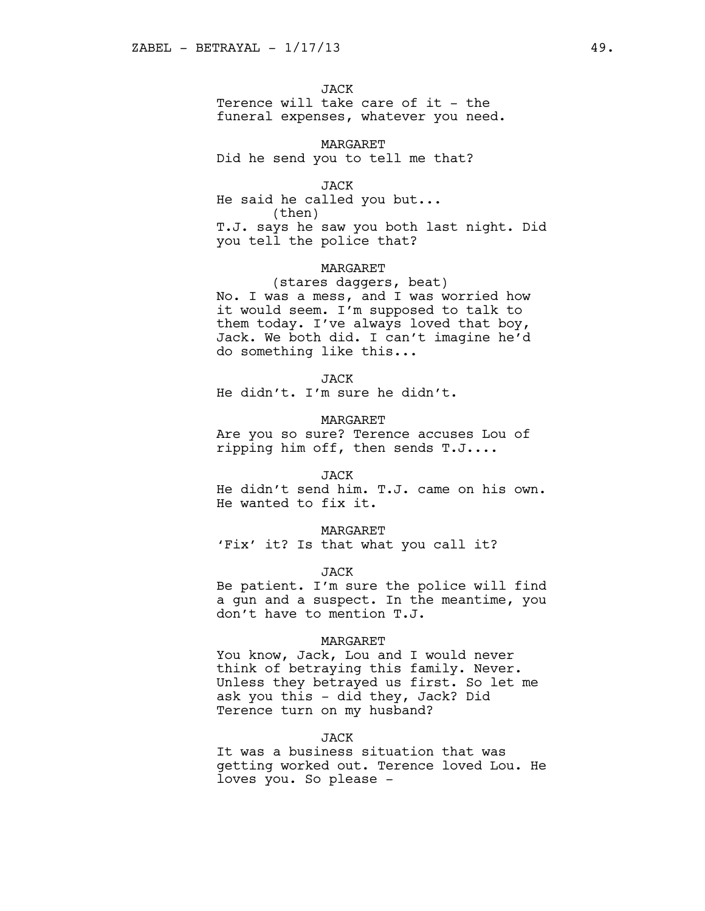JACK
Terence will take care of it - the funeral expenses, whatever you need.

MARGARET
Did he send you to tell me that?

JACK
He said he called you but...
(then)
T.J. says he saw you both last night. Did you tell the police that?

MARGARET
(stares daggers, beat)
No. I was a mess, and I was worried how it would seem. I'm supposed to talk to them today. I've always loved that boy, Jack. We both did. I can't imagine he'd do something like this...

JACK
He didn't. I'm sure he didn't.

MARGARET
Are you so sure? Terence accuses Lou of ripping him off, then sends T.J....

JACK
He didn't send him. T.J. came on his own. He wanted to fix it.

MARGARET
'Fix' it? Is that what you call it?

JACK
Be patient. I'm sure the police will find a gun and a suspect. In the meantime, you don't have to mention T.J.

MARGARET
You know, Jack, Lou and I would never think of betraying this family. Never. Unless they betrayed us first. So let me ask you this - did they, Jack? Did Terence turn on my husband?

JACK
It was a business situation that was getting worked out. Terence loved Lou. He loves you. So please -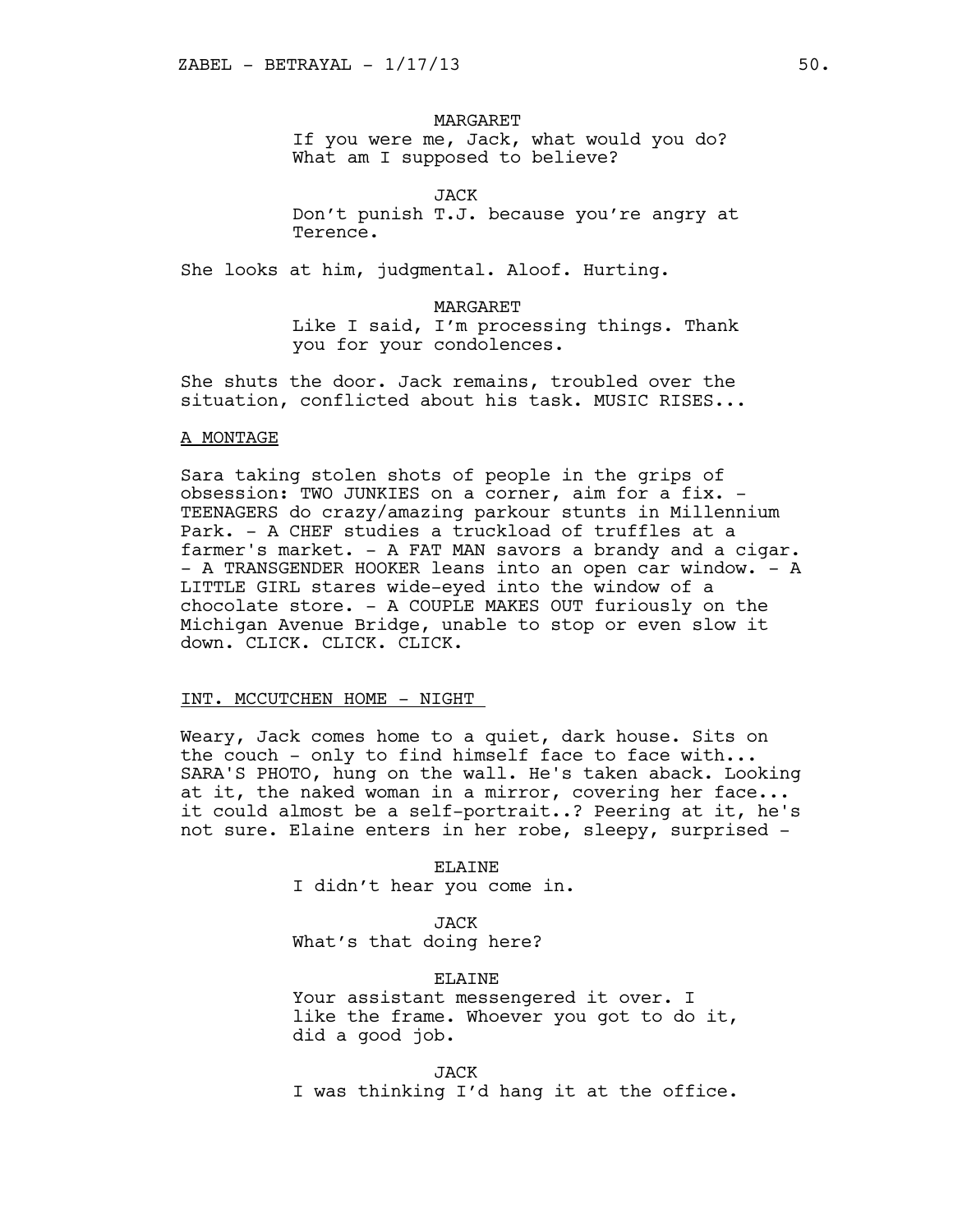MARGARET

If you were me, Jack, what would you do? What am I supposed to believe?

JACK

Don't punish T.J. because you're angry at Terence.

She looks at him, judgmental. Aloof. Hurting.

MARGARET

Like I said, I'm processing things. Thank you for your condolences.

She shuts the door. Jack remains, troubled over the situation, conflicted about his task. MUSIC RISES...

A MONTAGE

Sara taking stolen shots of people in the grips of obsession: TWO JUNKIES on a corner, aim for a fix. - TEENAGERS do crazy/amazing parkour stunts in Millennium Park. - A CHEF studies a truckload of truffles at a farmer's market. - A FAT MAN savors a brandy and a cigar. - A TRANSGENDER HOOKER leans into an open car window. - A LITTLE GIRL stares wide-eyed into the window of a chocolate store. - A COUPLE MAKES OUT furiously on the Michigan Avenue Bridge, unable to stop or even slow it down. CLICK. CLICK. CLICK.

INT. MCCUTCHEN HOME - NIGHT

Weary, Jack comes home to a quiet, dark house. Sits on the couch - only to find himself face to face with... SARA'S PHOTO, hung on the wall. He's taken aback. Looking at it, the naked woman in a mirror, covering her face... it could almost be a self-portrait..? Peering at it, he's not sure. Elaine enters in her robe, sleepy, surprised -

ELAINE

I didn't hear you come in.

JACK

What's that doing here?

ELAINE

Your assistant messengered it over. I like the frame. Whoever you got to do it, did a good job.

JACK

I was thinking I'd hang it at the office.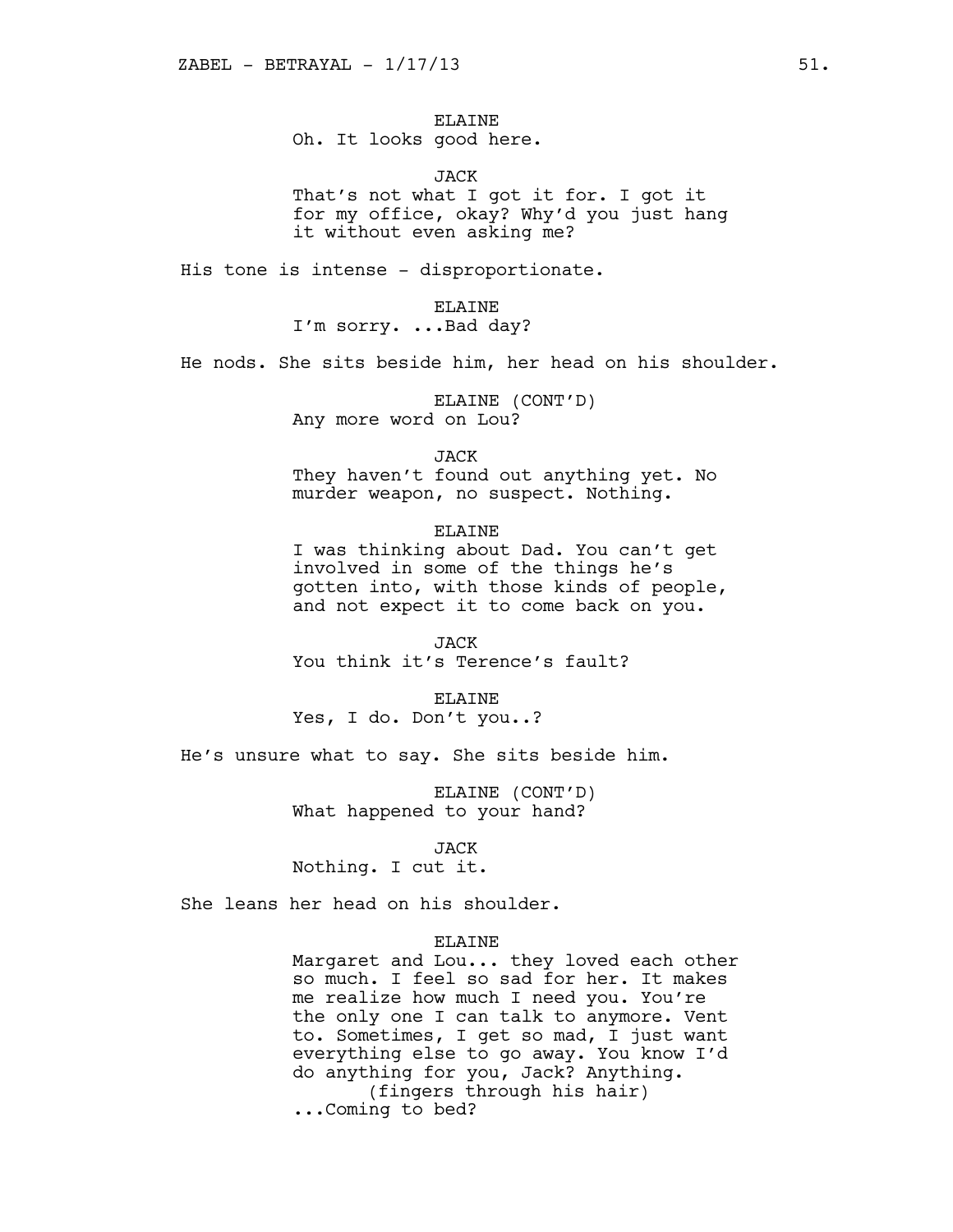ELAINE
Oh. It looks good here.

JACK
That's not what I got it for. I got it for my office, okay? Why'd you just hang it without even asking me?

His tone is intense - disproportionate.

ELAINE
I'm sorry. ...Bad day?

He nods. She sits beside him, her head on his shoulder.

ELAINE (CONT'D)
Any more word on Lou?

JACK
They haven't found out anything yet. No murder weapon, no suspect. Nothing.

ELAINE
I was thinking about Dad. You can't get involved in some of the things he's gotten into, with those kinds of people, and not expect it to come back on you.

JACK
You think it's Terence's fault?

ELAINE
Yes, I do. Don't you..?

He's unsure what to say. She sits beside him.

ELAINE (CONT'D)
What happened to your hand?

JACK
Nothing. I cut it.

She leans her head on his shoulder.

ELAINE
Margaret and Lou... they loved each other so much. I feel so sad for her. It makes me realize how much I need you. You're the only one I can talk to anymore. Vent to. Sometimes, I get so mad, I just want everything else to go away. You know I'd do anything for you, Jack? Anything.
(fingers through his hair)
...Coming to bed?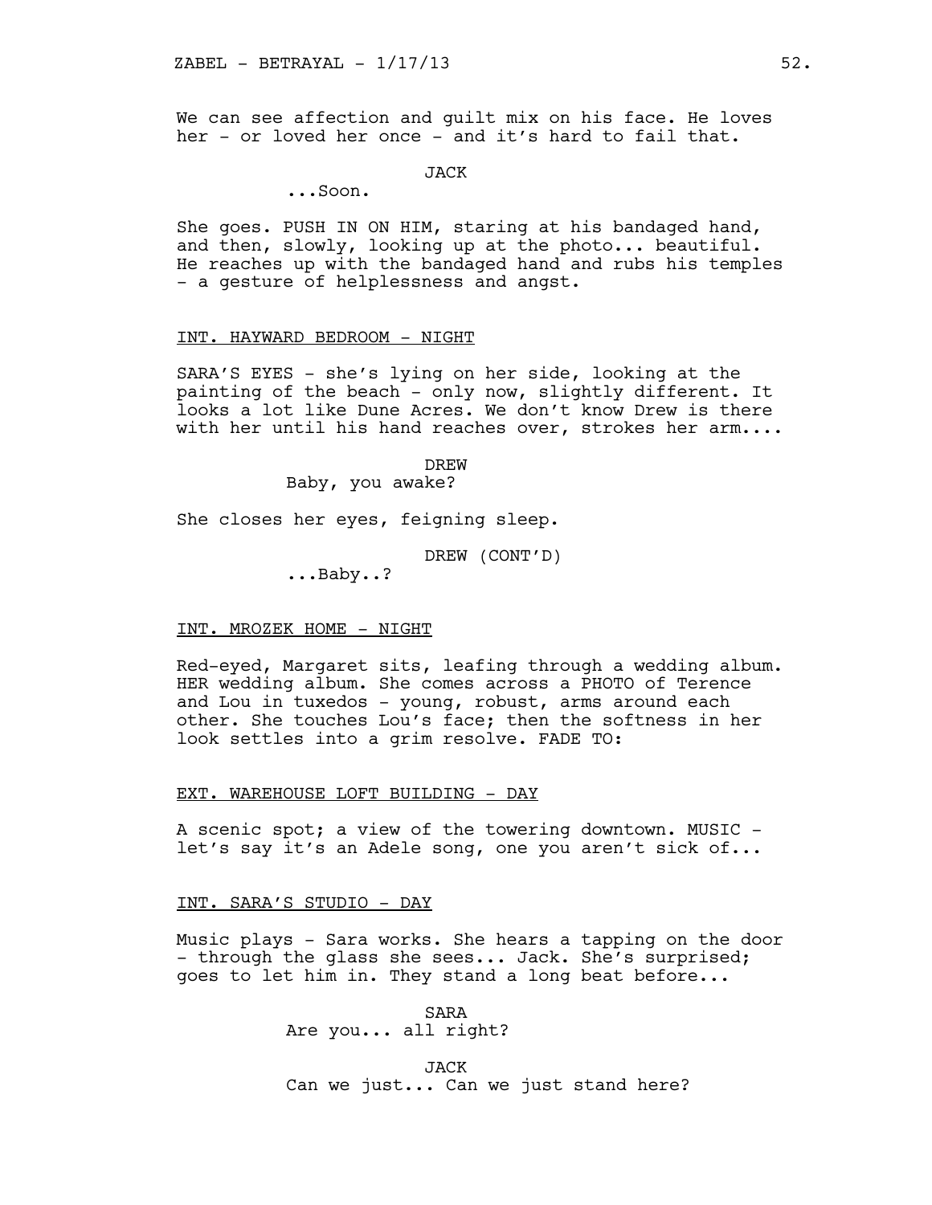We can see affection and guilt mix on his face. He loves her - or loved her once - and it's hard to fail that.

JACK
...Soon.

She goes. PUSH IN ON HIM, staring at his bandaged hand, and then, slowly, looking up at the photo... beautiful. He reaches up with the bandaged hand and rubs his temples - a gesture of helplessness and angst.

INT. HAYWARD BEDROOM - NIGHT

SARA'S EYES - she's lying on her side, looking at the painting of the beach - only now, slightly different. It looks a lot like Dune Acres. We don't know Drew is there with her until his hand reaches over, strokes her arm....

DREW
Baby, you awake?

She closes her eyes, feigning sleep.

DREW (CONT'D)
...Baby..?

INT. MROZEK HOME - NIGHT

Red-eyed, Margaret sits, leafing through a wedding album. HER wedding album. She comes across a PHOTO of Terence and Lou in tuxedos - young, robust, arms around each other. She touches Lou's face; then the softness in her look settles into a grim resolve. FADE TO:

EXT. WAREHOUSE LOFT BUILDING - DAY

A scenic spot; a view of the towering downtown. MUSIC - let's say it's an Adele song, one you aren't sick of...

INT. SARA'S STUDIO - DAY

Music plays - Sara works. She hears a tapping on the door - through the glass she sees... Jack. She's surprised; goes to let him in. They stand a long beat before...

SARA
Are you... all right?

JACK
Can we just... Can we just stand here?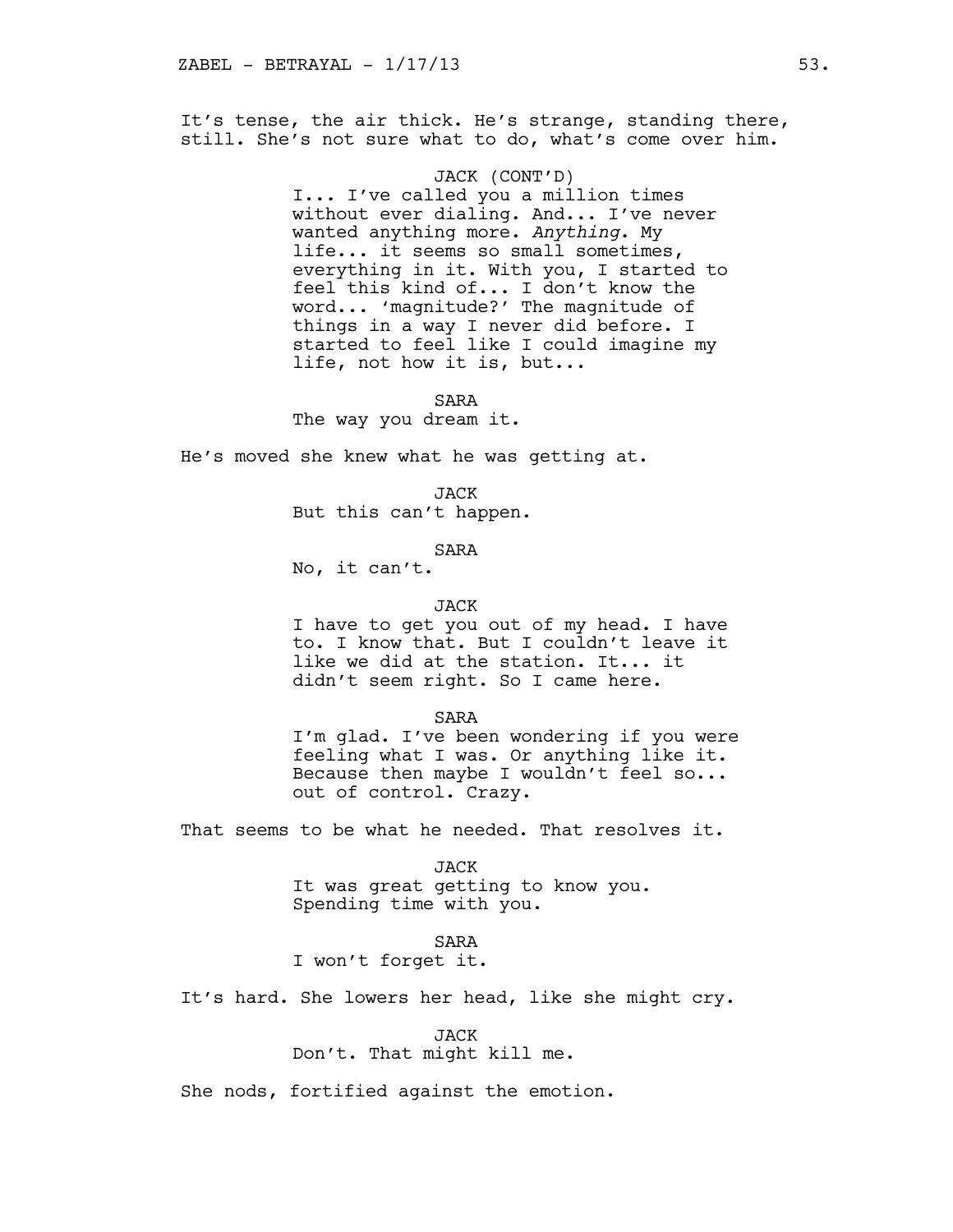It's tense, the air thick. He's strange, standing there, still. She's not sure what to do, what's come over him.

JACK (CONT'D)
I... I've called you a million times without ever dialing. And... I've never wanted anything more. *Anything*. My life... it seems so small sometimes, everything in it. With you, I started to feel this kind of... I don't know the word... 'magnitude?' The magnitude of things in a way I never did before. I started to feel like I could imagine my life, not how it is, but...

SARA
The way you dream it.

He's moved she knew what he was getting at.

JACK
But this can't happen.

SARA
No, it can't.

JACK
I have to get you out of my head. I have to. I know that. But I couldn't leave it like we did at the station. It... it didn't seem right. So I came here.

SARA
I'm glad. I've been wondering if you were feeling what I was. Or anything like it. Because then maybe I wouldn't feel so... out of control. Crazy.

That seems to be what he needed. That resolves it.

JACK
It was great getting to know you. Spending time with you.

SARA
I won't forget it.

It's hard. She lowers her head, like she might cry.

JACK
Don't. That might kill me.

She nods, fortified against the emotion.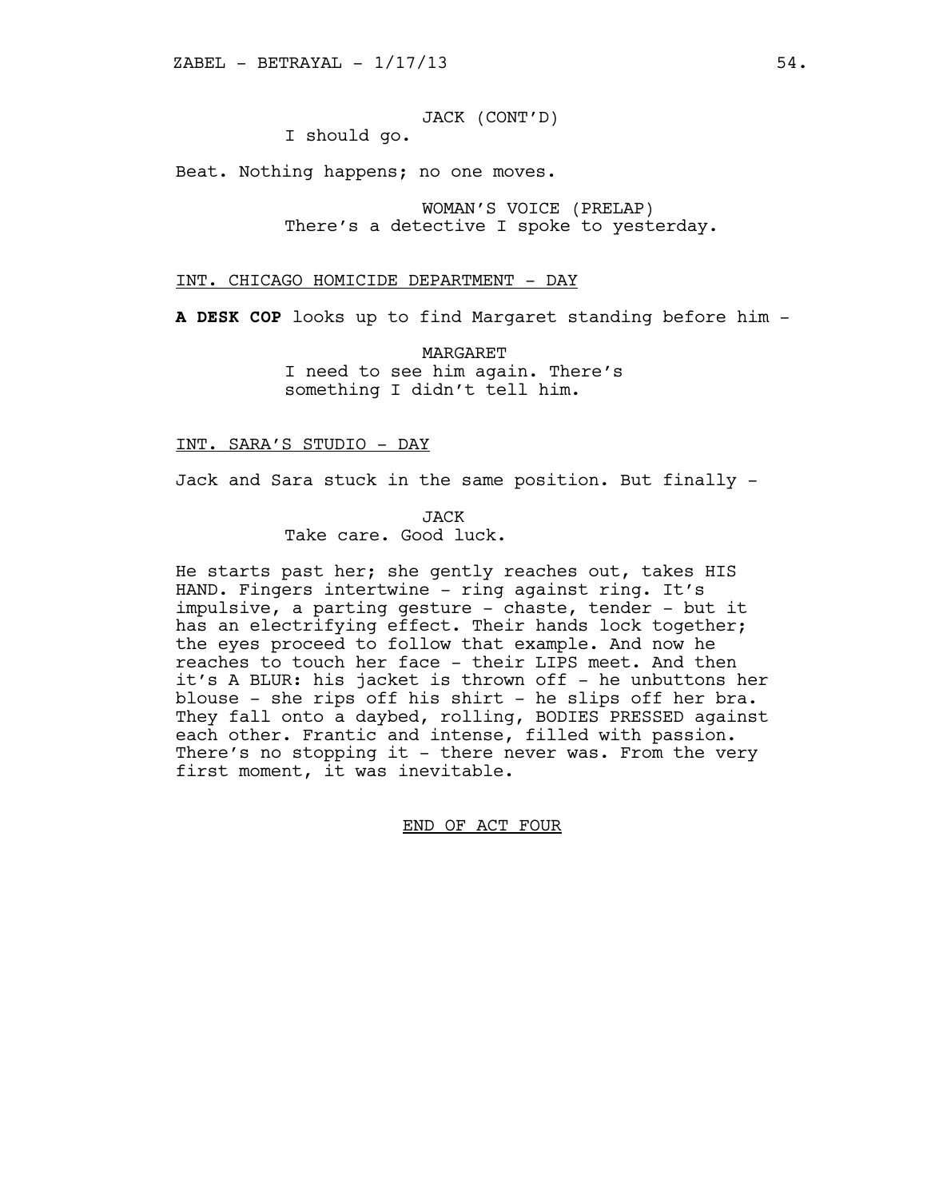JACK (CONT'D)
I should go.

Beat. Nothing happens; no one moves.

WOMAN'S VOICE (PRELAP)
There's a detective I spoke to yesterday.

INT. CHICAGO HOMICIDE DEPARTMENT - DAY

**A DESK COP** looks up to find Margaret standing before him -

MARGARET
I need to see him again. There's something I didn't tell him.

INT. SARA'S STUDIO - DAY

Jack and Sara stuck in the same position. But finally -

JACK
Take care. Good luck.

He starts past her; she gently reaches out, takes HIS HAND. Fingers intertwine - ring against ring. It's impulsive, a parting gesture - chaste, tender - but it has an electrifying effect. Their hands lock together; the eyes proceed to follow that example. And now he reaches to touch her face - their LIPS meet. And then it's A BLUR: his jacket is thrown off - he unbuttons her blouse - she rips off his shirt - he slips off her bra. They fall onto a daybed, rolling, BODIES PRESSED against each other. Frantic and intense, filled with passion. There's no stopping it - there never was. From the very first moment, it was inevitable.

END OF ACT FOUR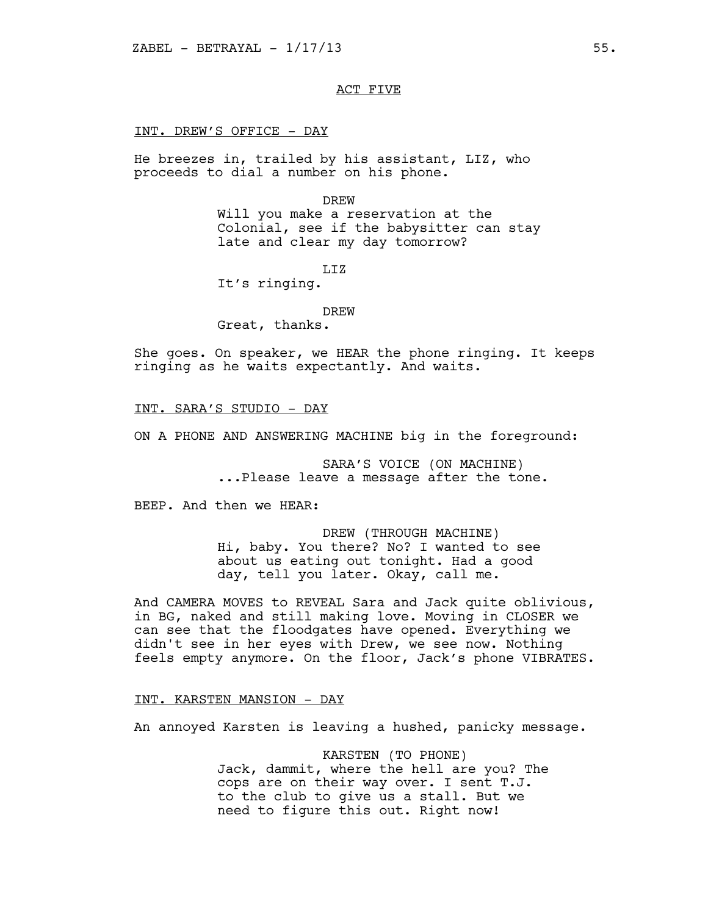ACT FIVE

INT. DREW'S OFFICE - DAY

He breezes in, trailed by his assistant, LIZ, who proceeds to dial a number on his phone.

DREW
Will you make a reservation at the Colonial, see if the babysitter can stay late and clear my day tomorrow?

LIZ
It's ringing.

DREW
Great, thanks.

She goes. On speaker, we HEAR the phone ringing. It keeps ringing as he waits expectantly. And waits.

INT. SARA'S STUDIO - DAY

ON A PHONE AND ANSWERING MACHINE big in the foreground:

SARA'S VOICE (ON MACHINE)
...Please leave a message after the tone.

BEEP. And then we HEAR:

DREW (THROUGH MACHINE)
Hi, baby. You there? No? I wanted to see about us eating out tonight. Had a good day, tell you later. Okay, call me.

And CAMERA MOVES to REVEAL Sara and Jack quite oblivious, in BG, naked and still making love. Moving in CLOSER we can see that the floodgates have opened. Everything we didn't see in her eyes with Drew, we see now. Nothing feels empty anymore. On the floor, Jack's phone VIBRATES.

INT. KARSTEN MANSION - DAY

An annoyed Karsten is leaving a hushed, panicky message.

KARSTEN (TO PHONE)
Jack, dammit, where the hell are you? The cops are on their way over. I sent T.J. to the club to give us a stall. But we need to figure this out. Right now!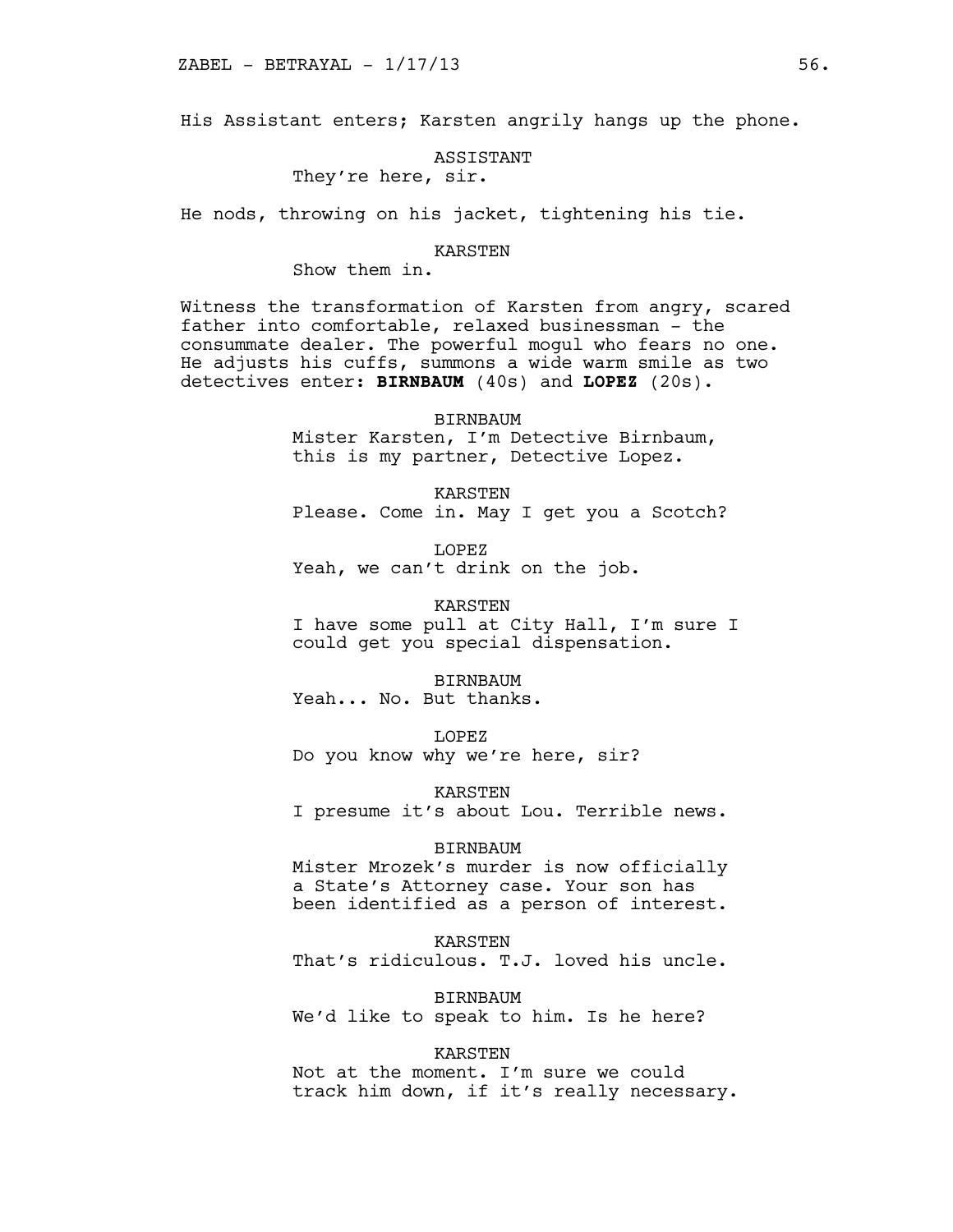His Assistant enters; Karsten angrily hangs up the phone.

ASSISTANT
They're here, sir.

He nods, throwing on his jacket, tightening his tie.

KARSTEN
Show them in.

Witness the transformation of Karsten from angry, scared father into comfortable, relaxed businessman - the consummate dealer. The powerful mogul who fears no one. He adjusts his cuffs, summons a wide warm smile as two detectives enter: **BIRNBAUM** (40s) and **LOPEZ** (20s).

BIRNBAUM
Mister Karsten, I'm Detective Birnbaum, this is my partner, Detective Lopez.

KARSTEN
Please. Come in. May I get you a Scotch?

LOPEZ
Yeah, we can't drink on the job.

KARSTEN
I have some pull at City Hall, I'm sure I could get you special dispensation.

BIRNBAUM
Yeah... No. But thanks.

LOPEZ
Do you know why we're here, sir?

KARSTEN
I presume it's about Lou. Terrible news.

BIRNBAUM
Mister Mrozek's murder is now officially a State's Attorney case. Your son has been identified as a person of interest.

KARSTEN
That's ridiculous. T.J. loved his uncle.

BIRNBAUM
We'd like to speak to him. Is he here?

KARSTEN
Not at the moment. I'm sure we could track him down, if it's really necessary.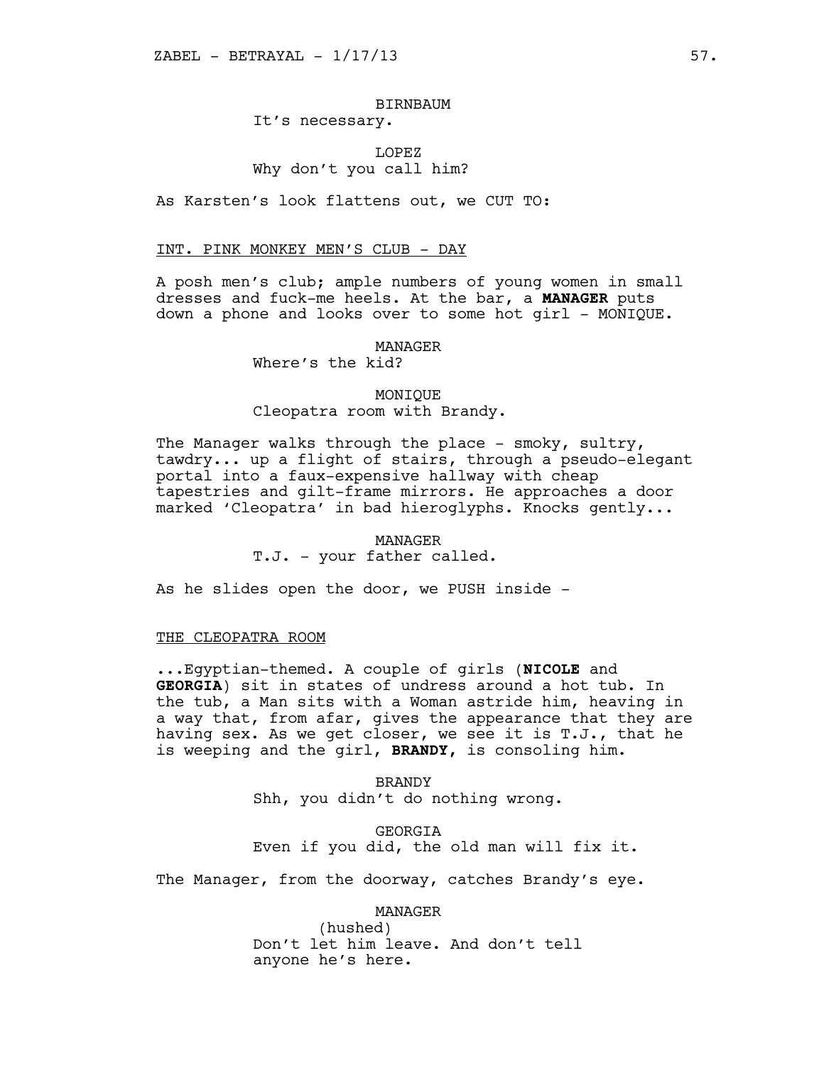BIRNBAUM
It's necessary.

LOPEZ
Why don't you call him?

As Karsten's look flattens out, we CUT TO:

INT. PINK MONKEY MEN'S CLUB - DAY

A posh men's club; ample numbers of young women in small dresses and fuck-me heels. At the bar, a **MANAGER** puts down a phone and looks over to some hot girl - MONIQUE.

MANAGER
Where's the kid?

MONIQUE
Cleopatra room with Brandy.

The Manager walks through the place - smoky, sultry, tawdry... up a flight of stairs, through a pseudo-elegant portal into a faux-expensive hallway with cheap tapestries and gilt-frame mirrors. He approaches a door marked 'Cleopatra' in bad hieroglyphs. Knocks gently...

MANAGER
T.J. - your father called.

As he slides open the door, we PUSH inside -

THE CLEOPATRA ROOM

...Egyptian-themed. A couple of girls (**NICOLE** and **GEORGIA**) sit in states of undress around a hot tub. In the tub, a Man sits with a Woman astride him, heaving in a way that, from afar, gives the appearance that they are having sex. As we get closer, we see it is T.J., that he is weeping and the girl, **BRANDY,** is consoling him.

BRANDY
Shh, you didn't do nothing wrong.

GEORGIA
Even if you did, the old man will fix it.

The Manager, from the doorway, catches Brandy's eye.

MANAGER
(hushed)
Don't let him leave. And don't tell anyone he's here.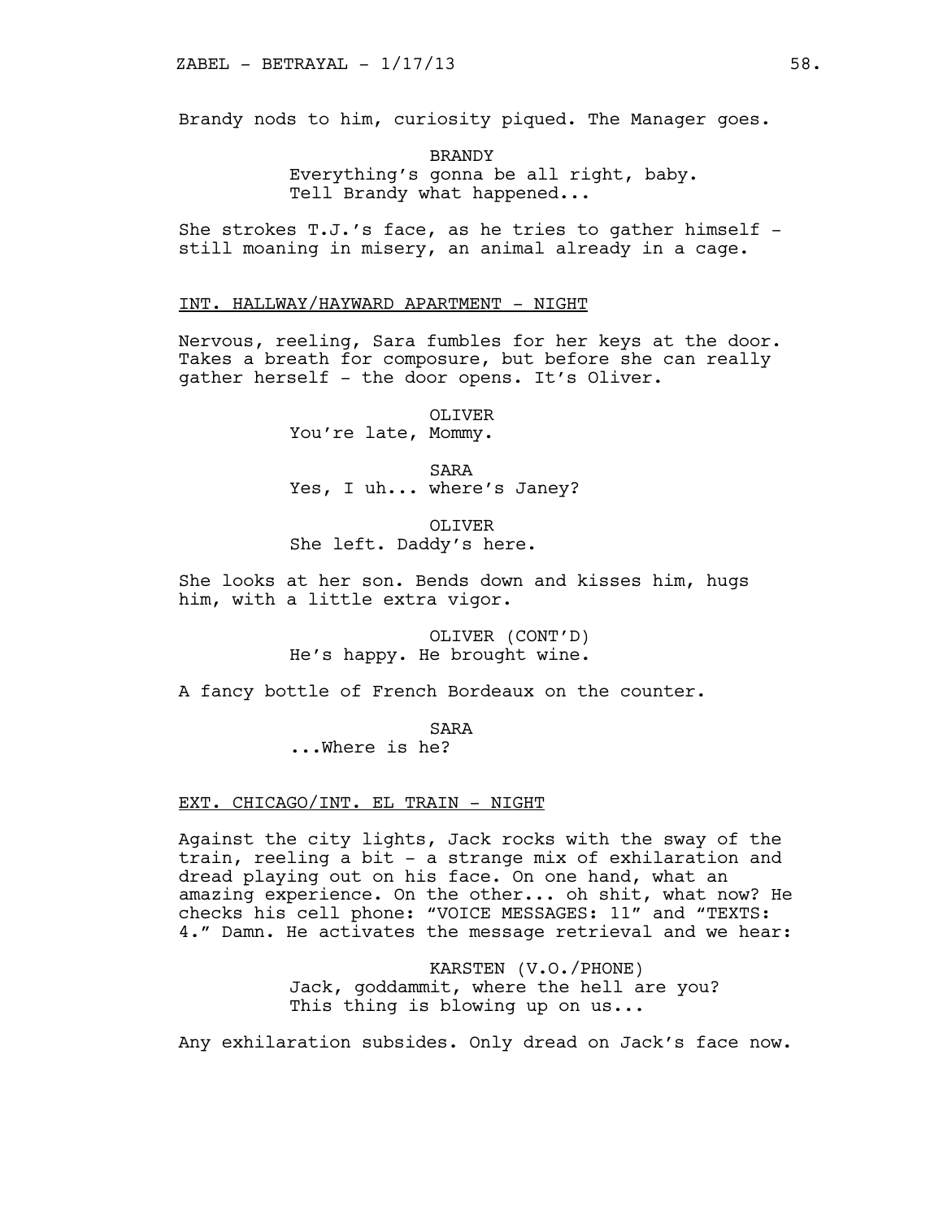Brandy nods to him, curiosity piqued. The Manager goes.

BRANDY
Everything's gonna be all right, baby.
Tell Brandy what happened...

She strokes T.J.'s face, as he tries to gather himself - still moaning in misery, an animal already in a cage.

INT. HALLWAY/HAYWARD APARTMENT - NIGHT

Nervous, reeling, Sara fumbles for her keys at the door. Takes a breath for composure, but before she can really gather herself - the door opens. It's Oliver.

OLIVER
You're late, Mommy.

SARA
Yes, I uh... where's Janey?

OLIVER
She left. Daddy's here.

She looks at her son. Bends down and kisses him, hugs him, with a little extra vigor.

OLIVER (CONT'D)
He's happy. He brought wine.

A fancy bottle of French Bordeaux on the counter.

SARA
...Where is he?

EXT. CHICAGO/INT. EL TRAIN - NIGHT

Against the city lights, Jack rocks with the sway of the train, reeling a bit - a strange mix of exhilaration and dread playing out on his face. On one hand, what an amazing experience. On the other... oh shit, what now? He checks his cell phone: "VOICE MESSAGES: 11" and "TEXTS: 4." Damn. He activates the message retrieval and we hear:

KARSTEN (V.O./PHONE)
Jack, goddammit, where the hell are you?
This thing is blowing up on us...

Any exhilaration subsides. Only dread on Jack's face now.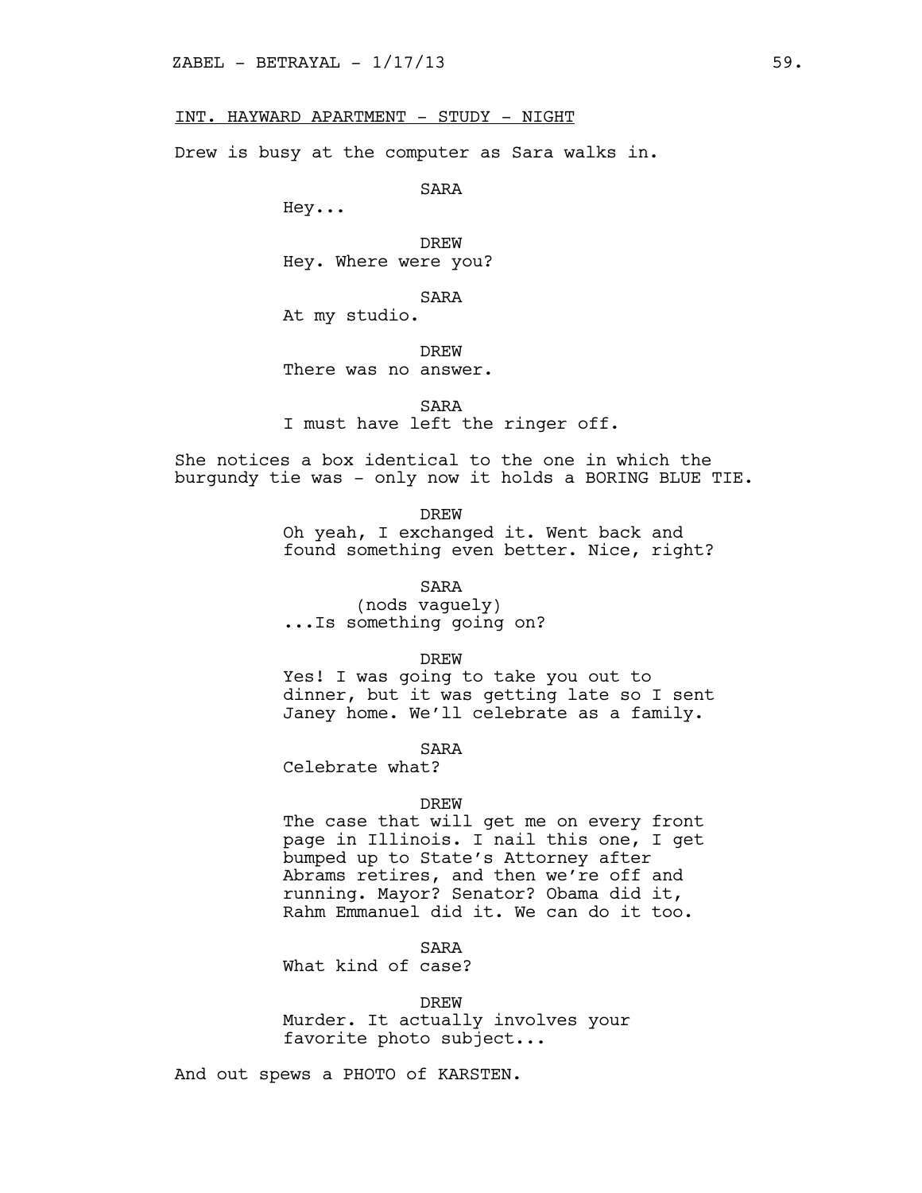INT. HAYWARD APARTMENT - STUDY - NIGHT

Drew is busy at the computer as Sara walks in.

SARA
Hey...

DREW
Hey. Where were you?

SARA
At my studio.

DREW
There was no answer.

SARA
I must have left the ringer off.

She notices a box identical to the one in which the burgundy tie was - only now it holds a BORING BLUE TIE.

DREW
Oh yeah, I exchanged it. Went back and found something even better. Nice, right?

SARA
(nods vaguely)
...Is something going on?

DREW
Yes! I was going to take you out to dinner, but it was getting late so I sent Janey home. We'll celebrate as a family.

SARA
Celebrate what?

DREW
The case that will get me on every front page in Illinois. I nail this one, I get bumped up to State's Attorney after Abrams retires, and then we're off and running. Mayor? Senator? Obama did it, Rahm Emmanuel did it. We can do it too.

SARA
What kind of case?

DREW
Murder. It actually involves your favorite photo subject...

And out spews a PHOTO of KARSTEN.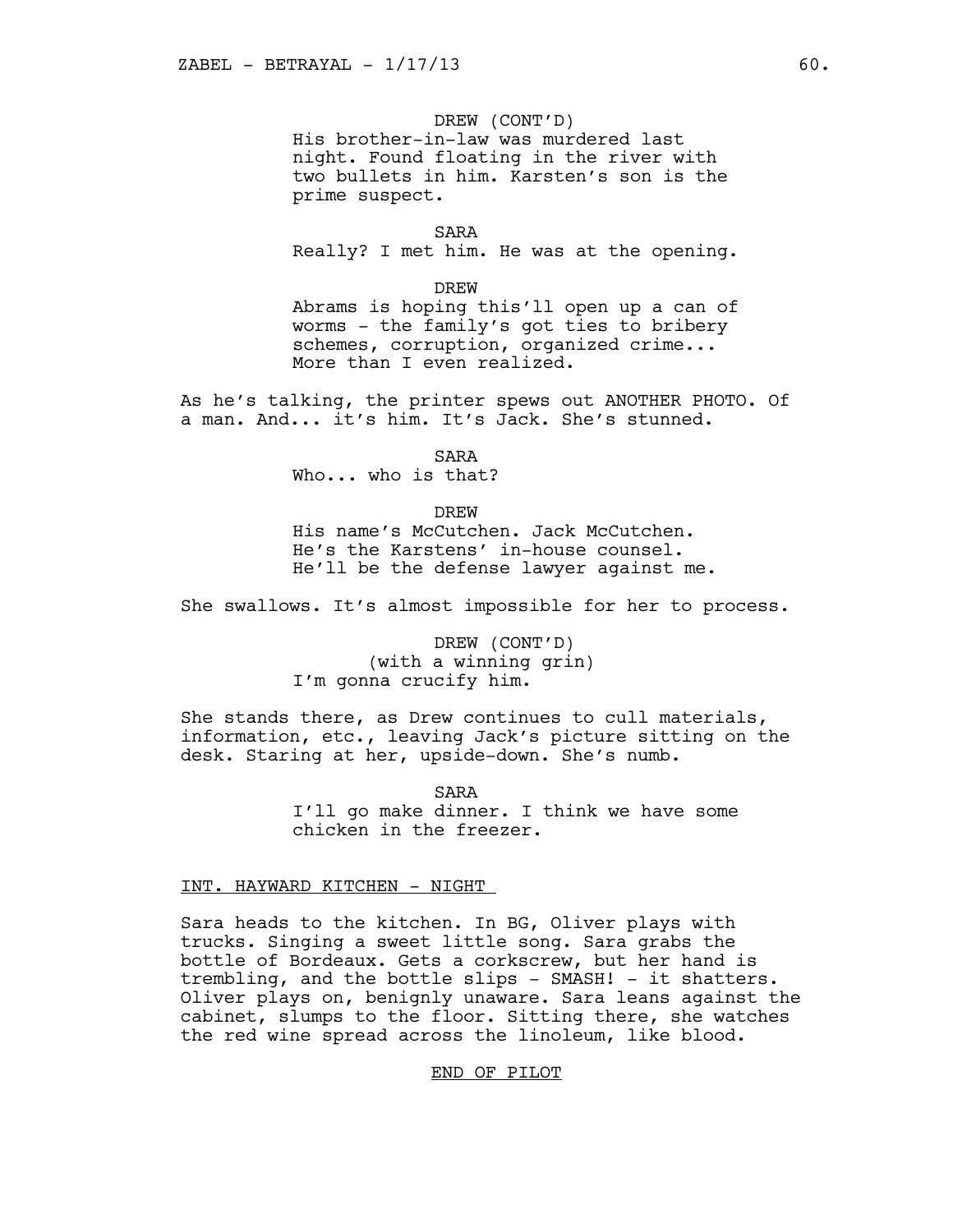DREW (CONT'D)
His brother-in-law was murdered last night. Found floating in the river with two bullets in him. Karsten's son is the prime suspect.

SARA
Really? I met him. He was at the opening.

DREW
Abrams is hoping this'll open up a can of worms - the family's got ties to bribery schemes, corruption, organized crime... More than I even realized.

As he's talking, the printer spews out ANOTHER PHOTO. Of a man. And... it's him. It's Jack. She's stunned.

SARA
Who... who is that?

DREW
His name's McCutchen. Jack McCutchen. He's the Karstens' in-house counsel. He'll be the defense lawyer against me.

She swallows. It's almost impossible for her to process.

DREW (CONT'D)
(with a winning grin)
I'm gonna crucify him.

She stands there, as Drew continues to cull materials, information, etc., leaving Jack's picture sitting on the desk. Staring at her, upside-down. She's numb.

SARA
I'll go make dinner. I think we have some chicken in the freezer.

INT. HAYWARD KITCHEN - NIGHT

Sara heads to the kitchen. In BG, Oliver plays with trucks. Singing a sweet little song. Sara grabs the bottle of Bordeaux. Gets a corkscrew, but her hand is trembling, and the bottle slips - SMASH! - it shatters. Oliver plays on, benignly unaware. Sara leans against the cabinet, slumps to the floor. Sitting there, she watches the red wine spread across the linoleum, like blood.

END OF PILOT